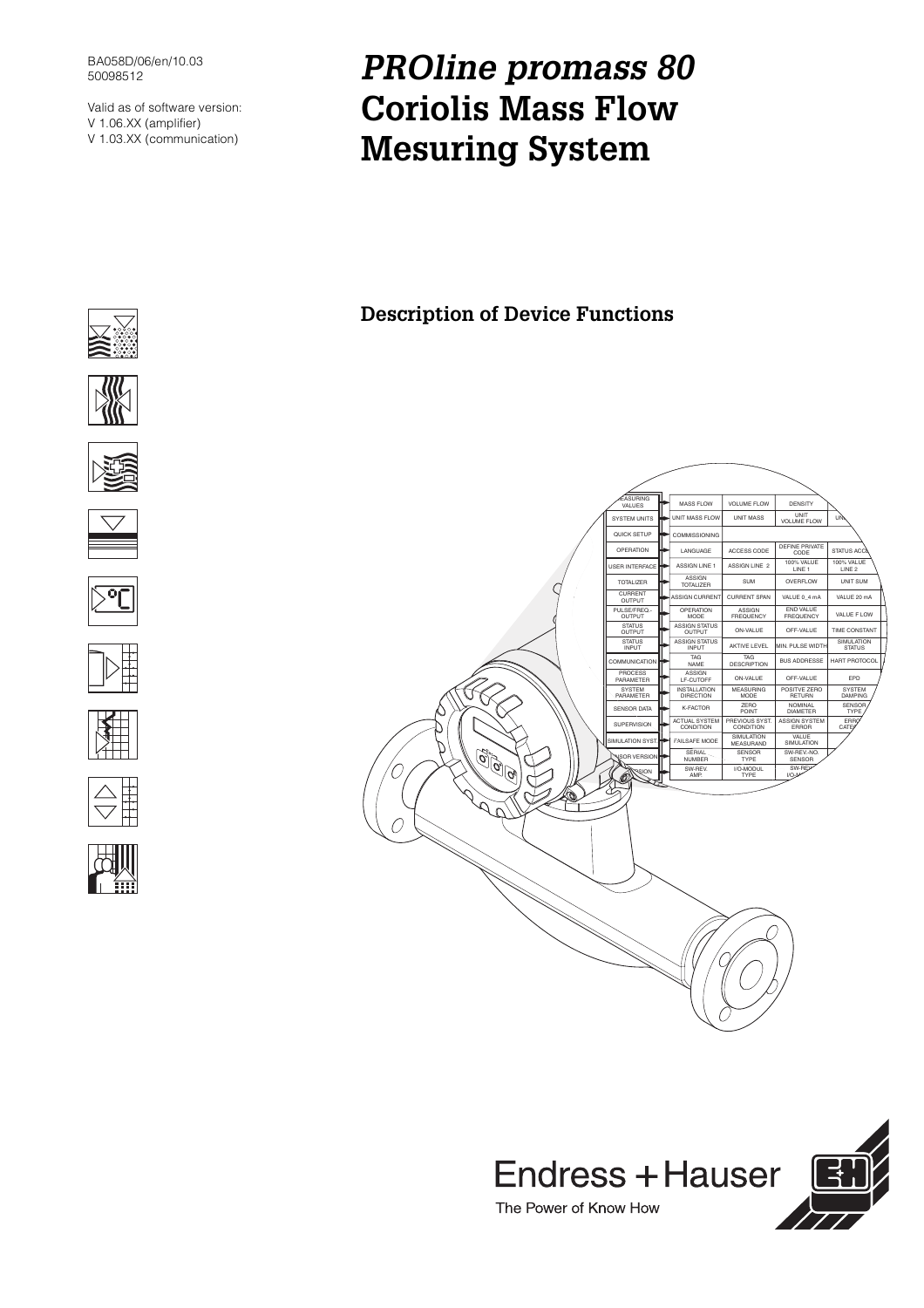BA058D/06/en/10.03
50098512

Valid as of software version:
V 1.06.XX (amplifier)
V 1.03.XX (communication)

# *PROline promass 80* Coriolis Mass Flow Mesuring System

## Description of Device Functions

Endress + Hauser

The Power of Know How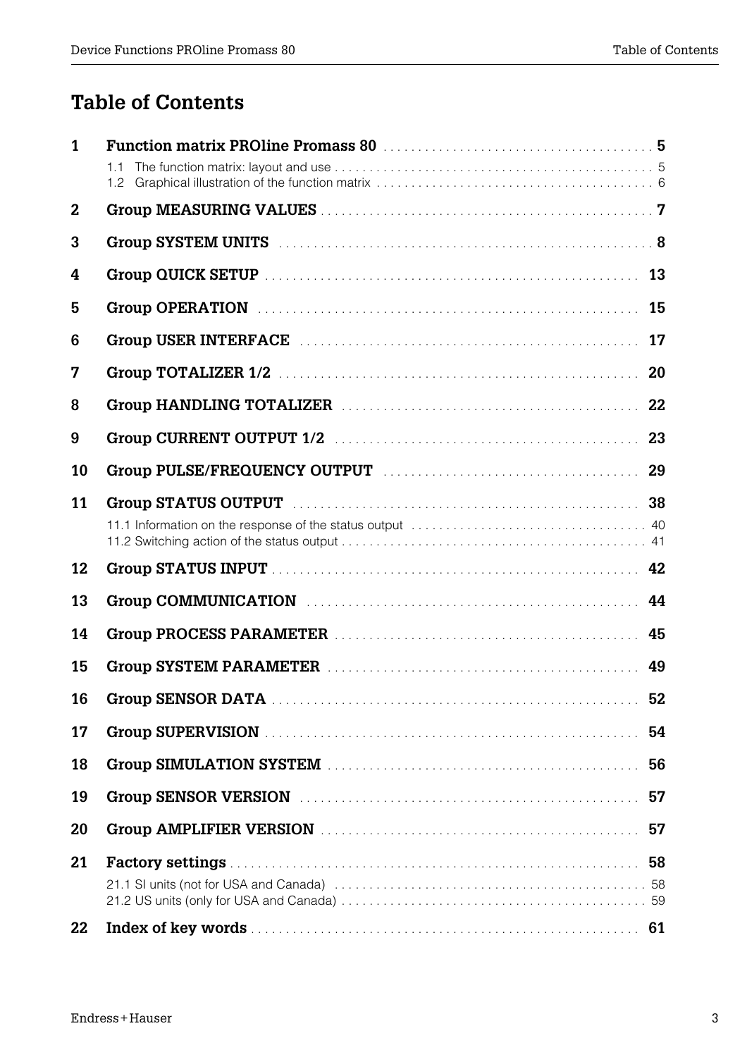# Table of Contents

| | | |
|---|---|---|
| **1** | **Function matrix PROline Promass 80** | **5** |
| | 1.1 The function matrix: layout and use | 5 |
| | 1.2 Graphical illustration of the function matrix | 6 |
| **2** | **Group MEASURING VALUES** | **7** |
| **3** | **Group SYSTEM UNITS** | **8** |
| **4** | **Group QUICK SETUP** | **13** |
| **5** | **Group OPERATION** | **15** |
| **6** | **Group USER INTERFACE** | **17** |
| **7** | **Group TOTALIZER 1/2** | **20** |
| **8** | **Group HANDLING TOTALIZER** | **22** |
| **9** | **Group CURRENT OUTPUT 1/2** | **23** |
| **10** | **Group PULSE/FREQUENCY OUTPUT** | **29** |
| **11** | **Group STATUS OUTPUT** | **38** |
| | 11.1 Information on the response of the status output | 40 |
| | 11.2 Switching action of the status output | 41 |
| **12** | **Group STATUS INPUT** | **42** |
| **13** | **Group COMMUNICATION** | **44** |
| **14** | **Group PROCESS PARAMETER** | **45** |
| **15** | **Group SYSTEM PARAMETER** | **49** |
| **16** | **Group SENSOR DATA** | **52** |
| **17** | **Group SUPERVISION** | **54** |
| **18** | **Group SIMULATION SYSTEM** | **56** |
| **19** | **Group SENSOR VERSION** | **57** |
| **20** | **Group AMPLIFIER VERSION** | **57** |
| **21** | **Factory settings** | **58** |
| | 21.1 SI units (not for USA and Canada) | 58 |
| | 21.2 US units (only for USA and Canada) | 59 |
| **22** | **Index of key words** | **61** |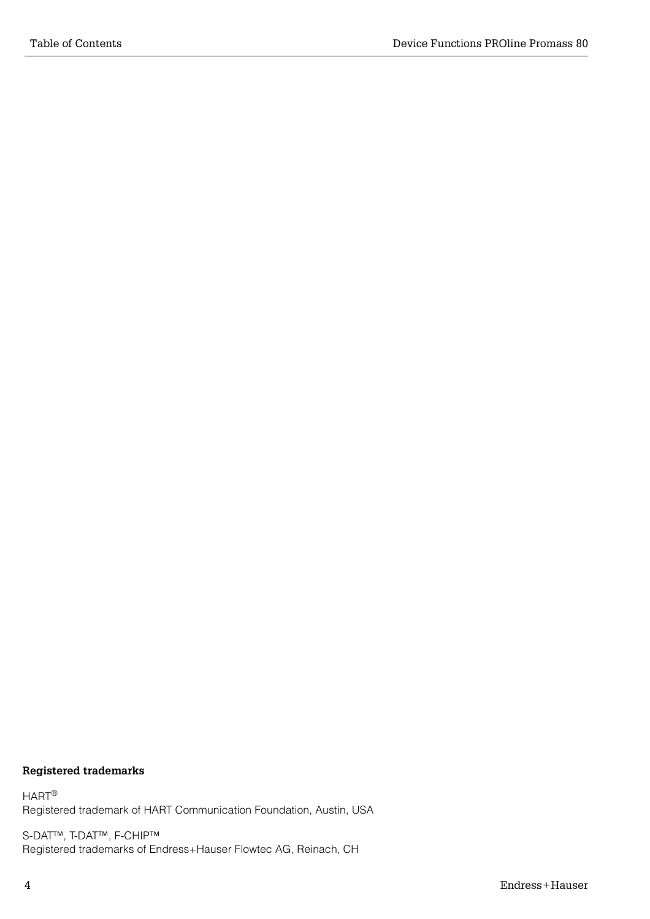**Registered trademarks**

HART®
Registered trademark of HART Communication Foundation, Austin, USA

S-DAT™, T-DAT™, F-CHIP™
Registered trademarks of Endress+Hauser Flowtec AG, Reinach, CH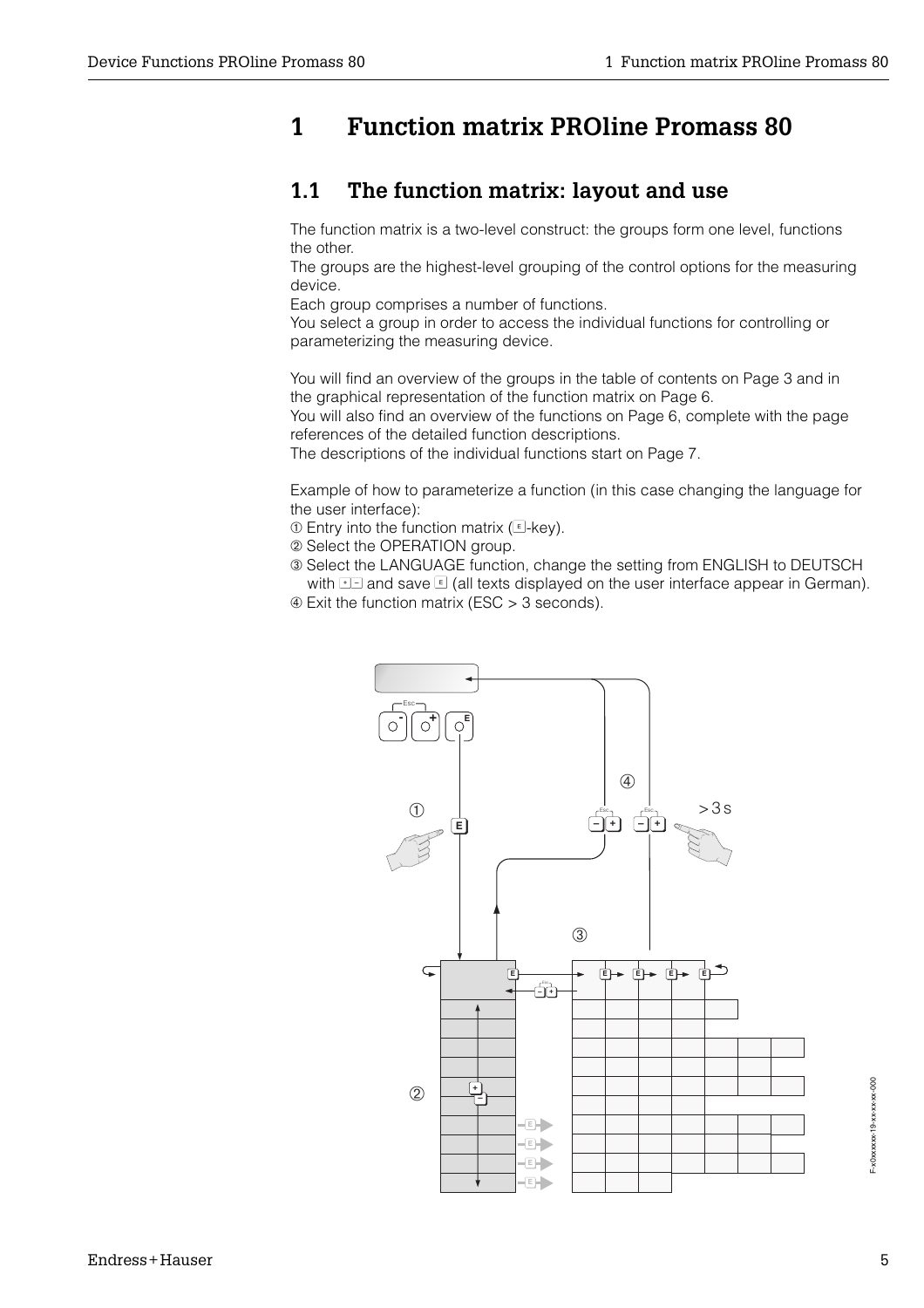# 1 Function matrix PROline Promass 80

## 1.1 The function matrix: layout and use

The function matrix is a two-level construct: the groups form one level, functions the other.
The groups are the highest-level grouping of the control options for the measuring device.
Each group comprises a number of functions.
You select a group in order to access the individual functions for controlling or parameterizing the measuring device.

You will find an overview of the groups in the table of contents on Page 3 and in the graphical representation of the function matrix on Page 6.
You will also find an overview of the functions on Page 6, complete with the page references of the detailed function descriptions.
The descriptions of the individual functions start on Page 7.

Example of how to parameterize a function (in this case changing the language for the user interface):

① Entry into the function matrix (E-key).
② Select the OPERATION group.
③ Select the LANGUAGE function, change the setting from ENGLISH to DEUTSCH with +/- and save E (all texts displayed on the user interface appear in German).
④ Exit the function matrix (ESC > 3 seconds).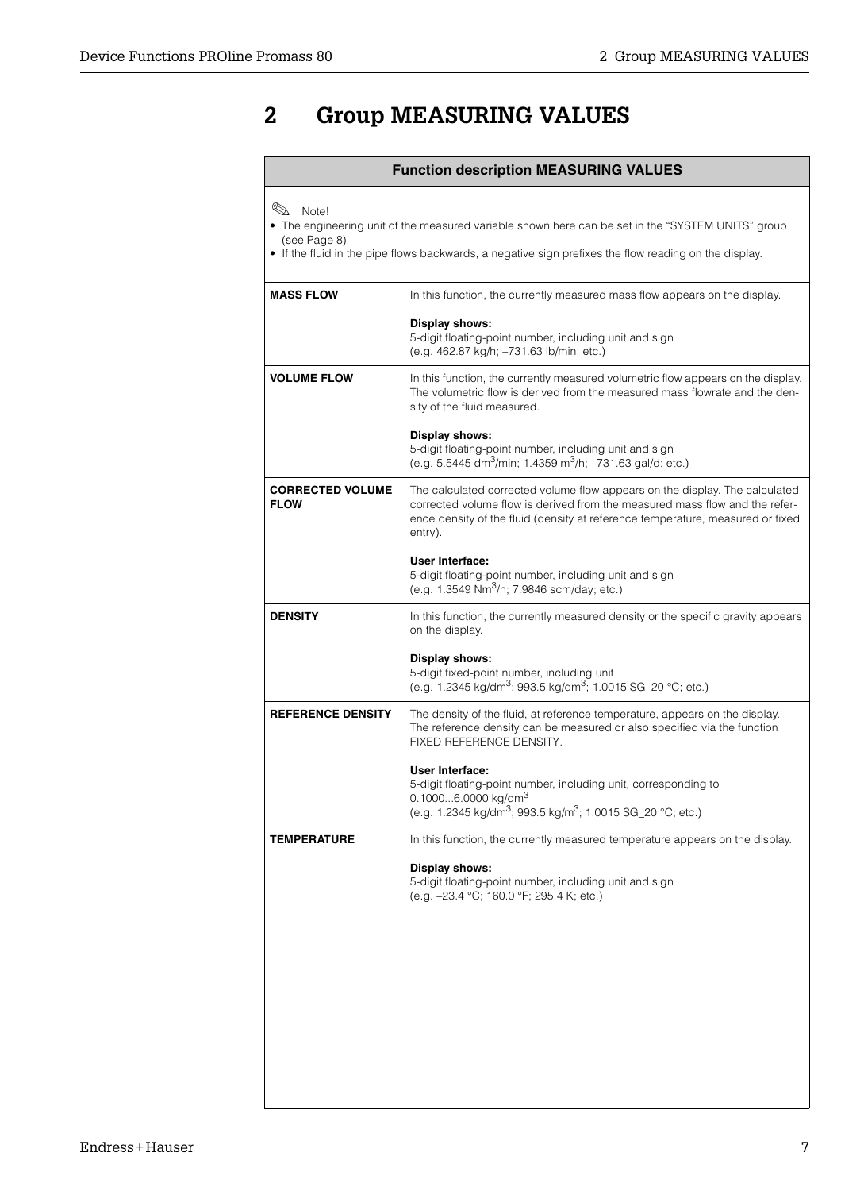# 2 Group MEASURING VALUES

| Function description MEASURING VALUES | |
|---|---|
| ✎ Note!<br>• The engineering unit of the measured variable shown here can be set in the "SYSTEM UNITS" group (see Page 8).<br>• If the fluid in the pipe flows backwards, a negative sign prefixes the flow reading on the display. | |
| **MASS FLOW** | In this function, the currently measured mass flow appears on the display.<br><br>**Display shows:**<br>5-digit floating-point number, including unit and sign<br>(e.g. 462.87 kg/h; –731.63 lb/min; etc.) |
| **VOLUME FLOW** | In this function, the currently measured volumetric flow appears on the display. The volumetric flow is derived from the measured mass flowrate and the density of the fluid measured.<br><br>**Display shows:**<br>5-digit floating-point number, including unit and sign<br>(e.g. 5.5445 $dm^3$/min; 1.4359 $m^3$/h; –731.63 gal/d; etc.) |
| **CORRECTED VOLUME FLOW** | The calculated corrected volume flow appears on the display. The calculated corrected volume flow is derived from the measured mass flow and the reference density of the fluid (density at reference temperature, measured or fixed entry).<br><br>**User Interface:**<br>5-digit floating-point number, including unit and sign<br>(e.g. 1.3549 $Nm^3$/h; 7.9846 scm/day; etc.) |
| **DENSITY** | In this function, the currently measured density or the specific gravity appears on the display.<br><br>**Display shows:**<br>5-digit fixed-point number, including unit<br>(e.g. 1.2345 kg/$dm^3$; 993.5 kg/$dm^3$; 1.0015 SG_20 °C; etc.) |
| **REFERENCE DENSITY** | The density of the fluid, at reference temperature, appears on the display. The reference density can be measured or also specified via the function FIXED REFERENCE DENSITY.<br><br>**User Interface:**<br>5-digit floating-point number, including unit, corresponding to 0.1000...6.0000 kg/$dm^3$<br>(e.g. 1.2345 kg/$dm^3$; 993.5 kg/$m^3$; 1.0015 SG_20 °C; etc.) |
| **TEMPERATURE** | In this function, the currently measured temperature appears on the display.<br><br>**Display shows:**<br>5-digit floating-point number, including unit and sign<br>(e.g. –23.4 °C; 160.0 °F; 295.4 K; etc.) |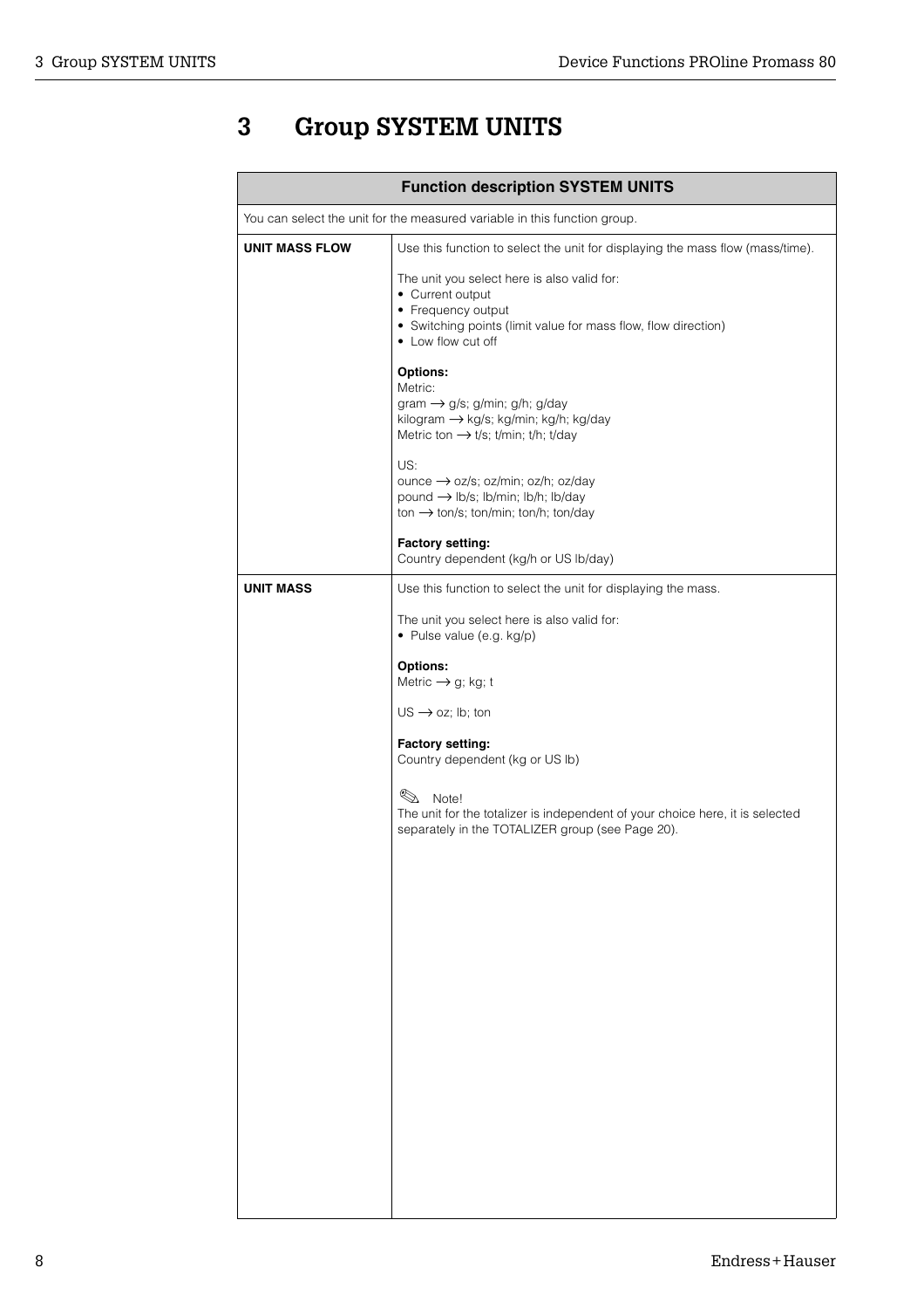# 3 Group SYSTEM UNITS

| Function description SYSTEM UNITS | |
|---|---|
| You can select the unit for the measured variable in this function group. | |
| **UNIT MASS FLOW** | Use this function to select the unit for displaying the mass flow (mass/time).<br><br>The unit you select here is also valid for:<br>• Current output<br>• Frequency output<br>• Switching points (limit value for mass flow, flow direction)<br>• Low flow cut off<br><br>**Options:**<br>Metric:<br>gram → g/s; g/min; g/h; g/day<br>kilogram → kg/s; kg/min; kg/h; kg/day<br>Metric ton → t/s; t/min; t/h; t/day<br><br>US:<br>ounce → oz/s; oz/min; oz/h; oz/day<br>pound → lb/s; lb/min; lb/h; lb/day<br>ton → ton/s; ton/min; ton/h; ton/day<br><br>**Factory setting:**<br>Country dependent (kg/h or US lb/day) |
| **UNIT MASS** | Use this function to select the unit for displaying the mass.<br><br>The unit you select here is also valid for:<br>• Pulse value (e.g. kg/p)<br><br>**Options:**<br>Metric → g; kg; t<br><br>US → oz; lb; ton<br><br>**Factory setting:**<br>Country dependent (kg or US lb)<br><br>Note!<br>The unit for the totalizer is independent of your choice here, it is selected separately in the TOTALIZER group (see Page 20). |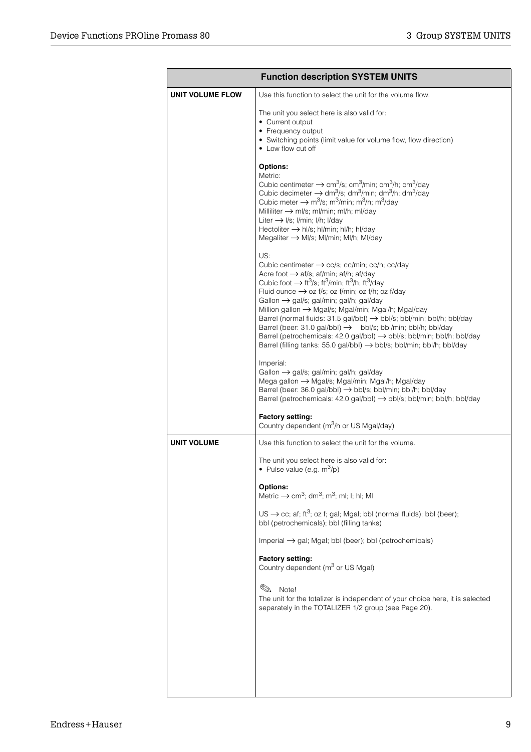| Function description SYSTEM UNITS | |
|---|---|
| **UNIT VOLUME FLOW** | Use this function to select the unit for the volume flow.<br><br>The unit you select here is also valid for:<br>• Current output<br>• Frequency output<br>• Switching points (limit value for volume flow, flow direction)<br>• Low flow cut off<br><br>**Options:**<br>Metric:<br>Cubic centimeter → $cm^3/s$; $cm^3/min$; $cm^3/h$; $cm^3/day$<br>Cubic decimeter → $dm^3/s$; $dm^3/min$; $dm^3/h$; $dm^3/day$<br>Cubic meter → $m^3/s$; $m^3/min$; $m^3/h$; $m^3/day$<br>Milliliter → ml/s; ml/min; ml/h; ml/day<br>Liter → l/s; l/min; l/h; l/day<br>Hectoliter → hl/s; hl/min; hl/h; hl/day<br>Megaliter → Ml/s; Ml/min; Ml/h; Ml/day<br><br>US:<br>Cubic centimeter → cc/s; cc/min; cc/h; cc/day<br>Acre foot → af/s; af/min; af/h; af/day<br>Cubic foot → $ft^3/s$; $ft^3/min$; $ft^3/h$; $ft^3/day$<br>Fluid ounce → oz f/s; oz f/min; oz f/h; oz f/day<br>Gallon → gal/s; gal/min; gal/h; gal/day<br>Million gallon → Mgal/s; Mgal/min; Mgal/h; Mgal/day<br>Barrel (normal fluids: 31.5 gal/bbl) → bbl/s; bbl/min; bbl/h; bbl/day<br>Barrel (beer: 31.0 gal/bbl) → bbl/s; bbl/min; bbl/h; bbl/day<br>Barrel (petrochemicals: 42.0 gal/bbl) → bbl/s; bbl/min; bbl/h; bbl/day<br>Barrel (filling tanks: 55.0 gal/bbl) → bbl/s; bbl/min; bbl/h; bbl/day<br><br>Imperial:<br>Gallon → gal/s; gal/min; gal/h; gal/day<br>Mega gallon → Mgal/s; Mgal/min; Mgal/h; Mgal/day<br>Barrel (beer: 36.0 gal/bbl) → bbl/s; bbl/min; bbl/h; bbl/day<br>Barrel (petrochemicals: 42.0 gal/bbl) → bbl/s; bbl/min; bbl/h; bbl/day<br><br>**Factory setting:**<br>Country dependent ($m^3/h$ or US Mgal/day) |
| **UNIT VOLUME** | Use this function to select the unit for the volume.<br><br>The unit you select here is also valid for:<br>• Pulse value (e.g. $m^3/p$)<br><br>**Options:**<br>Metric → $cm^3$; $dm^3$; $m^3$; ml; l; hl; Ml<br><br>US → cc; af; $ft^3$; oz f; gal; Mgal; bbl (normal fluids); bbl (beer); bbl (petrochemicals); bbl (filling tanks)<br><br>Imperial → gal; Mgal; bbl (beer); bbl (petrochemicals)<br><br>**Factory setting:**<br>Country dependent ($m^3$ or US Mgal)<br><br>Note!<br>The unit for the totalizer is independent of your choice here, it is selected separately in the TOTALIZER 1/2 group (see Page 20). |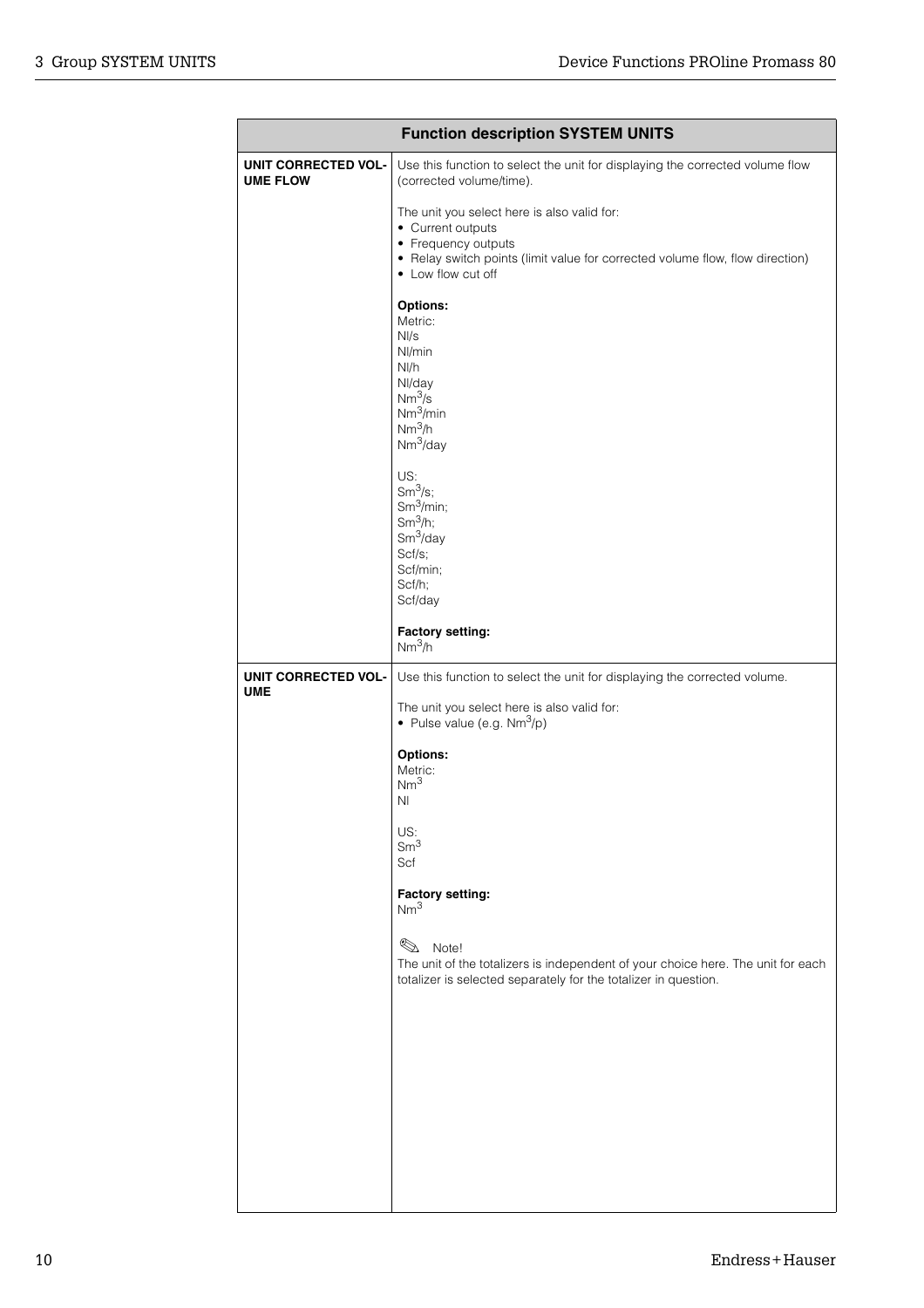| Function description SYSTEM UNITS | |
|---|---|
| **UNIT CORRECTED VOLUME FLOW** | Use this function to select the unit for displaying the corrected volume flow (corrected volume/time).<br><br>The unit you select here is also valid for:<br>• Current outputs<br>• Frequency outputs<br>• Relay switch points (limit value for corrected volume flow, flow direction)<br>• Low flow cut off<br><br>**Options:**<br>Metric:<br>Nl/s<br>Nl/min<br>Nl/h<br>Nl/day<br>$Nm^3/s$<br>$Nm^3/min$<br>$Nm^3/h$<br>$Nm^3/day$<br><br>US:<br>$Sm^3/s$;<br>$Sm^3/min$;<br>$Sm^3/h$;<br>$Sm^3/day$<br>Scf/s;<br>Scf/min;<br>Scf/h;<br>Scf/day<br><br>**Factory setting:**<br>$Nm^3/h$ |
| **UNIT CORRECTED VOLUME** | Use this function to select the unit for displaying the corrected volume.<br><br>The unit you select here is also valid for:<br>• Pulse value (e.g. $Nm^3/p$)<br><br>**Options:**<br>Metric:<br>$Nm^3$<br>Nl<br><br>US:<br>$Sm^3$<br>Scf<br><br>**Factory setting:**<br>$Nm^3$<br><br>✎ Note!<br>The unit of the totalizers is independent of your choice here. The unit for each totalizer is selected separately for the totalizer in question. |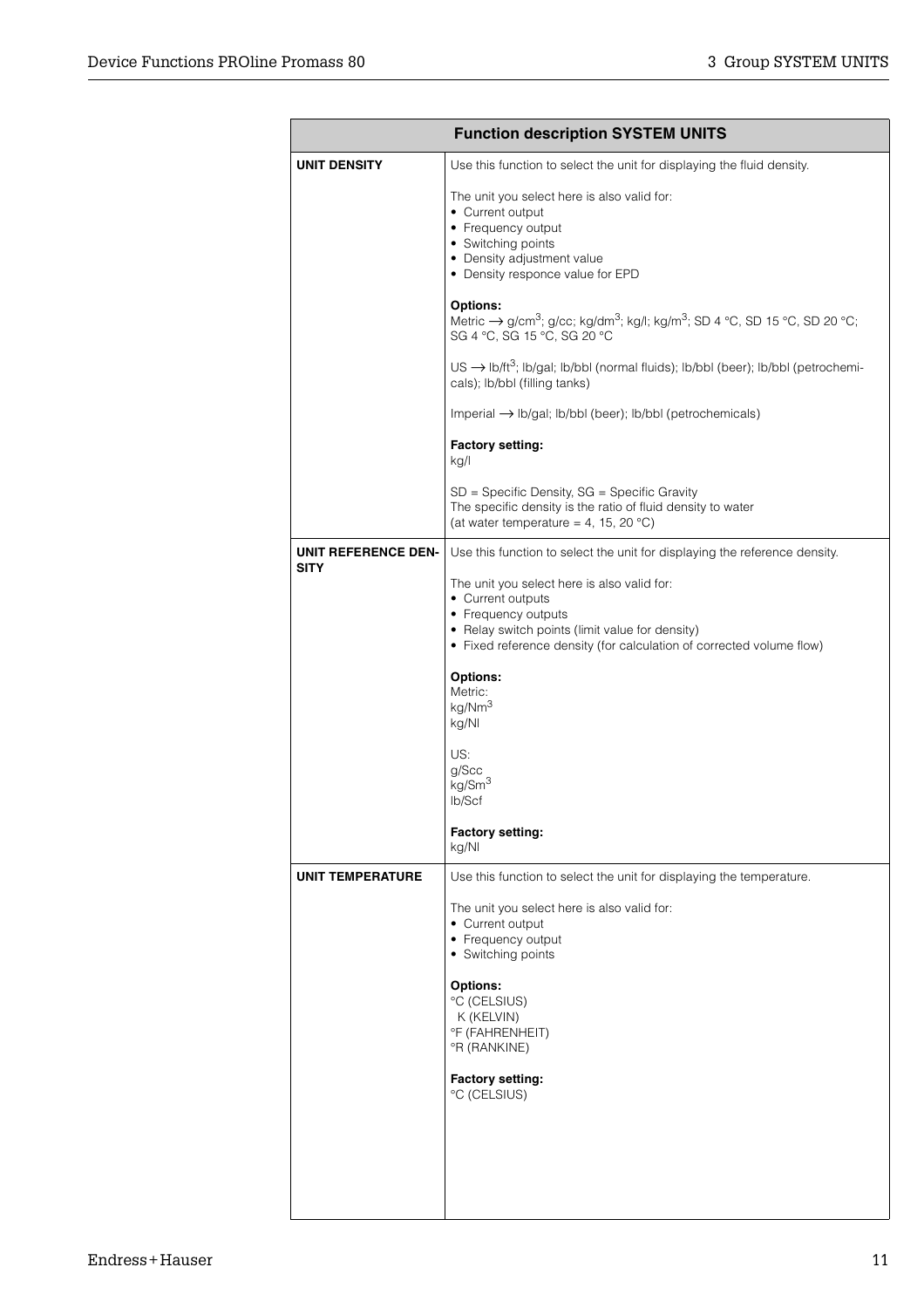| Function description SYSTEM UNITS | |
|---|---|
| **UNIT DENSITY** | Use this function to select the unit for displaying the fluid density.<br><br>The unit you select here is also valid for:<br>• Current output<br>• Frequency output<br>• Switching points<br>• Density adjustment value<br>• Density responce value for EPD<br><br>**Options:**<br>Metric → g/cm$^3$; g/cc; kg/dm$^3$; kg/l; kg/m$^3$; SD 4 °C, SD 15 °C, SD 20 °C; SG 4 °C, SG 15 °C, SG 20 °C<br><br>US → lb/ft$^3$; lb/gal; lb/bbl (normal fluids); lb/bbl (beer); lb/bbl (petrochemicals); lb/bbl (filling tanks)<br><br>Imperial → lb/gal; lb/bbl (beer); lb/bbl (petrochemicals)<br><br>**Factory setting:**<br>kg/l<br><br>SD = Specific Density, SG = Specific Gravity<br>The specific density is the ratio of fluid density to water<br>(at water temperature = 4, 15, 20 °C) |
| **UNIT REFERENCE DENSITY** | Use this function to select the unit for displaying the reference density.<br><br>The unit you select here is also valid for:<br>• Current outputs<br>• Frequency outputs<br>• Relay switch points (limit value for density)<br>• Fixed reference density (for calculation of corrected volume flow)<br><br>**Options:**<br>Metric:<br>kg/Nm$^3$<br>kg/Nl<br><br>US:<br>g/Scc<br>kg/Sm$^3$<br>lb/Scf<br><br>**Factory setting:**<br>kg/Nl |
| **UNIT TEMPERATURE** | Use this function to select the unit for displaying the temperature.<br><br>The unit you select here is also valid for:<br>• Current output<br>• Frequency output<br>• Switching points<br><br>**Options:**<br>°C (CELSIUS)<br>K (KELVIN)<br>°F (FAHRENHEIT)<br>°R (RANKINE)<br><br>**Factory setting:**<br>°C (CELSIUS) |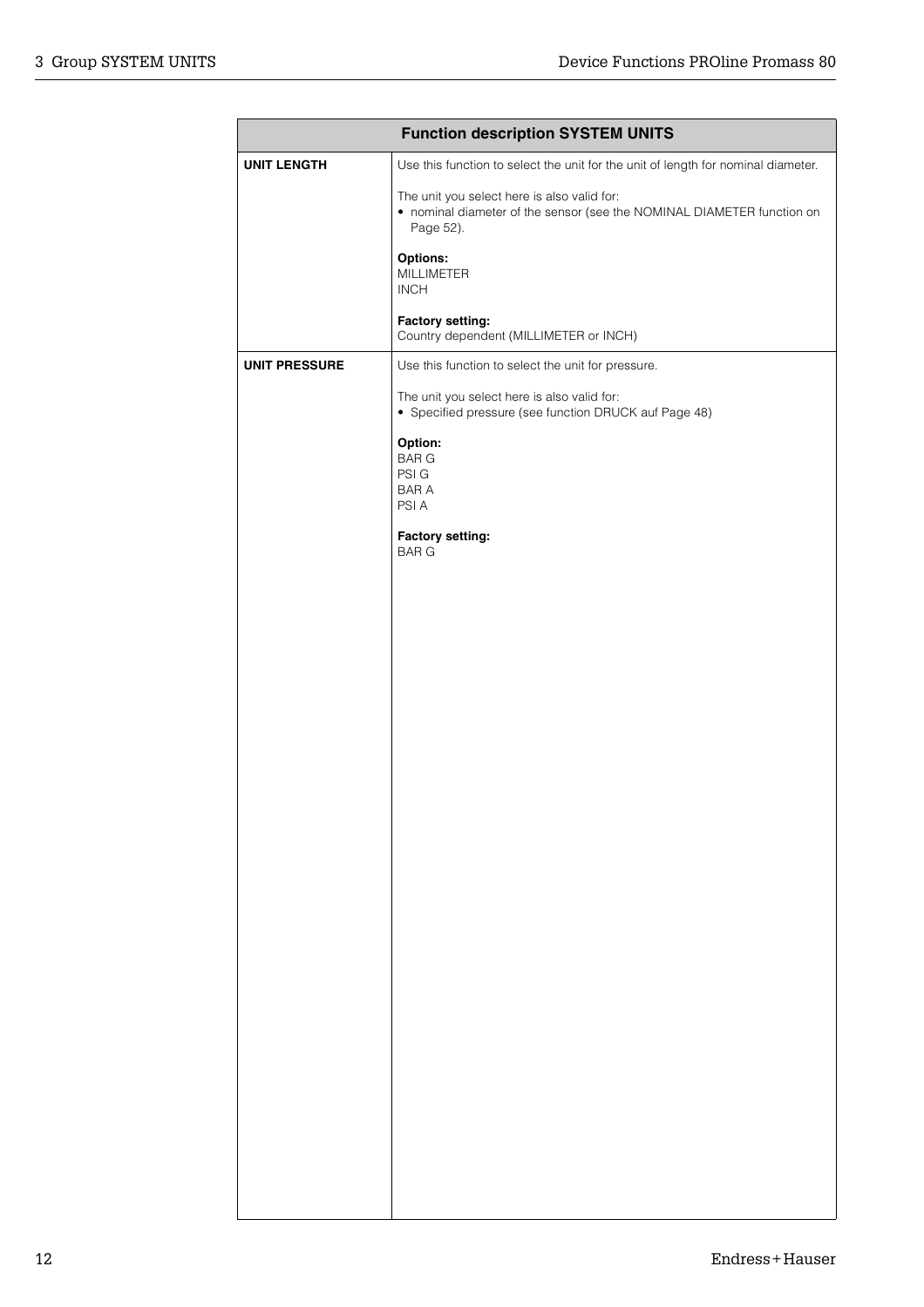| Function description SYSTEM UNITS | |
|---|---|
| **UNIT LENGTH** | Use this function to select the unit for the unit of length for nominal diameter.<br><br>The unit you select here is also valid for:<br>• nominal diameter of the sensor (see the NOMINAL DIAMETER function on Page 52).<br><br>**Options:**<br>MILLIMETER<br>INCH<br><br>**Factory setting:**<br>Country dependent (MILLIMETER or INCH) |
| **UNIT PRESSURE** | Use this function to select the unit for pressure.<br><br>The unit you select here is also valid for:<br>• Specified pressure (see function DRUCK auf Page 48)<br><br>**Option:**<br>BAR G<br>PSI G<br>BAR A<br>PSI A<br><br>**Factory setting:**<br>BAR G |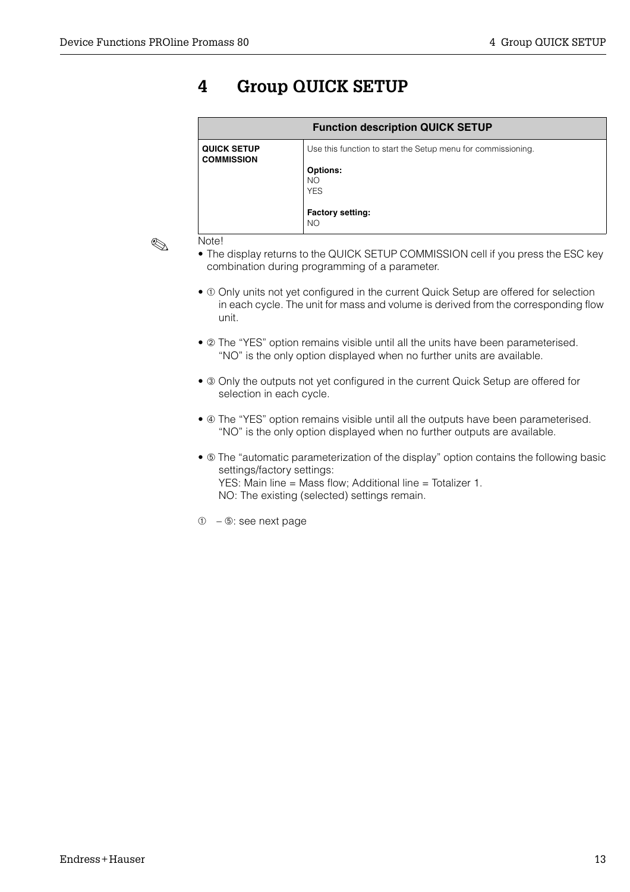# 4 Group QUICK SETUP

| Function description QUICK SETUP | |
|---|---|
| **QUICK SETUP COMMISSION** | Use this function to start the Setup menu for commissioning.<br><br>**Options:**<br>NO<br>YES<br><br>**Factory setting:**<br>NO |

✎ Note!

- The display returns to the QUICK SETUP COMMISSION cell if you press the ESC key combination during programming of a parameter.
- ① Only units not yet configured in the current Quick Setup are offered for selection in each cycle. The unit for mass and volume is derived from the corresponding flow unit.
- ② The "YES" option remains visible until all the units have been parameterised. "NO" is the only option displayed when no further units are available.
- ③ Only the outputs not yet configured in the current Quick Setup are offered for selection in each cycle.
- ④ The "YES" option remains visible until all the outputs have been parameterised. "NO" is the only option displayed when no further outputs are available.
- ⑤ The "automatic parameterization of the display" option contains the following basic settings/factory settings:
  YES: Main line = Mass flow; Additional line = Totalizer 1.
  NO: The existing (selected) settings remain.

① – ⑤: see next page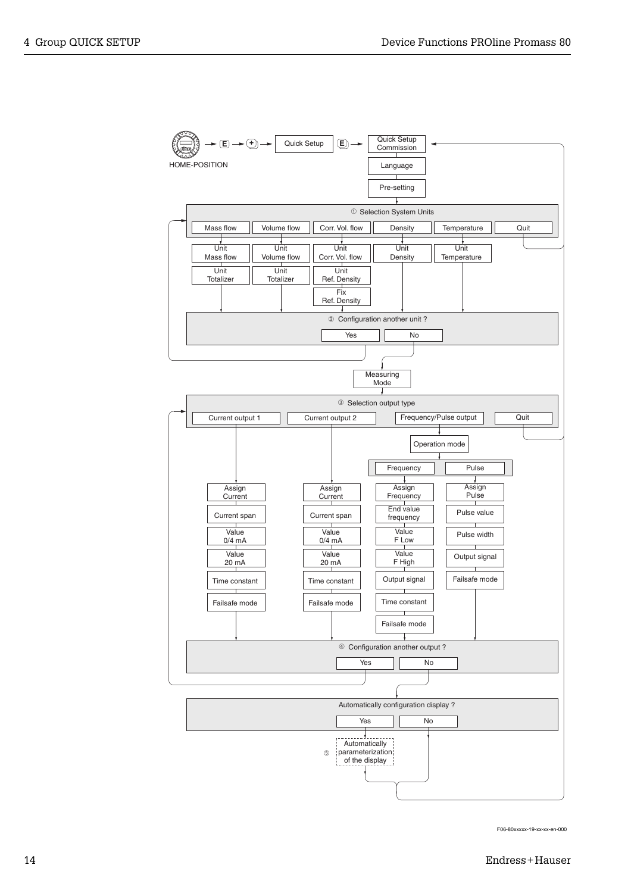HOME-POSITION → E → + → Quick Setup → E → Quick Setup Commission

- Quick Setup Commission
- Language
- Pre-setting

**① Selection System Units**

| Mass flow | Volume flow | Corr. Vol. flow | Density | Temperature | Quit |
|---|---|---|---|---|---|
| Unit Mass flow | Unit Volume flow | Unit Corr. Vol. flow | Unit Density | Unit Temperature | |
| Unit Totalizer | Unit Totalizer | Unit Ref. Density | | | |
| | | Fix Ref. Density | | | |

**② Configuration another unit ?**

Yes | No

Measuring Mode

**③ Selection output type**

| Current output 1 | Current output 2 | Frequency/Pulse output | | Quit |
|---|---|---|---|---|
| | | Operation mode | | |
| | | Frequency | Pulse | |
| Assign Current | Assign Current | Assign Frequency | Assign Pulse | |
| Current span | Current span | End value frequency | Pulse value | |
| Value 0/4 mA | Value 0/4 mA | Value F Low | Pulse width | |
| Value 20 mA | Value 20 mA | Value F High | Output signal | |
| Time constant | Time constant | Output signal | Failsafe mode | |
| Failsafe mode | Failsafe mode | Time constant | | |
| | | Failsafe mode | | |

**④ Configuration another output ?**

Yes | No

**Automatically configuration display ?**

Yes | No

⑤ Automatically parameterization of the display

F06-80xxxxx-19-xx-xx-en-000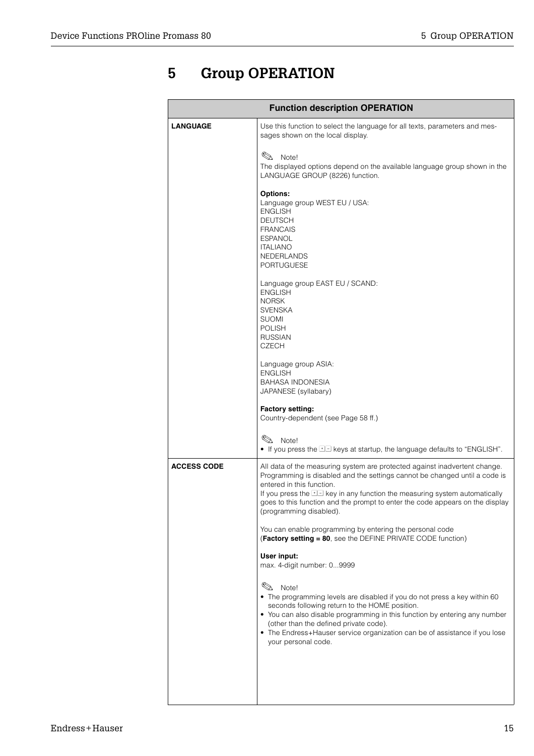# 5 Group OPERATION

| Function description OPERATION | |
|---|---|
| **LANGUAGE** | Use this function to select the language for all texts, parameters and messages shown on the local display.<br><br>✎ Note!<br>The displayed options depend on the available language group shown in the LANGUAGE GROUP (8226) function.<br><br>**Options:**<br>Language group WEST EU / USA:<br>ENGLISH<br>DEUTSCH<br>FRANCAIS<br>ESPANOL<br>ITALIANO<br>NEDERLANDS<br>PORTUGUESE<br><br>Language group EAST EU / SCAND:<br>ENGLISH<br>NORSK<br>SVENSKA<br>SUOMI<br>POLISH<br>RUSSIAN<br>CZECH<br><br>Language group ASIA:<br>ENGLISH<br>BAHASA INDONESIA<br>JAPANESE (syllabary)<br><br>**Factory setting:**<br>Country-dependent (see Page 58 ff.)<br><br>✎ Note!<br>• If you press the +- keys at startup, the language defaults to "ENGLISH". |
| **ACCESS CODE** | All data of the measuring system are protected against inadvertent change. Programming is disabled and the settings cannot be changed until a code is entered in this function.<br>If you press the +- key in any function the measuring system automatically goes to this function and the prompt to enter the code appears on the display (programming disabled).<br><br>You can enable programming by entering the personal code (**Factory setting = 80**, see the DEFINE PRIVATE CODE function)<br><br>**User input:**<br>max. 4-digit number: 0...9999<br><br>✎ Note!<br>• The programming levels are disabled if you do not press a key within 60 seconds following return to the HOME position.<br>• You can also disable programming in this function by entering any number (other than the defined private code).<br>• The Endress+Hauser service organization can be of assistance if you lose your personal code. |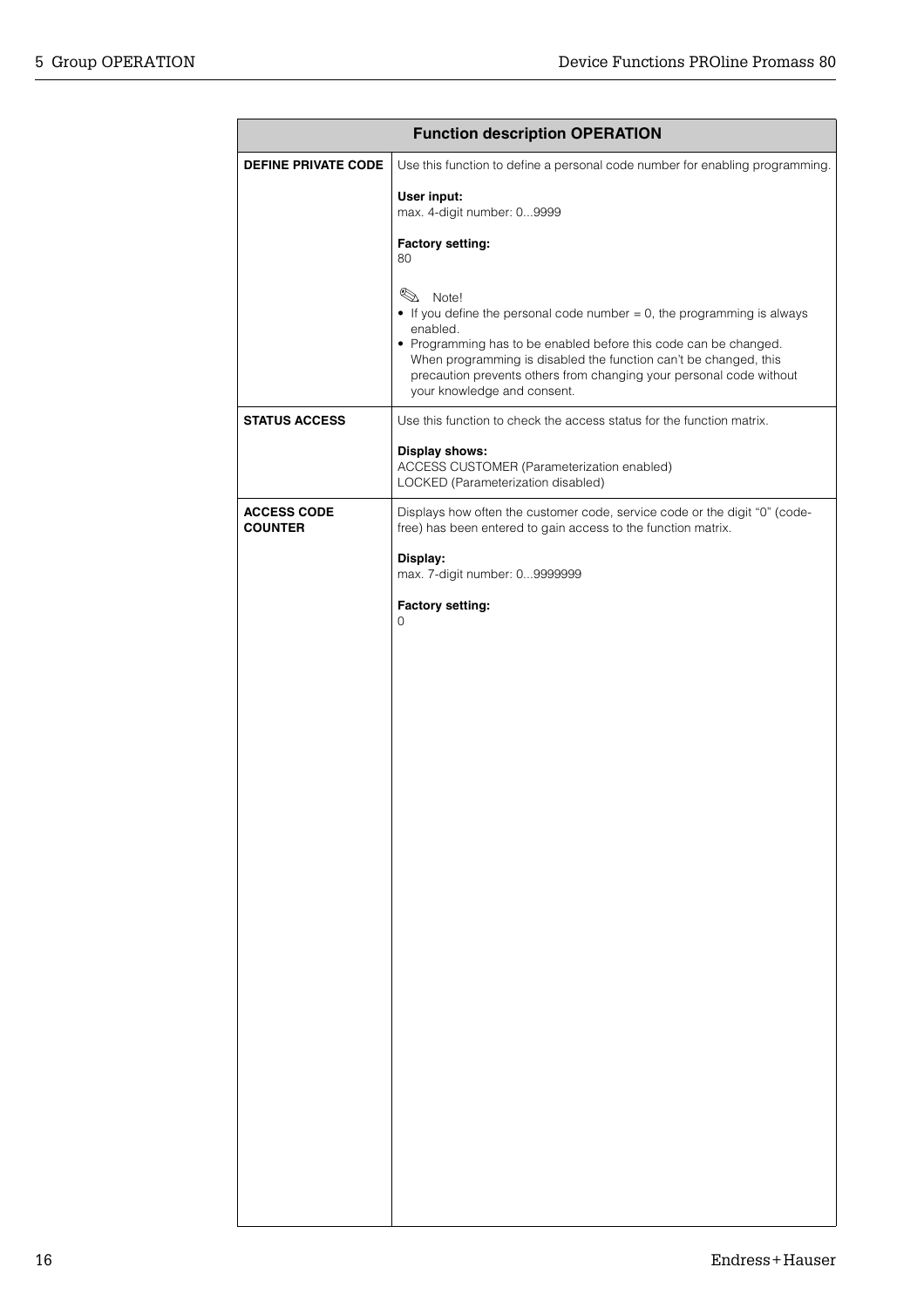| Function description OPERATION | |
|---|---|
| **DEFINE PRIVATE CODE** | Use this function to define a personal code number for enabling programming.<br><br>**User input:**<br>max. 4-digit number: 0...9999<br><br>**Factory setting:**<br>80<br><br>✎ Note!<br>• If you define the personal code number = 0, the programming is always enabled.<br>• Programming has to be enabled before this code can be changed. When programming is disabled the function can't be changed, this precaution prevents others from changing your personal code without your knowledge and consent. |
| **STATUS ACCESS** | Use this function to check the access status for the function matrix.<br><br>**Display shows:**<br>ACCESS CUSTOMER (Parameterization enabled)<br>LOCKED (Parameterization disabled) |
| **ACCESS CODE COUNTER** | Displays how often the customer code, service code or the digit "0" (code-free) has been entered to gain access to the function matrix.<br><br>**Display:**<br>max. 7-digit number: 0...9999999<br><br>**Factory setting:**<br>0 |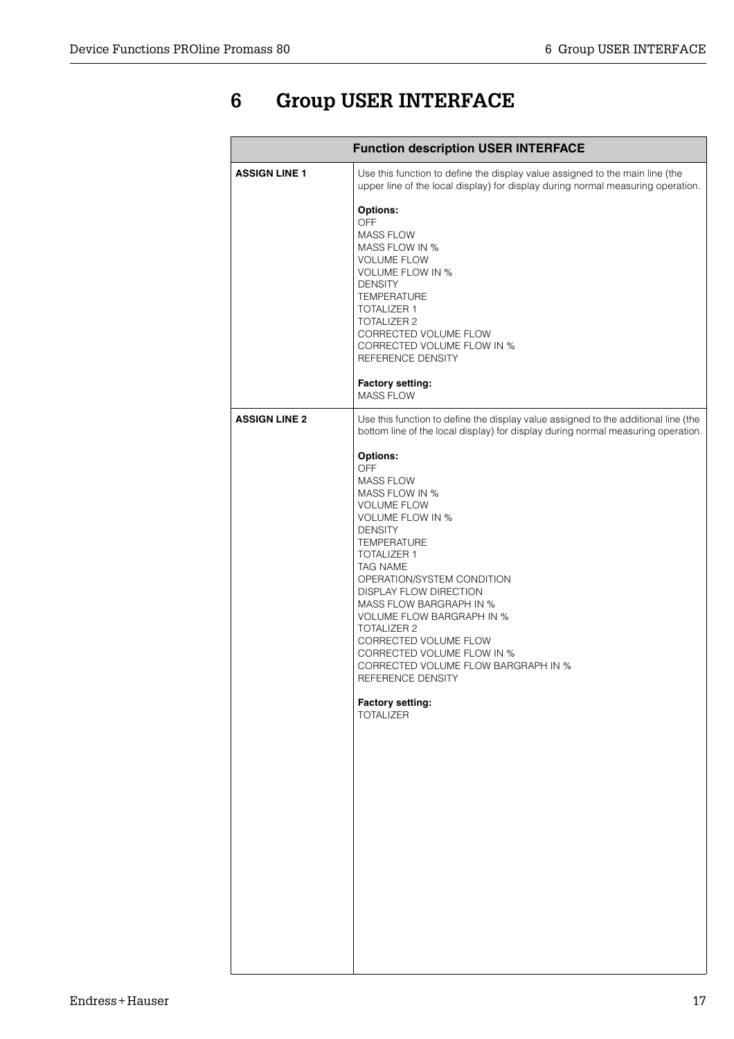# 6 Group USER INTERFACE

| Function description USER INTERFACE | |
|---|---|
| **ASSIGN LINE 1** | Use this function to define the display value assigned to the main line (the upper line of the local display) for display during normal measuring operation.<br><br>**Options:**<br>OFF<br>MASS FLOW<br>MASS FLOW IN %<br>VOLUME FLOW<br>VOLUME FLOW IN %<br>DENSITY<br>TEMPERATURE<br>TOTALIZER 1<br>TOTALIZER 2<br>CORRECTED VOLUME FLOW<br>CORRECTED VOLUME FLOW IN %<br>REFERENCE DENSITY<br><br>**Factory setting:**<br>MASS FLOW |
| **ASSIGN LINE 2** | Use this function to define the display value assigned to the additional line (the bottom line of the local display) for display during normal measuring operation.<br><br>**Options:**<br>OFF<br>MASS FLOW<br>MASS FLOW IN %<br>VOLUME FLOW<br>VOLUME FLOW IN %<br>DENSITY<br>TEMPERATURE<br>TOTALIZER 1<br>TAG NAME<br>OPERATION/SYSTEM CONDITION<br>DISPLAY FLOW DIRECTION<br>MASS FLOW BARGRAPH IN %<br>VOLUME FLOW BARGRAPH IN %<br>TOTALIZER 2<br>CORRECTED VOLUME FLOW<br>CORRECTED VOLUME FLOW IN %<br>CORRECTED VOLUME FLOW BARGRAPH IN %<br>REFERENCE DENSITY<br><br>**Factory setting:**<br>TOTALIZER |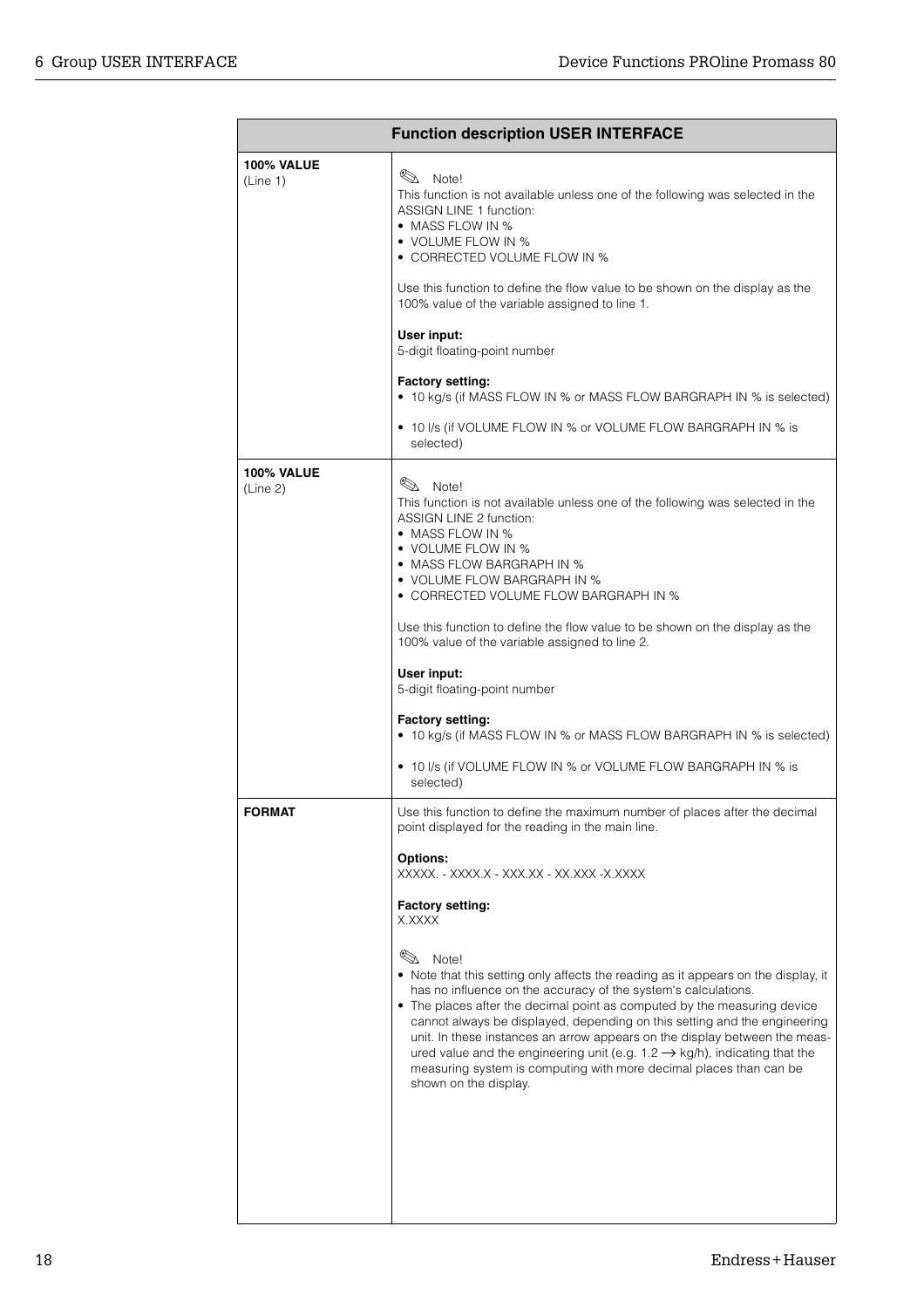| Function description USER INTERFACE | |
|---|---|
| **100% VALUE** (Line 1) | ✎ Note!<br>This function is not available unless one of the following was selected in the ASSIGN LINE 1 function:<br>• MASS FLOW IN %<br>• VOLUME FLOW IN %<br>• CORRECTED VOLUME FLOW IN %<br><br>Use this function to define the flow value to be shown on the display as the 100% value of the variable assigned to line 1.<br><br>**User input:**<br>5-digit floating-point number<br><br>**Factory setting:**<br>• 10 kg/s (if MASS FLOW IN % or MASS FLOW BARGRAPH IN % is selected)<br>• 10 l/s (if VOLUME FLOW IN % or VOLUME FLOW BARGRAPH IN % is selected) |
| **100% VALUE** (Line 2) | ✎ Note!<br>This function is not available unless one of the following was selected in the ASSIGN LINE 2 function:<br>• MASS FLOW IN %<br>• VOLUME FLOW IN %<br>• MASS FLOW BARGRAPH IN %<br>• VOLUME FLOW BARGRAPH IN %<br>• CORRECTED VOLUME FLOW BARGRAPH IN %<br><br>Use this function to define the flow value to be shown on the display as the 100% value of the variable assigned to line 2.<br><br>**User input:**<br>5-digit floating-point number<br><br>**Factory setting:**<br>• 10 kg/s (if MASS FLOW IN % or MASS FLOW BARGRAPH IN % is selected)<br>• 10 l/s (if VOLUME FLOW IN % or VOLUME FLOW BARGRAPH IN % is selected) |
| **FORMAT** | Use this function to define the maximum number of places after the decimal point displayed for the reading in the main line.<br><br>**Options:**<br>XXXXX. - XXXX.X - XXX.XX - XX.XXX -X.XXXX<br><br>**Factory setting:**<br>X.XXXX<br><br>✎ Note!<br>• Note that this setting only affects the reading as it appears on the display, it has no influence on the accuracy of the system's calculations.<br>• The places after the decimal point as computed by the measuring device cannot always be displayed, depending on this setting and the engineering unit. In these instances an arrow appears on the display between the measured value and the engineering unit (e.g. 1.2 → kg/h), indicating that the measuring system is computing with more decimal places than can be shown on the display. |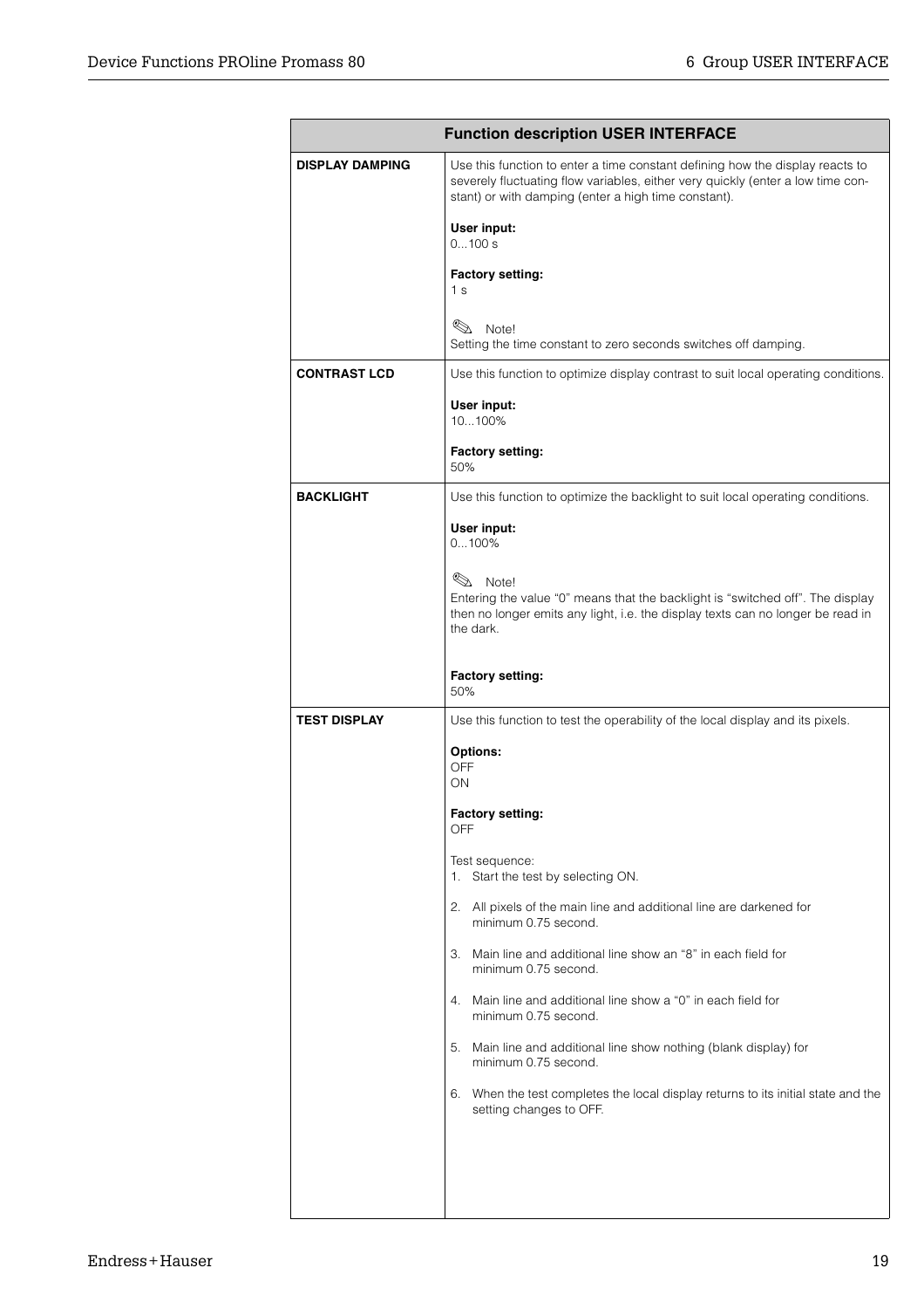| Function description USER INTERFACE | |
|---|---|
| **DISPLAY DAMPING** | Use this function to enter a time constant defining how the display reacts to severely fluctuating flow variables, either very quickly (enter a low time constant) or with damping (enter a high time constant).<br><br>**User input:**<br>0...100 s<br><br>**Factory setting:**<br>1 s<br><br>Note!<br>Setting the time constant to zero seconds switches off damping. |
| **CONTRAST LCD** | Use this function to optimize display contrast to suit local operating conditions.<br><br>**User input:**<br>10...100%<br><br>**Factory setting:**<br>50% |
| **BACKLIGHT** | Use this function to optimize the backlight to suit local operating conditions.<br><br>**User input:**<br>0...100%<br><br>Note!<br>Entering the value "0" means that the backlight is "switched off". The display then no longer emits any light, i.e. the display texts can no longer be read in the dark.<br><br>**Factory setting:**<br>50% |
| **TEST DISPLAY** | Use this function to test the operability of the local display and its pixels.<br><br>**Options:**<br>OFF<br>ON<br><br>**Factory setting:**<br>OFF<br><br>Test sequence:<br>1. Start the test by selecting ON.<br>2. All pixels of the main line and additional line are darkened for minimum 0.75 second.<br>3. Main line and additional line show an "8" in each field for minimum 0.75 second.<br>4. Main line and additional line show a "0" in each field for minimum 0.75 second.<br>5. Main line and additional line show nothing (blank display) for minimum 0.75 second.<br>6. When the test completes the local display returns to its initial state and the setting changes to OFF. |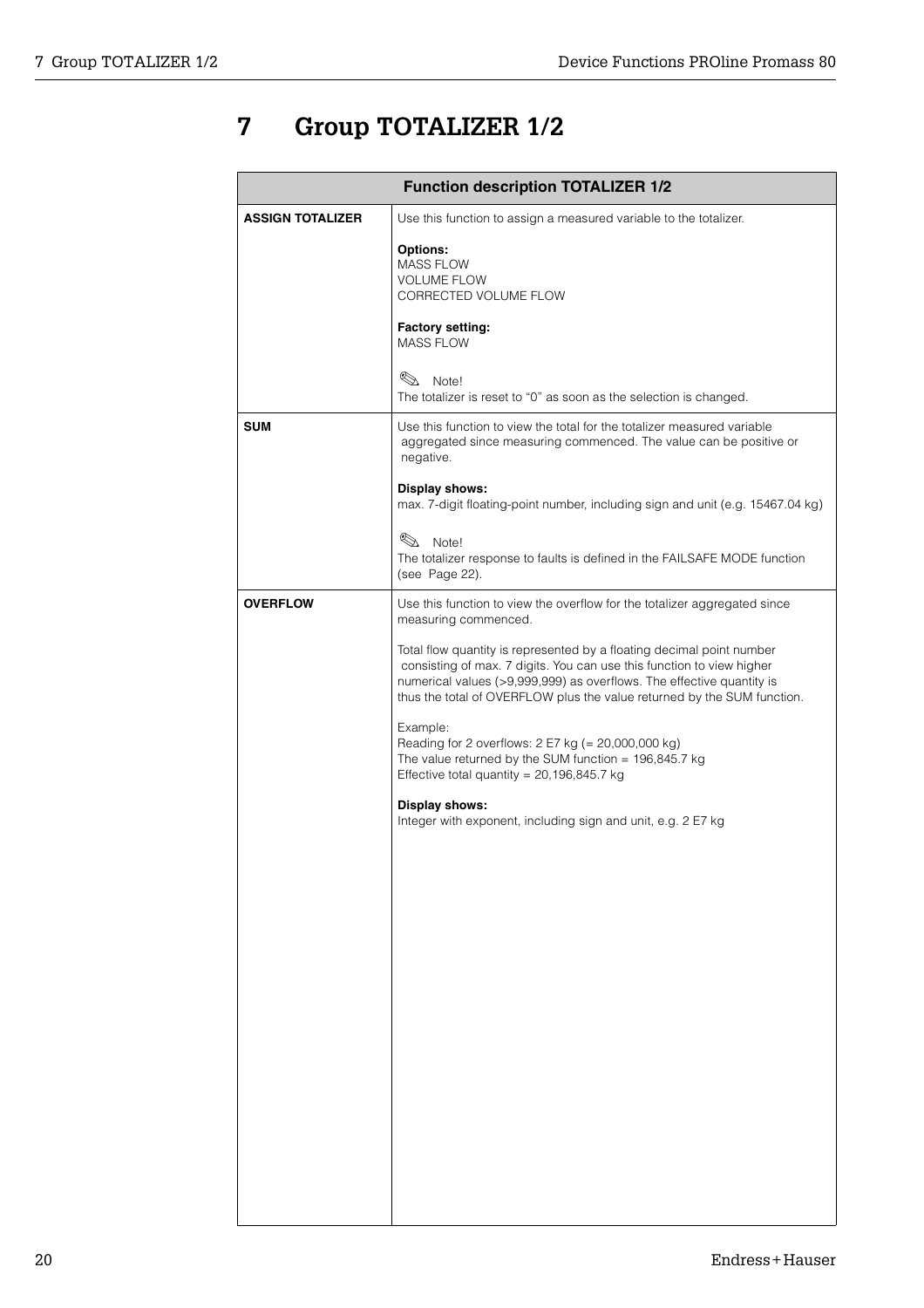# 7 Group TOTALIZER 1/2

| Function description TOTALIZER 1/2 | |
|---|---|
| **ASSIGN TOTALIZER** | Use this function to assign a measured variable to the totalizer.<br><br>**Options:**<br>MASS FLOW<br>VOLUME FLOW<br>CORRECTED VOLUME FLOW<br><br>**Factory setting:**<br>MASS FLOW<br><br>✎ Note!<br>The totalizer is reset to "0" as soon as the selection is changed. |
| **SUM** | Use this function to view the total for the totalizer measured variable aggregated since measuring commenced. The value can be positive or negative.<br><br>**Display shows:**<br>max. 7-digit floating-point number, including sign and unit (e.g. 15467.04 kg)<br><br>✎ Note!<br>The totalizer response to faults is defined in the FAILSAFE MODE function (see Page 22). |
| **OVERFLOW** | Use this function to view the overflow for the totalizer aggregated since measuring commenced.<br><br>Total flow quantity is represented by a floating decimal point number consisting of max. 7 digits. You can use this function to view higher numerical values (>9,999,999) as overflows. The effective quantity is thus the total of OVERFLOW plus the value returned by the SUM function.<br><br>Example:<br>Reading for 2 overflows: 2 E7 kg (= 20,000,000 kg)<br>The value returned by the SUM function = 196,845.7 kg<br>Effective total quantity = 20,196,845.7 kg<br><br>**Display shows:**<br>Integer with exponent, including sign and unit, e.g. 2 E7 kg |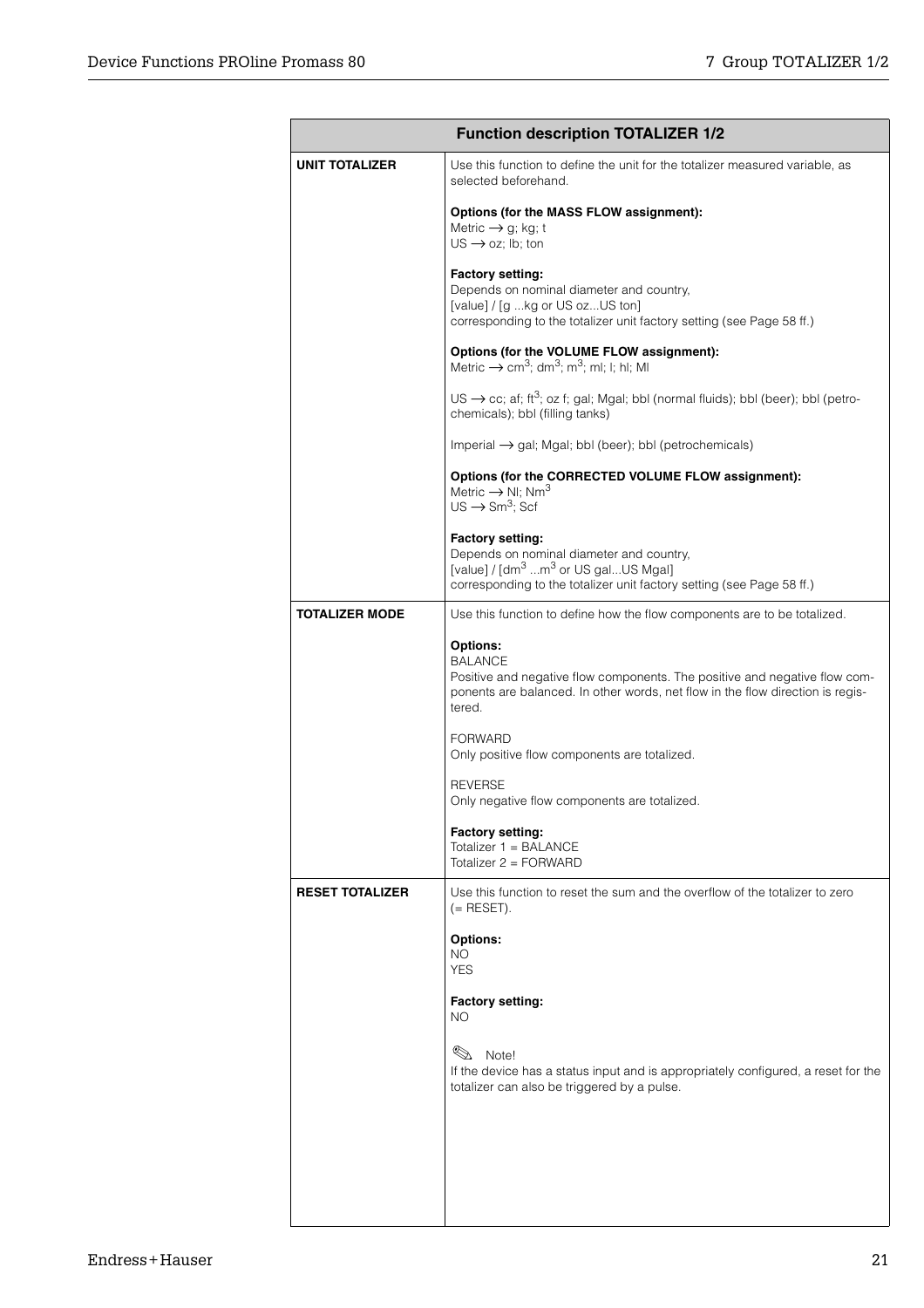| Function description TOTALIZER 1/2 | |
|---|---|
| **UNIT TOTALIZER** | Use this function to define the unit for the totalizer measured variable, as selected beforehand.<br><br>**Options (for the MASS FLOW assignment):**<br>Metric → g; kg; t<br>US → oz; lb; ton<br><br>**Factory setting:**<br>Depends on nominal diameter and country,<br>[value] / [g ...kg or US oz...US ton]<br>corresponding to the totalizer unit factory setting (see Page 58 ff.)<br><br>**Options (for the VOLUME FLOW assignment):**<br>Metric → $cm^3$; $dm^3$; $m^3$; ml; l; hl; Ml<br><br>US → cc; af; $ft^3$; oz f; gal; Mgal; bbl (normal fluids); bbl (beer); bbl (petrochemicals); bbl (filling tanks)<br><br>Imperial → gal; Mgal; bbl (beer); bbl (petrochemicals)<br><br>**Options (for the CORRECTED VOLUME FLOW assignment):**<br>Metric → Nl; $Nm^3$<br>US → $Sm^3$; Scf<br><br>**Factory setting:**<br>Depends on nominal diameter and country,<br>[value] / [$dm^3$ ...$m^3$ or US gal...US Mgal]<br>corresponding to the totalizer unit factory setting (see Page 58 ff.) |
| **TOTALIZER MODE** | Use this function to define how the flow components are to be totalized.<br><br>**Options:**<br>BALANCE<br>Positive and negative flow components. The positive and negative flow components are balanced. In other words, net flow in the flow direction is registered.<br><br>FORWARD<br>Only positive flow components are totalized.<br><br>REVERSE<br>Only negative flow components are totalized.<br><br>**Factory setting:**<br>Totalizer 1 = BALANCE<br>Totalizer 2 = FORWARD |
| **RESET TOTALIZER** | Use this function to reset the sum and the overflow of the totalizer to zero (= RESET).<br><br>**Options:**<br>NO<br>YES<br><br>**Factory setting:**<br>NO<br><br>Note!<br>If the device has a status input and is appropriately configured, a reset for the totalizer can also be triggered by a pulse. |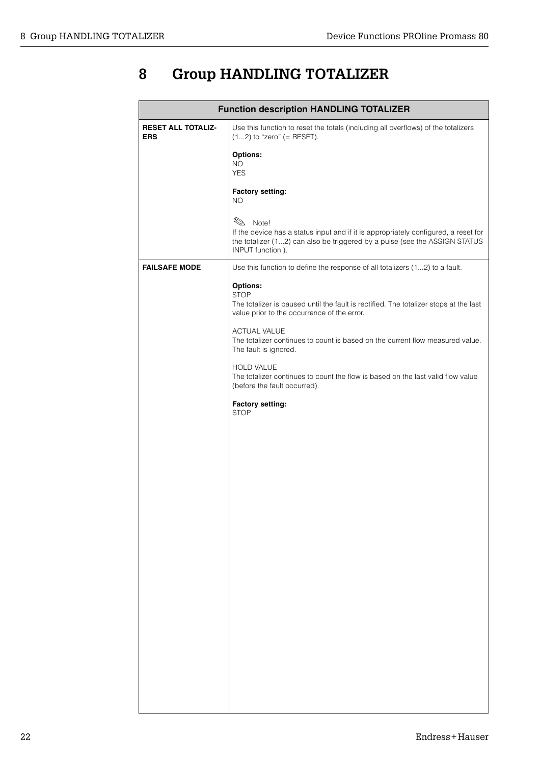# 8 Group HANDLING TOTALIZER

| Function description HANDLING TOTALIZER | |
|---|---|
| **RESET ALL TOTALIZERS** | Use this function to reset the totals (including all overflows) of the totalizers (1...2) to "zero" (= RESET).<br><br>**Options:**<br>NO<br>YES<br><br>**Factory setting:**<br>NO<br><br>✎ Note!<br>If the device has a status input and if it is appropriately configured, a reset for the totalizer (1...2) can also be triggered by a pulse (see the ASSIGN STATUS INPUT function ). |
| **FAILSAFE MODE** | Use this function to define the response of all totalizers (1...2) to a fault.<br><br>**Options:**<br>STOP<br>The totalizer is paused until the fault is rectified. The totalizer stops at the last value prior to the occurrence of the error.<br><br>ACTUAL VALUE<br>The totalizer continues to count is based on the current flow measured value. The fault is ignored.<br><br>HOLD VALUE<br>The totalizer continues to count the flow is based on the last valid flow value (before the fault occurred).<br><br>**Factory setting:**<br>STOP |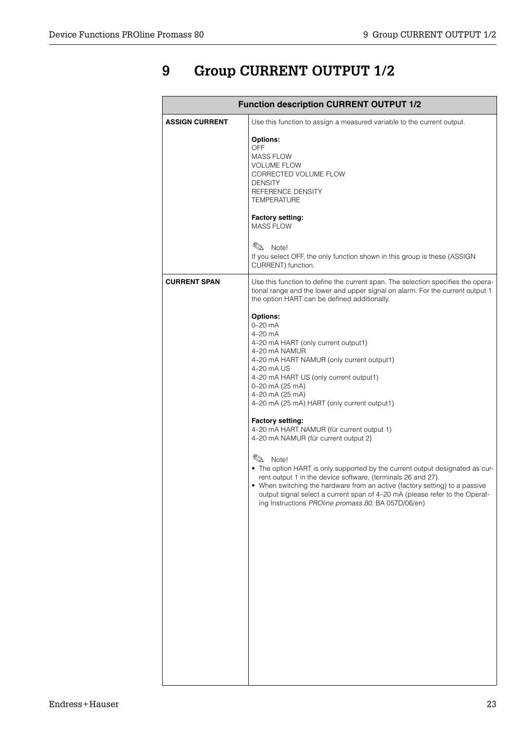# 9 Group CURRENT OUTPUT 1/2

| Function description CURRENT OUTPUT 1/2 | |
|---|---|
| **ASSIGN CURRENT** | Use this function to assign a measured variable to the current output.<br><br>**Options:**<br>OFF<br>MASS FLOW<br>VOLUME FLOW<br>CORRECTED VOLUME FLOW<br>DENSITY<br>REFERENCE DENSITY<br>TEMPERATURE<br><br>**Factory setting:**<br>MASS FLOW<br><br>✎ Note!<br>If you select OFF, the only function shown in this group is these (ASSIGN CURRENT) function. |
| **CURRENT SPAN** | Use this function to define the current span. The selection specifies the operational range and the lower and upper signal on alarm. For the current output 1 the option HART can be defined additionally.<br><br>**Options:**<br>0–20 mA<br>4–20 mA<br>4–20 mA HART (only current output1)<br>4–20 mA NAMUR<br>4–20 mA HART NAMUR (only current output1)<br>4–20 mA US<br>4–20 mA HART US (only current output1)<br>0–20 mA (25 mA)<br>4–20 mA (25 mA)<br>4–20 mA (25 mA) HART (only current output1)<br><br>**Factory setting:**<br>4–20 mA HART NAMUR (für current output 1)<br>4–20 mA NAMUR (für current output 2)<br><br>✎ Note!<br>• The option HART is only supported by the current output designated as current output 1 in the device software, (terminals 26 and 27).<br>• When switching the hardware from an active (factory setting) to a passive output signal select a current span of 4–20 mA (please refer to the Operating Instructions *PROline promass 80*, BA 057D/06/en) |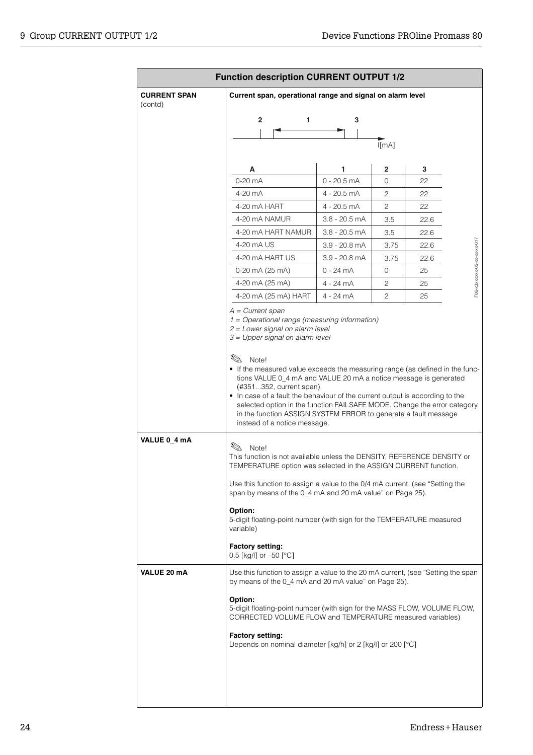## Function description CURRENT OUTPUT 1/2

**CURRENT SPAN** (contd)

**Current span, operational range and signal on alarm level**

| A | 1 | 2 | 3 |
|---|---|---|---|
| 0-20 mA | 0 - 20.5 mA | 0 | 22 |
| 4-20 mA | 4 - 20.5 mA | 2 | 22 |
| 4-20 mA HART | 4 - 20.5 mA | 2 | 22 |
| 4-20 mA NAMUR | 3.8 - 20.5 mA | 3.5 | 22.6 |
| 4-20 mA HART NAMUR | 3.8 - 20.5 mA | 3.5 | 22.6 |
| 4-20 mA US | 3.9 - 20.8 mA | 3.75 | 22.6 |
| 4-20 mA HART US | 3.9 - 20.8 mA | 3.75 | 22.6 |
| 0-20 mA (25 mA) | 0 - 24 mA | 0 | 25 |
| 4-20 mA (25 mA) | 4 - 24 mA | 2 | 25 |
| 4-20 mA (25 mA) HART | 4 - 24 mA | 2 | 25 |

*A = Current span*
*1 = Operational range (measuring information)*
*2 = Lower signal on alarm level*
*3 = Upper signal on alarm level*

Note!
- If the measured value exceeds the measuring range (as defined in the functions VALUE 0_4 mA and VALUE 20 mA a notice message is generated (#351...352, current span).
- In case of a fault the behaviour of the current output is according to the selected option in the function FAILSAFE MODE. Change the error category in the function ASSIGN SYSTEM ERROR to generate a fault message instead of a notice message.

**VALUE 0_4 mA**

Note!
This function is not available unless the DENSITY, REFERENCE DENSITY or TEMPERATURE option was selected in the ASSIGN CURRENT function.

Use this function to assign a value to the 0/4 mA current, (see "Setting the span by means of the 0_4 mA and 20 mA value" on Page 25).

**Option:**
5-digit floating-point number (with sign for the TEMPERATURE measured variable)

**Factory setting:**
0.5 [kg/l] or –50 [°C]

**VALUE 20 mA**

Use this function to assign a value to the 20 mA current, (see "Setting the span by means of the 0_4 mA and 20 mA value" on Page 25).

**Option:**
5-digit floating-point number (with sign for the MASS FLOW, VOLUME FLOW, CORRECTED VOLUME FLOW and TEMPERATURE measured variables)

**Factory setting:**
Depends on nominal diameter [kg/h] or 2 [kg/l] or 200 [°C]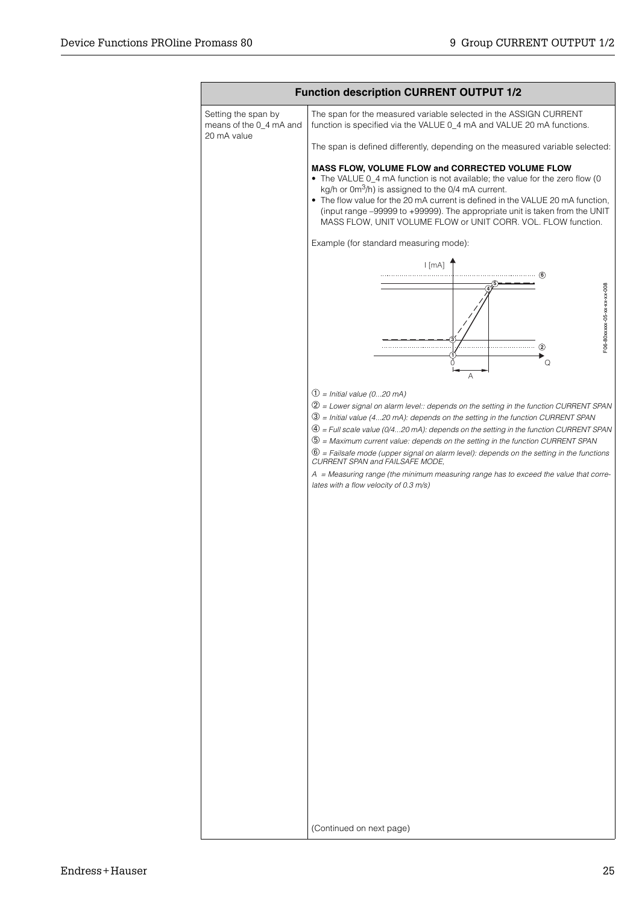| Function description CURRENT OUTPUT 1/2 | |
|---|---|
| Setting the span by means of the 0_4 mA and 20 mA value | The span for the measured variable selected in the ASSIGN CURRENT function is specified via the VALUE 0_4 mA and VALUE 20 mA functions.<br><br>The span is defined differently, depending on the measured variable selected:<br><br>**MASS FLOW, VOLUME FLOW and CORRECTED VOLUME FLOW**<br>• The VALUE 0_4 mA function is not available; the value for the zero flow (0 kg/h or 0m$^3$/h) is assigned to the 0/4 mA current.<br>• The flow value for the 20 mA current is defined in the VALUE 20 mA function, (input range –99999 to +99999). The appropriate unit is taken from the UNIT MASS FLOW, UNIT VOLUME FLOW or UNIT CORR. VOL. FLOW function.<br><br>Example (for standard measuring mode):<br><br>F06-80xxxxx-05-xx-xx-xx-008<br><br>① = *Initial value (0...20 mA)*<br>② = *Lower signal on alarm level:: depends on the setting in the function CURRENT SPAN*<br>③ = *Initial value (4...20 mA): depends on the setting in the function CURRENT SPAN*<br>④ = *Full scale value (0/4...20 mA): depends on the setting in the function CURRENT SPAN*<br>⑤ = *Maximum current value: depends on the setting in the function CURRENT SPAN*<br>⑥ = *Failsafe mode (upper signal on alarm level): depends on the setting in the functions CURRENT SPAN and FAILSAFE MODE,*<br>*A = Measuring range (the minimum measuring range has to exceed the value that correlates with a flow velocity of 0.3 m/s)*<br><br>(Continued on next page) |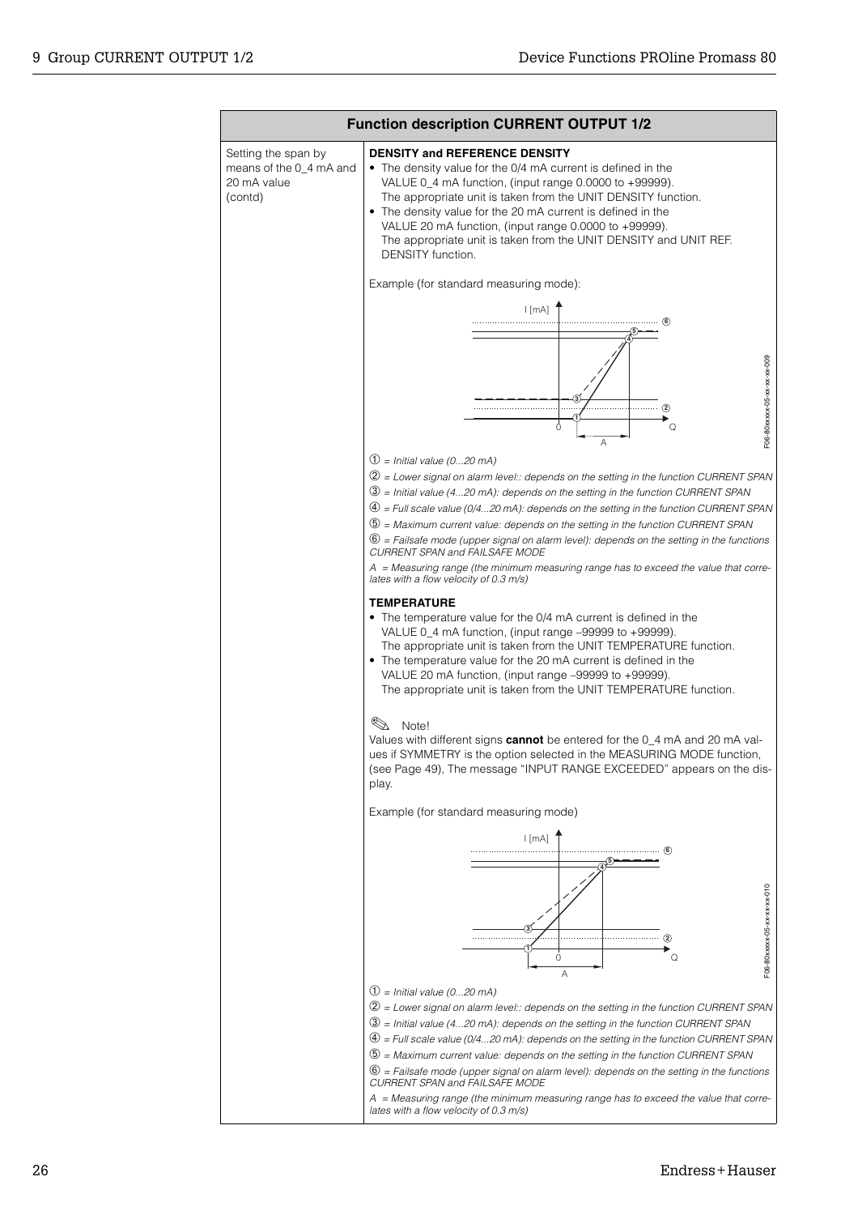## Function description CURRENT OUTPUT 1/2

| | |
|---|---|
| Setting the span by means of the 0_4 mA and 20 mA value (contd) | **DENSITY and REFERENCE DENSITY** |

**DENSITY and REFERENCE DENSITY**

- The density value for the 0/4 mA current is defined in the VALUE 0_4 mA function, (input range 0.0000 to +99999). The appropriate unit is taken from the UNIT DENSITY function.
- The density value for the 20 mA current is defined in the VALUE 20 mA function, (input range 0.0000 to +99999). The appropriate unit is taken from the UNIT DENSITY and UNIT REF. DENSITY function.

Example (for standard measuring mode):

F06-80xxxxx-05-xx-xx-xx-009

① = *Initial value (0...20 mA)*

② = *Lower signal on alarm level:: depends on the setting in the function CURRENT SPAN*

③ = *Initial value (4...20 mA): depends on the setting in the function CURRENT SPAN*

④ = *Full scale value (0/4...20 mA): depends on the setting in the function CURRENT SPAN*

⑤ = *Maximum current value: depends on the setting in the function CURRENT SPAN*

⑥ = *Failsafe mode (upper signal on alarm level): depends on the setting in the functions CURRENT SPAN and FAILSAFE MODE*

*A = Measuring range (the minimum measuring range has to exceed the value that correlates with a flow velocity of 0.3 m/s)*

**TEMPERATURE**

- The temperature value for the 0/4 mA current is defined in the VALUE 0_4 mA function, (input range –99999 to +99999). The appropriate unit is taken from the UNIT TEMPERATURE function.
- The temperature value for the 20 mA current is defined in the VALUE 20 mA function, (input range –99999 to +99999). The appropriate unit is taken from the UNIT TEMPERATURE function.

Note!
Values with different signs **cannot** be entered for the 0_4 mA and 20 mA values if SYMMETRY is the option selected in the MEASURING MODE function, (see Page 49), The message "INPUT RANGE EXCEEDED" appears on the display.

Example (for standard measuring mode)

F06-80xxxxx-05-xx-xx-xx-010

① = *Initial value (0...20 mA)*

② = *Lower signal on alarm level:: depends on the setting in the function CURRENT SPAN*

③ = *Initial value (4...20 mA): depends on the setting in the function CURRENT SPAN*

④ = *Full scale value (0/4...20 mA): depends on the setting in the function CURRENT SPAN*

⑤ = *Maximum current value: depends on the setting in the function CURRENT SPAN*

⑥ = *Failsafe mode (upper signal on alarm level): depends on the setting in the functions CURRENT SPAN and FAILSAFE MODE*

*A = Measuring range (the minimum measuring range has to exceed the value that correlates with a flow velocity of 0.3 m/s)*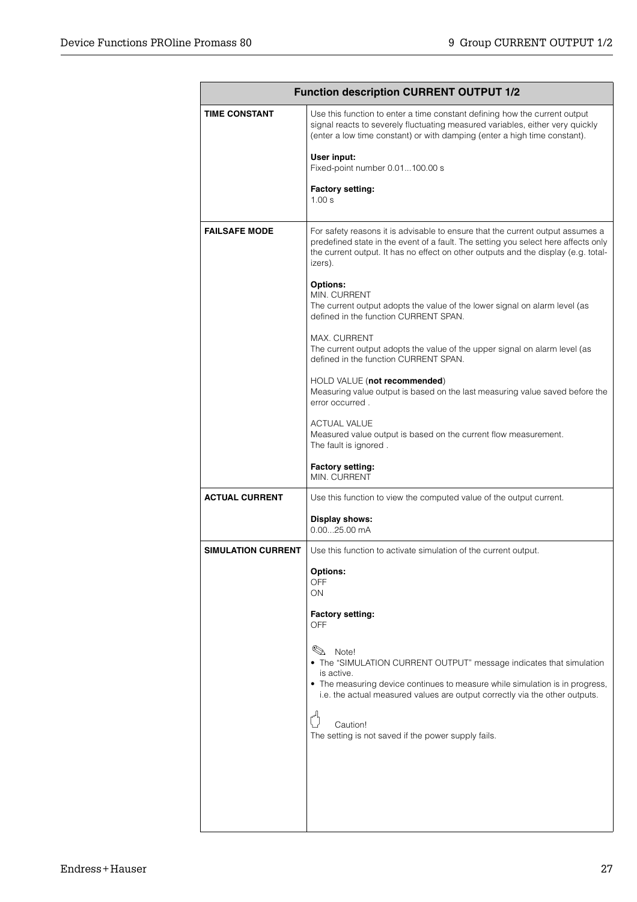| Function description CURRENT OUTPUT 1/2 | |
|---|---|
| **TIME CONSTANT** | Use this function to enter a time constant defining how the current output signal reacts to severely fluctuating measured variables, either very quickly (enter a low time constant) or with damping (enter a high time constant).<br><br>**User input:**<br>Fixed-point number 0.01...100.00 s<br><br>**Factory setting:**<br>1.00 s |
| **FAILSAFE MODE** | For safety reasons it is advisable to ensure that the current output assumes a predefined state in the event of a fault. The setting you select here affects only the current output. It has no effect on other outputs and the display (e.g. totalizers).<br><br>**Options:**<br>MIN. CURRENT<br>The current output adopts the value of the lower signal on alarm level (as defined in the function CURRENT SPAN.<br><br>MAX. CURRENT<br>The current output adopts the value of the upper signal on alarm level (as defined in the function CURRENT SPAN.<br><br>HOLD VALUE (**not recommended**)<br>Measuring value output is based on the last measuring value saved before the error occurred .<br><br>ACTUAL VALUE<br>Measured value output is based on the current flow measurement.<br>The fault is ignored .<br><br>**Factory setting:**<br>MIN. CURRENT |
| **ACTUAL CURRENT** | Use this function to view the computed value of the output current.<br><br>**Display shows:**<br>0.00...25.00 mA |
| **SIMULATION CURRENT** | Use this function to activate simulation of the current output.<br><br>**Options:**<br>OFF<br>ON<br><br>**Factory setting:**<br>OFF<br><br>Note!<br>• The "SIMULATION CURRENT OUTPUT" message indicates that simulation is active.<br>• The measuring device continues to measure while simulation is in progress, i.e. the actual measured values are output correctly via the other outputs.<br><br>Caution!<br>The setting is not saved if the power supply fails. |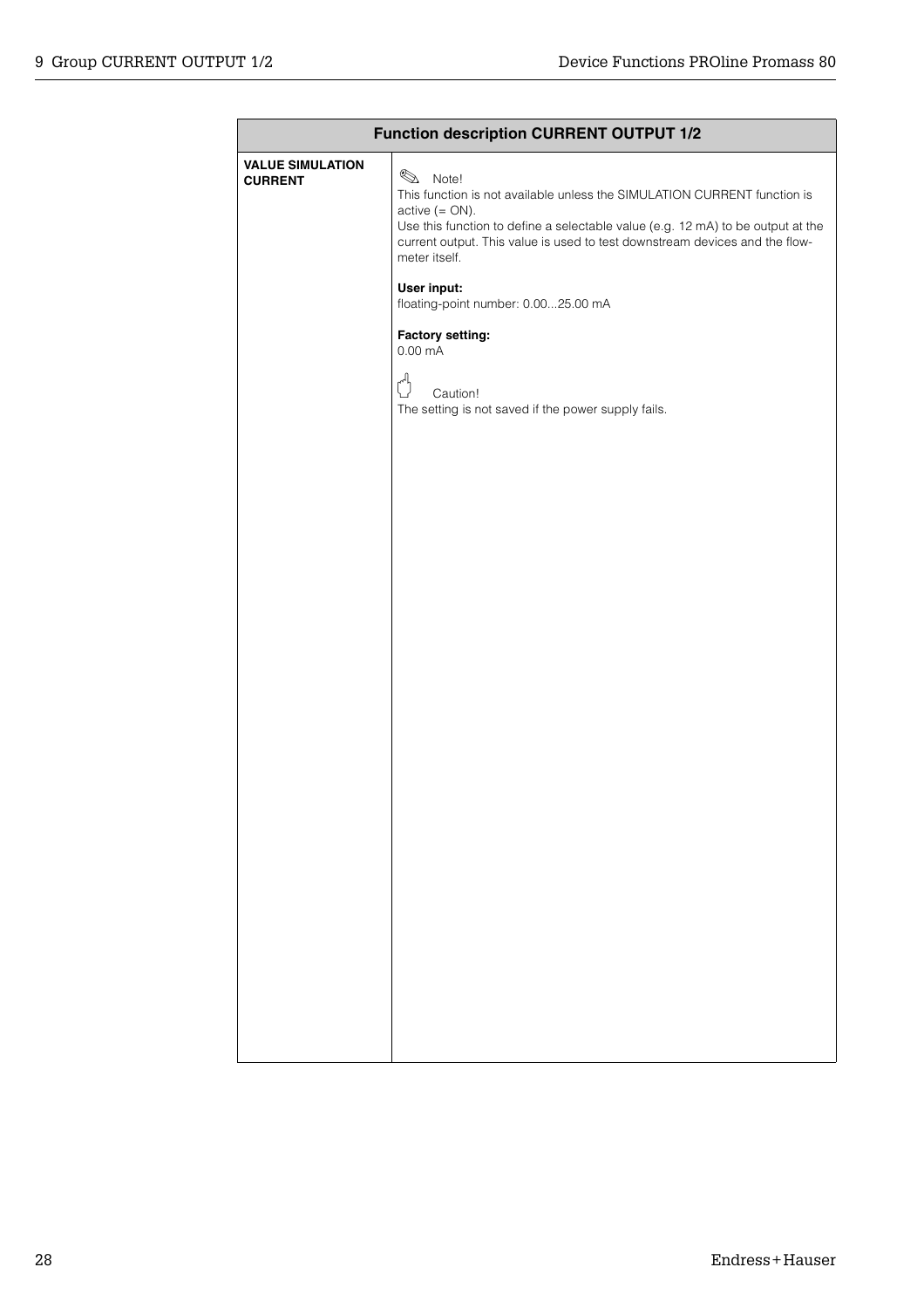| Function description CURRENT OUTPUT 1/2 | |
|---|---|
| **VALUE SIMULATION CURRENT** | ✎ Note!<br>This function is not available unless the SIMULATION CURRENT function is active (= ON).<br>Use this function to define a selectable value (e.g. 12 mA) to be output at the current output. This value is used to test downstream devices and the flow-meter itself.<br><br>**User input:**<br>floating-point number: 0.00...25.00 mA<br><br>**Factory setting:**<br>0.00 mA<br><br>Caution!<br>The setting is not saved if the power supply fails. |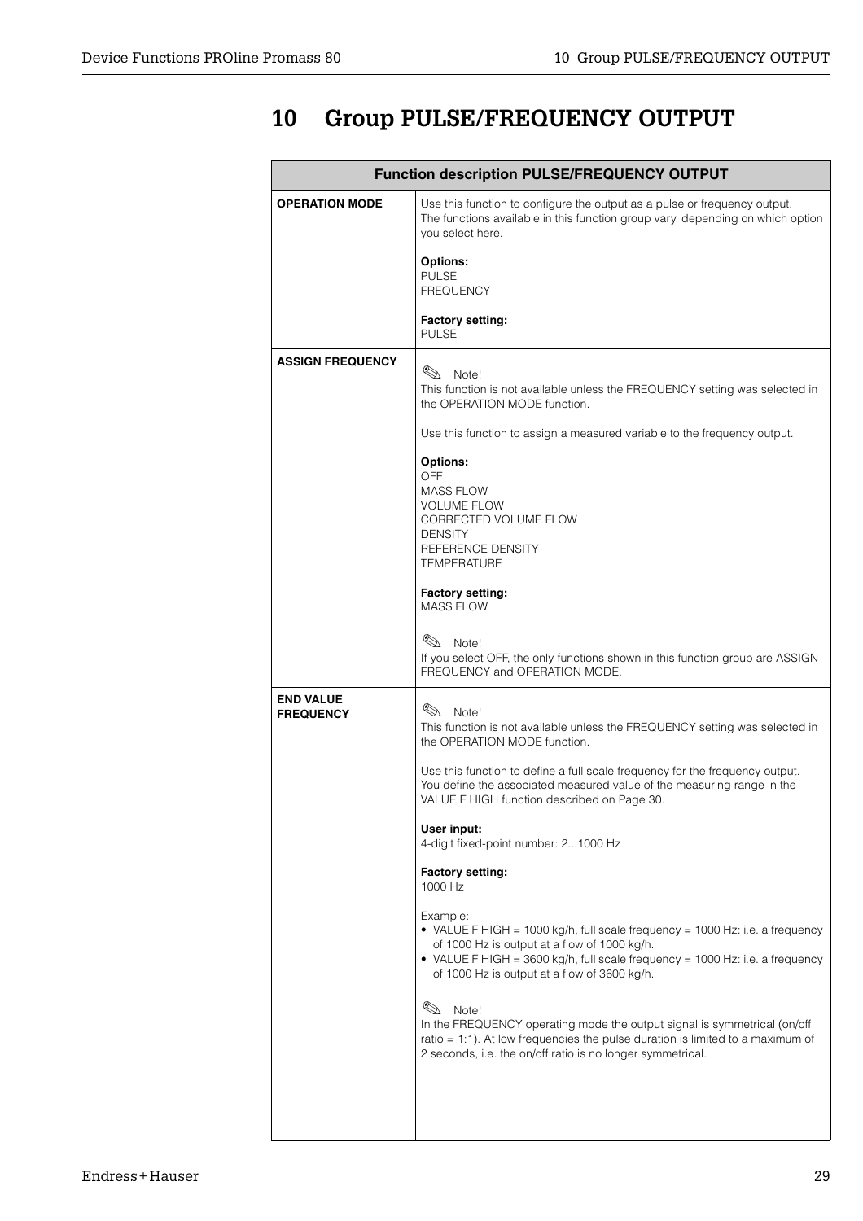# 10 Group PULSE/FREQUENCY OUTPUT

| Function description PULSE/FREQUENCY OUTPUT | |
|---|---|
| **OPERATION MODE** | Use this function to configure the output as a pulse or frequency output. The functions available in this function group vary, depending on which option you select here.<br><br>**Options:**<br>PULSE<br>FREQUENCY<br><br>**Factory setting:**<br>PULSE |
| **ASSIGN FREQUENCY** | Note!<br>This function is not available unless the FREQUENCY setting was selected in the OPERATION MODE function.<br><br>Use this function to assign a measured variable to the frequency output.<br><br>**Options:**<br>OFF<br>MASS FLOW<br>VOLUME FLOW<br>CORRECTED VOLUME FLOW<br>DENSITY<br>REFERENCE DENSITY<br>TEMPERATURE<br><br>**Factory setting:**<br>MASS FLOW<br><br>Note!<br>If you select OFF, the only functions shown in this function group are ASSIGN FREQUENCY and OPERATION MODE. |
| **END VALUE FREQUENCY** | Note!<br>This function is not available unless the FREQUENCY setting was selected in the OPERATION MODE function.<br><br>Use this function to define a full scale frequency for the frequency output. You define the associated measured value of the measuring range in the VALUE F HIGH function described on Page 30.<br><br>**User input:**<br>4-digit fixed-point number: 2...1000 Hz<br><br>**Factory setting:**<br>1000 Hz<br><br>Example:<br>• VALUE F HIGH = 1000 kg/h, full scale frequency = 1000 Hz: i.e. a frequency of 1000 Hz is output at a flow of 1000 kg/h.<br>• VALUE F HIGH = 3600 kg/h, full scale frequency = 1000 Hz: i.e. a frequency of 1000 Hz is output at a flow of 3600 kg/h.<br><br>Note!<br>In the FREQUENCY operating mode the output signal is symmetrical (on/off ratio = 1:1). At low frequencies the pulse duration is limited to a maximum of 2 seconds, i.e. the on/off ratio is no longer symmetrical. |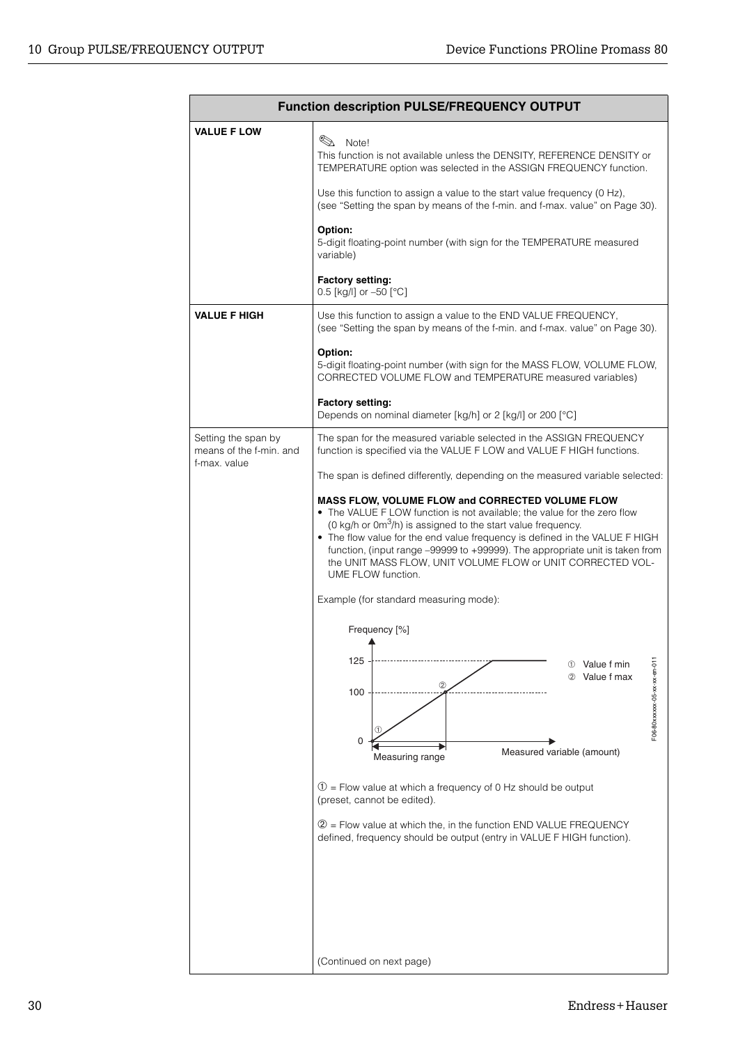| Function description PULSE/FREQUENCY OUTPUT | |
|---|---|
| **VALUE F LOW** | ✎ Note!<br>This function is not available unless the DENSITY, REFERENCE DENSITY or TEMPERATURE option was selected in the ASSIGN FREQUENCY function.<br><br>Use this function to assign a value to the start value frequency (0 Hz), (see "Setting the span by means of the f-min. and f-max. value" on Page 30).<br><br>**Option:**<br>5-digit floating-point number (with sign for the TEMPERATURE measured variable)<br><br>**Factory setting:**<br>0.5 [kg/l] or –50 [°C] |
| **VALUE F HIGH** | Use this function to assign a value to the END VALUE FREQUENCY, (see "Setting the span by means of the f-min. and f-max. value" on Page 30).<br><br>**Option:**<br>5-digit floating-point number (with sign for the MASS FLOW, VOLUME FLOW, CORRECTED VOLUME FLOW and TEMPERATURE measured variables)<br><br>**Factory setting:**<br>Depends on nominal diameter [kg/h] or 2 [kg/l] or 200 [°C] |
| Setting the span by means of the f-min. and f-max. value | The span for the measured variable selected in the ASSIGN FREQUENCY function is specified via the VALUE F LOW and VALUE F HIGH functions.<br><br>The span is defined differently, depending on the measured variable selected:<br><br>**MASS FLOW, VOLUME FLOW and CORRECTED VOLUME FLOW**<br>• The VALUE F LOW function is not available; the value for the zero flow (0 kg/h or 0$m^3$/h) is assigned to the start value frequency.<br>• The flow value for the end value frequency is defined in the VALUE F HIGH function, (input range –99999 to +99999). The appropriate unit is taken from the UNIT MASS FLOW, UNIT VOLUME FLOW or UNIT CORRECTED VOLUME FLOW function.<br><br>Example (for standard measuring mode):<br><br>Frequency [%]; 125; 100; 0; ① Value f min; ② Value f max; Measuring range; Measured variable (amount); F06-80xxxxxx-05-xx-xx-en-011<br><br>① = Flow value at which a frequency of 0 Hz should be output (preset, cannot be edited).<br><br>② = Flow value at which the, in the function END VALUE FREQUENCY defined, frequency should be output (entry in VALUE F HIGH function).<br><br>(Continued on next page) |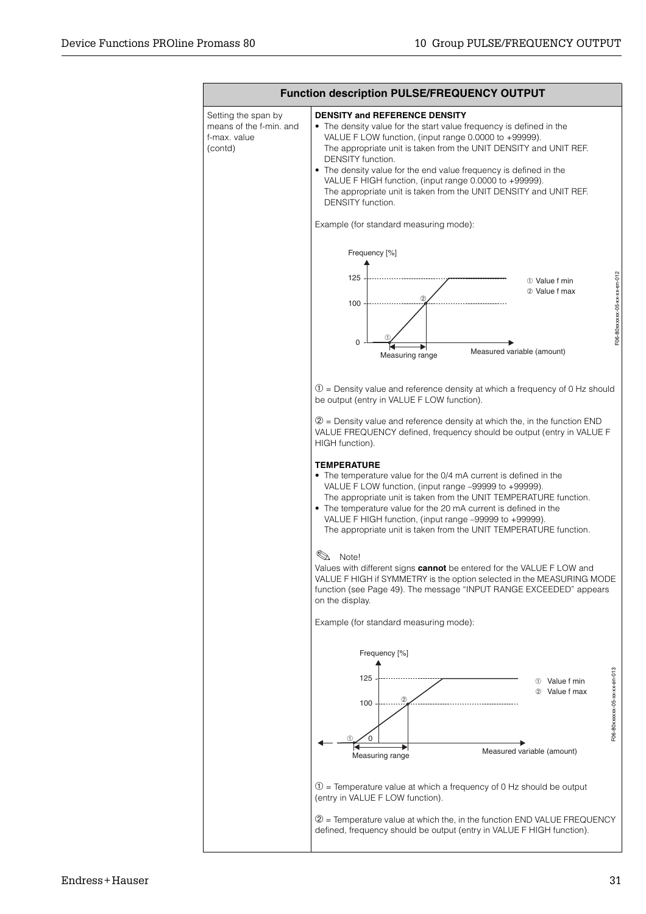| Function description PULSE/FREQUENCY OUTPUT | |
|---|---|
| Setting the span by means of the f-min. and f-max. value (contd) | **DENSITY and REFERENCE DENSITY**<br>• The density value for the start value frequency is defined in the VALUE F LOW function, (input range 0.0000 to +99999). The appropriate unit is taken from the UNIT DENSITY and UNIT REF. DENSITY function.<br>• The density value for the end value frequency is defined in the VALUE F HIGH function, (input range 0.0000 to +99999). The appropriate unit is taken from the UNIT DENSITY and UNIT REF. DENSITY function.<br><br>Example (for standard measuring mode):<br><br>Frequency [%] — 125, 100, 0 — ① Value f min, ② Value f max — Measuring range — Measured variable (amount) — F06-80xxxxxx-05-xx-xx-en-012<br><br>① = Density value and reference density at which a frequency of 0 Hz should be output (entry in VALUE F LOW function).<br><br>② = Density value and reference density at which the, in the function END VALUE FREQUENCY defined, frequency should be output (entry in VALUE F HIGH function).<br><br>**TEMPERATURE**<br>• The temperature value for the 0/4 mA current is defined in the VALUE F LOW function, (input range –99999 to +99999). The appropriate unit is taken from the UNIT TEMPERATURE function.<br>• The temperature value for the 20 mA current is defined in the VALUE F HIGH function, (input range –99999 to +99999). The appropriate unit is taken from the UNIT TEMPERATURE function.<br><br>Note!<br>Values with different signs **cannot** be entered for the VALUE F LOW and VALUE F HIGH if SYMMETRY is the option selected in the MEASURING MODE function (see Page 49). The message "INPUT RANGE EXCEEDED" appears on the display.<br><br>Example (for standard measuring mode):<br><br>Frequency [%] — 125, 100, 0 — ① Value f min, ② Value f max — Measuring range — Measured variable (amount) — F06-80xxxxxx-05-xx-xx-en-013<br><br>① = Temperature value at which a frequency of 0 Hz should be output (entry in VALUE F LOW function).<br><br>② = Temperature value at which the, in the function END VALUE FREQUENCY defined, frequency should be output (entry in VALUE F HIGH function). |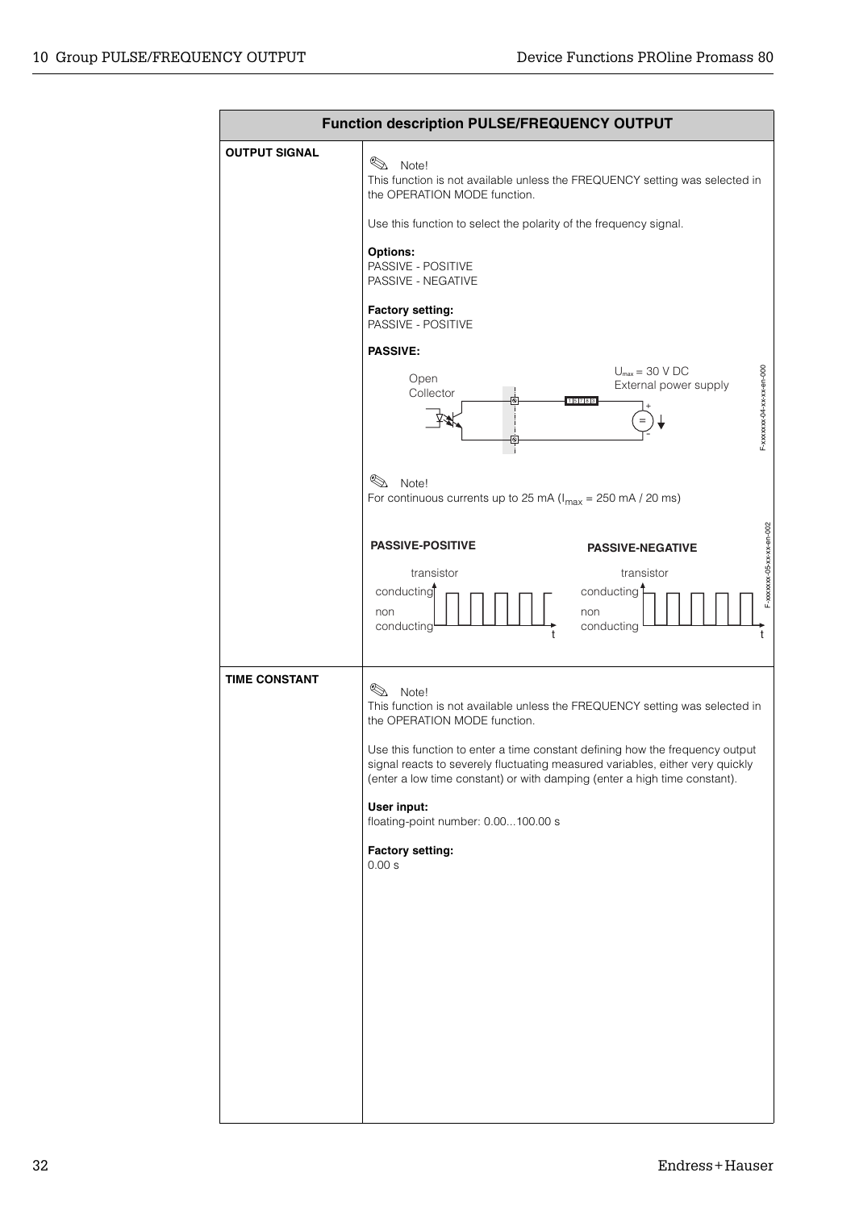## Function description PULSE/FREQUENCY OUTPUT

| Function | Description |
|---|---|
| **OUTPUT SIGNAL** | Note!<br>This function is not available unless the FREQUENCY setting was selected in the OPERATION MODE function.<br><br>Use this function to select the polarity of the frequency signal.<br><br>**Options:**<br>PASSIVE - POSITIVE<br>PASSIVE - NEGATIVE<br><br>**Factory setting:**<br>PASSIVE - POSITIVE<br><br>**PASSIVE:**<br>Open Collector; $U_{max}$ = 30 V DC External power supply<br><br>Note!<br>For continuous currents up to 25 mA ($I_{max}$ = 250 mA / 20 ms)<br><br>**PASSIVE-POSITIVE** / **PASSIVE-NEGATIVE**<br>transistor conducting / non conducting |
| **TIME CONSTANT** | Note!<br>This function is not available unless the FREQUENCY setting was selected in the OPERATION MODE function.<br><br>Use this function to enter a time constant defining how the frequency output signal reacts to severely fluctuating measured variables, either very quickly (enter a low time constant) or with damping (enter a high time constant).<br><br>**User input:**<br>floating-point number: 0.00...100.00 s<br><br>**Factory setting:**<br>0.00 s |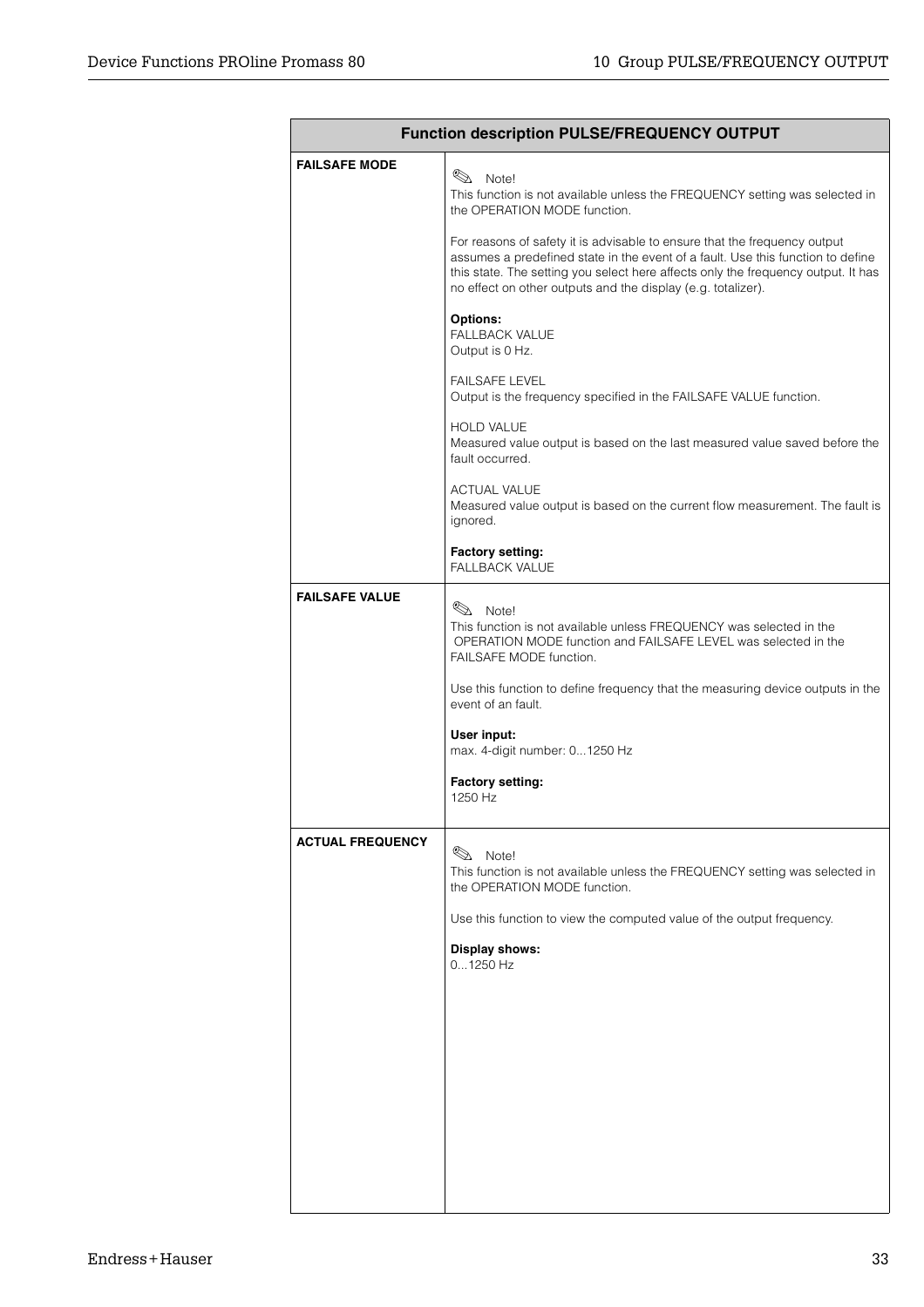| Function description PULSE/FREQUENCY OUTPUT | |
|---|---|
| **FAILSAFE MODE** | ✎ Note!<br>This function is not available unless the FREQUENCY setting was selected in the OPERATION MODE function.<br><br>For reasons of safety it is advisable to ensure that the frequency output assumes a predefined state in the event of a fault. Use this function to define this state. The setting you select here affects only the frequency output. It has no effect on other outputs and the display (e.g. totalizer).<br><br>**Options:**<br>FALLBACK VALUE<br>Output is 0 Hz.<br><br>FAILSAFE LEVEL<br>Output is the frequency specified in the FAILSAFE VALUE function.<br><br>HOLD VALUE<br>Measured value output is based on the last measured value saved before the fault occurred.<br><br>ACTUAL VALUE<br>Measured value output is based on the current flow measurement. The fault is ignored.<br><br>**Factory setting:**<br>FALLBACK VALUE |
| **FAILSAFE VALUE** | ✎ Note!<br>This function is not available unless FREQUENCY was selected in the OPERATION MODE function and FAILSAFE LEVEL was selected in the FAILSAFE MODE function.<br><br>Use this function to define frequency that the measuring device outputs in the event of an fault.<br><br>**User input:**<br>max. 4-digit number: 0...1250 Hz<br><br>**Factory setting:**<br>1250 Hz |
| **ACTUAL FREQUENCY** | ✎ Note!<br>This function is not available unless the FREQUENCY setting was selected in the OPERATION MODE function.<br><br>Use this function to view the computed value of the output frequency.<br><br>**Display shows:**<br>0...1250 Hz |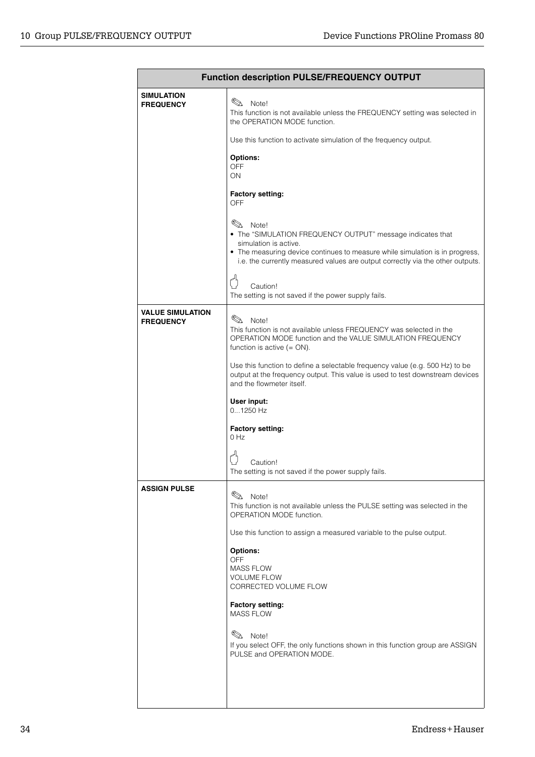| Function description PULSE/FREQUENCY OUTPUT | |
|---|---|
| **SIMULATION FREQUENCY** | Note!<br>This function is not available unless the FREQUENCY setting was selected in the OPERATION MODE function.<br><br>Use this function to activate simulation of the frequency output.<br><br>**Options:**<br>OFF<br>ON<br><br>**Factory setting:**<br>OFF<br><br>Note!<br>• The "SIMULATION FREQUENCY OUTPUT" message indicates that simulation is active.<br>• The measuring device continues to measure while simulation is in progress, i.e. the currently measured values are output correctly via the other outputs.<br><br>Caution!<br>The setting is not saved if the power supply fails. |
| **VALUE SIMULATION FREQUENCY** | Note!<br>This function is not available unless FREQUENCY was selected in the OPERATION MODE function and the VALUE SIMULATION FREQUENCY function is active (= ON).<br><br>Use this function to define a selectable frequency value (e.g. 500 Hz) to be output at the frequency output. This value is used to test downstream devices and the flowmeter itself.<br><br>**User input:**<br>0...1250 Hz<br><br>**Factory setting:**<br>0 Hz<br><br>Caution!<br>The setting is not saved if the power supply fails. |
| **ASSIGN PULSE** | Note!<br>This function is not available unless the PULSE setting was selected in the OPERATION MODE function.<br><br>Use this function to assign a measured variable to the pulse output.<br><br>**Options:**<br>OFF<br>MASS FLOW<br>VOLUME FLOW<br>CORRECTED VOLUME FLOW<br><br>**Factory setting:**<br>MASS FLOW<br><br>Note!<br>If you select OFF, the only functions shown in this function group are ASSIGN PULSE and OPERATION MODE. |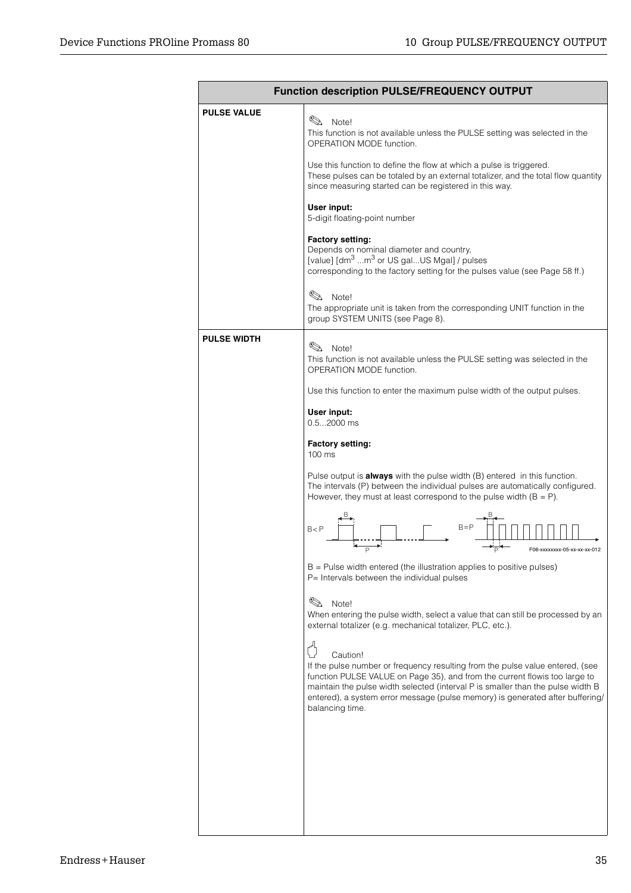| Function description PULSE/FREQUENCY OUTPUT | |
|---|---|
| **PULSE VALUE** | Note!<br>This function is not available unless the PULSE setting was selected in the OPERATION MODE function.<br><br>Use this function to define the flow at which a pulse is triggered.<br>These pulses can be totaled by an external totalizer, and the total flow quantity since measuring started can be registered in this way.<br><br>**User input:**<br>5-digit floating-point number<br><br>**Factory setting:**<br>Depends on nominal diameter and country,<br>[value] [$dm^3$ ...$m^3$ or US gal...US Mgal] / pulses<br>corresponding to the factory setting for the pulses value (see Page 58 ff.)<br><br>Note!<br>The appropriate unit is taken from the corresponding UNIT function in the group SYSTEM UNITS (see Page 8). |
| **PULSE WIDTH** | Note!<br>This function is not available unless the PULSE setting was selected in the OPERATION MODE function.<br><br>Use this function to enter the maximum pulse width of the output pulses.<br><br>**User input:**<br>0.5...2000 ms<br><br>**Factory setting:**<br>100 ms<br><br>Pulse output is **always** with the pulse width (B) entered in this function.<br>The intervals (P) between the individual pulses are automatically configured.<br>However, they must at least correspond to the pulse width (B = P).<br><br>B < P  B = P<br>F06-xxxxxxxx-05-xx-xx-xx-012<br><br>B = Pulse width entered (the illustration applies to positive pulses)<br>P= Intervals between the individual pulses<br><br>Note!<br>When entering the pulse width, select a value that can still be processed by an external totalizer (e.g. mechanical totalizer, PLC, etc.).<br><br>Caution!<br>If the pulse number or frequency resulting from the pulse value entered, (see function PULSE VALUE on Page 35), and from the current flowis too large to maintain the pulse width selected (interval P is smaller than the pulse width B entered), a system error message (pulse memory) is generated after buffering/ balancing time. |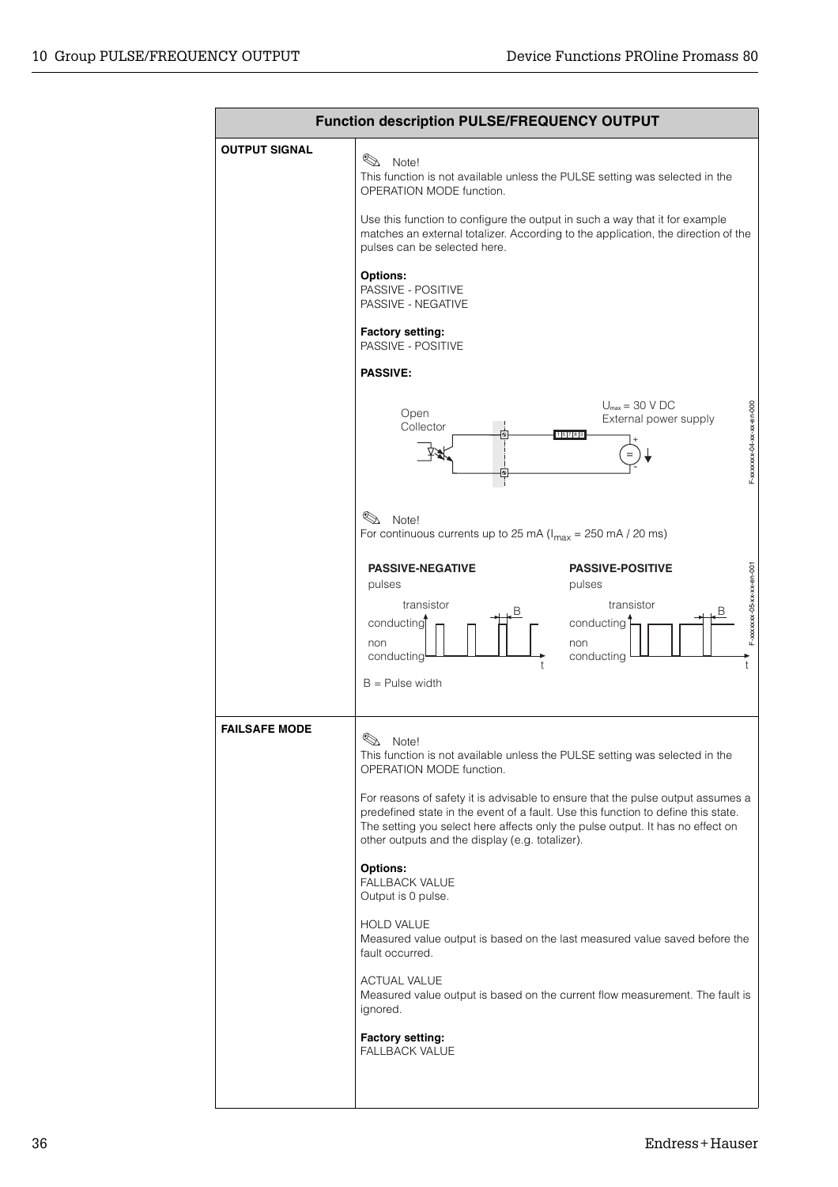| Function description PULSE/FREQUENCY OUTPUT | |
|---|---|
| **OUTPUT SIGNAL** | ✎ Note!<br>This function is not available unless the PULSE setting was selected in the OPERATION MODE function.<br><br>Use this function to configure the output in such a way that it for example matches an external totalizer. According to the application, the direction of the pulses can be selected here.<br><br>**Options:**<br>PASSIVE - POSITIVE<br>PASSIVE - NEGATIVE<br><br>**Factory setting:**<br>PASSIVE - POSITIVE<br><br>**PASSIVE:**<br><br>Open Collector — $U_{max}$ = 30 V DC External power supply<br><br>✎ Note!<br>For continuous currents up to 25 mA ($I_{max}$ = 250 mA / 20 ms)<br><br>**PASSIVE-NEGATIVE** pulses — transistor conducting / non conducting<br>**PASSIVE-POSITIVE** pulses — transistor conducting / non conducting<br><br>B = Pulse width |
| **FAILSAFE MODE** | ✎ Note!<br>This function is not available unless the PULSE setting was selected in the OPERATION MODE function.<br><br>For reasons of safety it is advisable to ensure that the pulse output assumes a predefined state in the event of a fault. Use this function to define this state. The setting you select here affects only the pulse output. It has no effect on other outputs and the display (e.g. totalizer).<br><br>**Options:**<br>FALLBACK VALUE<br>Output is 0 pulse.<br><br>HOLD VALUE<br>Measured value output is based on the last measured value saved before the fault occurred.<br><br>ACTUAL VALUE<br>Measured value output is based on the current flow measurement. The fault is ignored.<br><br>**Factory setting:**<br>FALLBACK VALUE |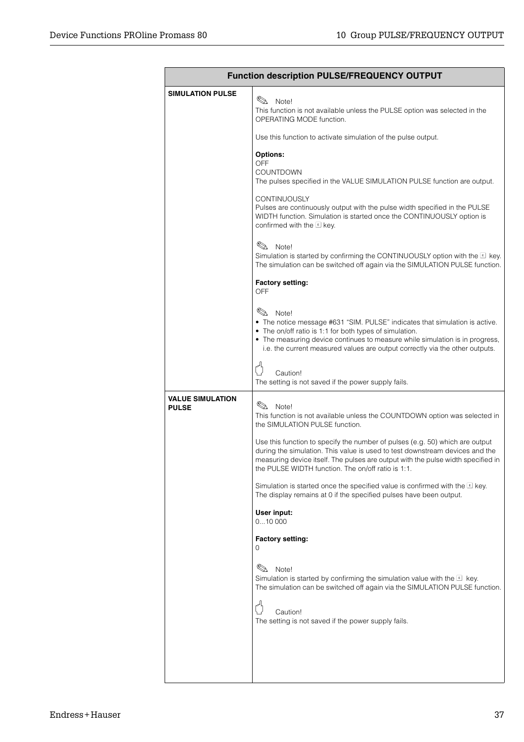| Function description PULSE/FREQUENCY OUTPUT | |
|---|---|
| **SIMULATION PULSE** | Note!<br>This function is not available unless the PULSE option was selected in the OPERATING MODE function.<br><br>Use this function to activate simulation of the pulse output.<br><br>**Options:**<br>OFF<br>COUNTDOWN<br>The pulses specified in the VALUE SIMULATION PULSE function are output.<br><br>CONTINUOUSLY<br>Pulses are continuously output with the pulse width specified in the PULSE WIDTH function. Simulation is started once the CONTINUOUSLY option is confirmed with the E key.<br><br>Note!<br>Simulation is started by confirming the CONTINUOUSLY option with the E key. The simulation can be switched off again via the SIMULATION PULSE function.<br><br>**Factory setting:**<br>OFF<br><br>Note!<br>• The notice message #631 "SIM. PULSE" indicates that simulation is active.<br>• The on/off ratio is 1:1 for both types of simulation.<br>• The measuring device continues to measure while simulation is in progress, i.e. the current measured values are output correctly via the other outputs.<br><br>Caution!<br>The setting is not saved if the power supply fails. |
| **VALUE SIMULATION PULSE** | Note!<br>This function is not available unless the COUNTDOWN option was selected in the SIMULATION PULSE function.<br><br>Use this function to specify the number of pulses (e.g. 50) which are output during the simulation. This value is used to test downstream devices and the measuring device itself. The pulses are output with the pulse width specified in the PULSE WIDTH function. The on/off ratio is 1:1.<br><br>Simulation is started once the specified value is confirmed with the E key. The display remains at 0 if the specified pulses have been output.<br><br>**User input:**<br>0...10 000<br><br>**Factory setting:**<br>0<br><br>Note!<br>Simulation is started by confirming the simulation value with the E key. The simulation can be switched off again via the SIMULATION PULSE function.<br><br>Caution!<br>The setting is not saved if the power supply fails. |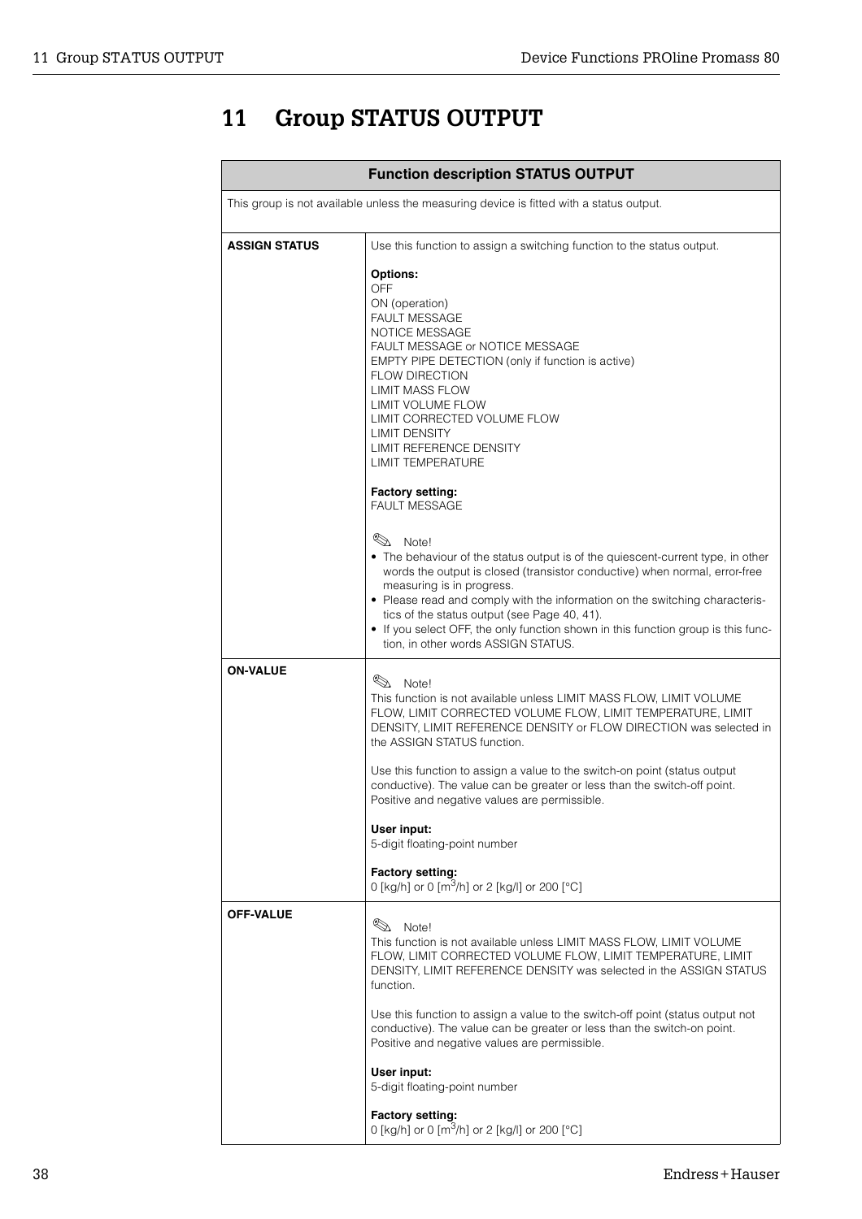# 11 Group STATUS OUTPUT

| Function description STATUS OUTPUT | |
|---|---|
| This group is not available unless the measuring device is fitted with a status output. | |
| **ASSIGN STATUS** | Use this function to assign a switching function to the status output.<br><br>**Options:**<br>OFF<br>ON (operation)<br>FAULT MESSAGE<br>NOTICE MESSAGE<br>FAULT MESSAGE or NOTICE MESSAGE<br>EMPTY PIPE DETECTION (only if function is active)<br>FLOW DIRECTION<br>LIMIT MASS FLOW<br>LIMIT VOLUME FLOW<br>LIMIT CORRECTED VOLUME FLOW<br>LIMIT DENSITY<br>LIMIT REFERENCE DENSITY<br>LIMIT TEMPERATURE<br><br>**Factory setting:**<br>FAULT MESSAGE<br><br>Note!<br>• The behaviour of the status output is of the quiescent-current type, in other words the output is closed (transistor conductive) when normal, error-free measuring is in progress.<br>• Please read and comply with the information on the switching characteristics of the status output (see Page 40, 41).<br>• If you select OFF, the only function shown in this function group is this function, in other words ASSIGN STATUS. |
| **ON-VALUE** | Note!<br>This function is not available unless LIMIT MASS FLOW, LIMIT VOLUME FLOW, LIMIT CORRECTED VOLUME FLOW, LIMIT TEMPERATURE, LIMIT DENSITY, LIMIT REFERENCE DENSITY or FLOW DIRECTION was selected in the ASSIGN STATUS function.<br><br>Use this function to assign a value to the switch-on point (status output conductive). The value can be greater or less than the switch-off point. Positive and negative values are permissible.<br><br>**User input:**<br>5-digit floating-point number<br><br>**Factory setting:**<br>0 [kg/h] or 0 [$m^3$/h] or 2 [kg/l] or 200 [°C] |
| **OFF-VALUE** | Note!<br>This function is not available unless LIMIT MASS FLOW, LIMIT VOLUME FLOW, LIMIT CORRECTED VOLUME FLOW, LIMIT TEMPERATURE, LIMIT DENSITY, LIMIT REFERENCE DENSITY was selected in the ASSIGN STATUS function.<br><br>Use this function to assign a value to the switch-off point (status output not conductive). The value can be greater or less than the switch-on point. Positive and negative values are permissible.<br><br>**User input:**<br>5-digit floating-point number<br><br>**Factory setting:**<br>0 [kg/h] or 0 [$m^3$/h] or 2 [kg/l] or 200 [°C] |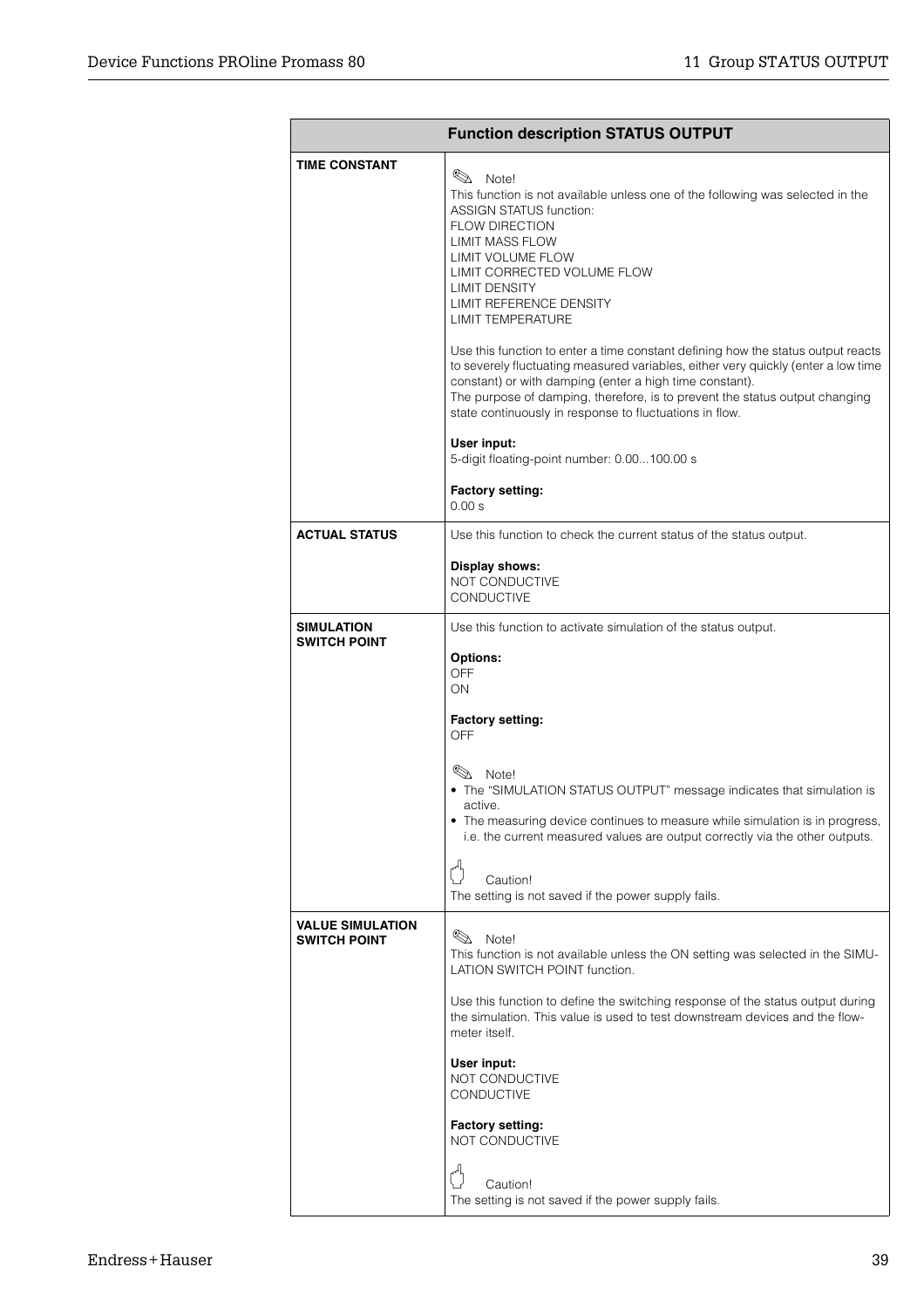| Function description STATUS OUTPUT | |
|---|---|
| **TIME CONSTANT** | ✎ Note!<br>This function is not available unless one of the following was selected in the ASSIGN STATUS function:<br>FLOW DIRECTION<br>LIMIT MASS FLOW<br>LIMIT VOLUME FLOW<br>LIMIT CORRECTED VOLUME FLOW<br>LIMIT DENSITY<br>LIMIT REFERENCE DENSITY<br>LIMIT TEMPERATURE<br><br>Use this function to enter a time constant defining how the status output reacts to severely fluctuating measured variables, either very quickly (enter a low time constant) or with damping (enter a high time constant).<br>The purpose of damping, therefore, is to prevent the status output changing state continuously in response to fluctuations in flow.<br><br>**User input:**<br>5-digit floating-point number: 0.00...100.00 s<br><br>**Factory setting:**<br>0.00 s |
| **ACTUAL STATUS** | Use this function to check the current status of the status output.<br><br>**Display shows:**<br>NOT CONDUCTIVE<br>CONDUCTIVE |
| **SIMULATION SWITCH POINT** | Use this function to activate simulation of the status output.<br><br>**Options:**<br>OFF<br>ON<br><br>**Factory setting:**<br>OFF<br><br>✎ Note!<br>• The "SIMULATION STATUS OUTPUT" message indicates that simulation is active.<br>• The measuring device continues to measure while simulation is in progress, i.e. the current measured values are output correctly via the other outputs.<br><br>Caution!<br>The setting is not saved if the power supply fails. |
| **VALUE SIMULATION SWITCH POINT** | ✎ Note!<br>This function is not available unless the ON setting was selected in the SIMULATION SWITCH POINT function.<br><br>Use this function to define the switching response of the status output during the simulation. This value is used to test downstream devices and the flowmeter itself.<br><br>**User input:**<br>NOT CONDUCTIVE<br>CONDUCTIVE<br><br>**Factory setting:**<br>NOT CONDUCTIVE<br><br>Caution!<br>The setting is not saved if the power supply fails. |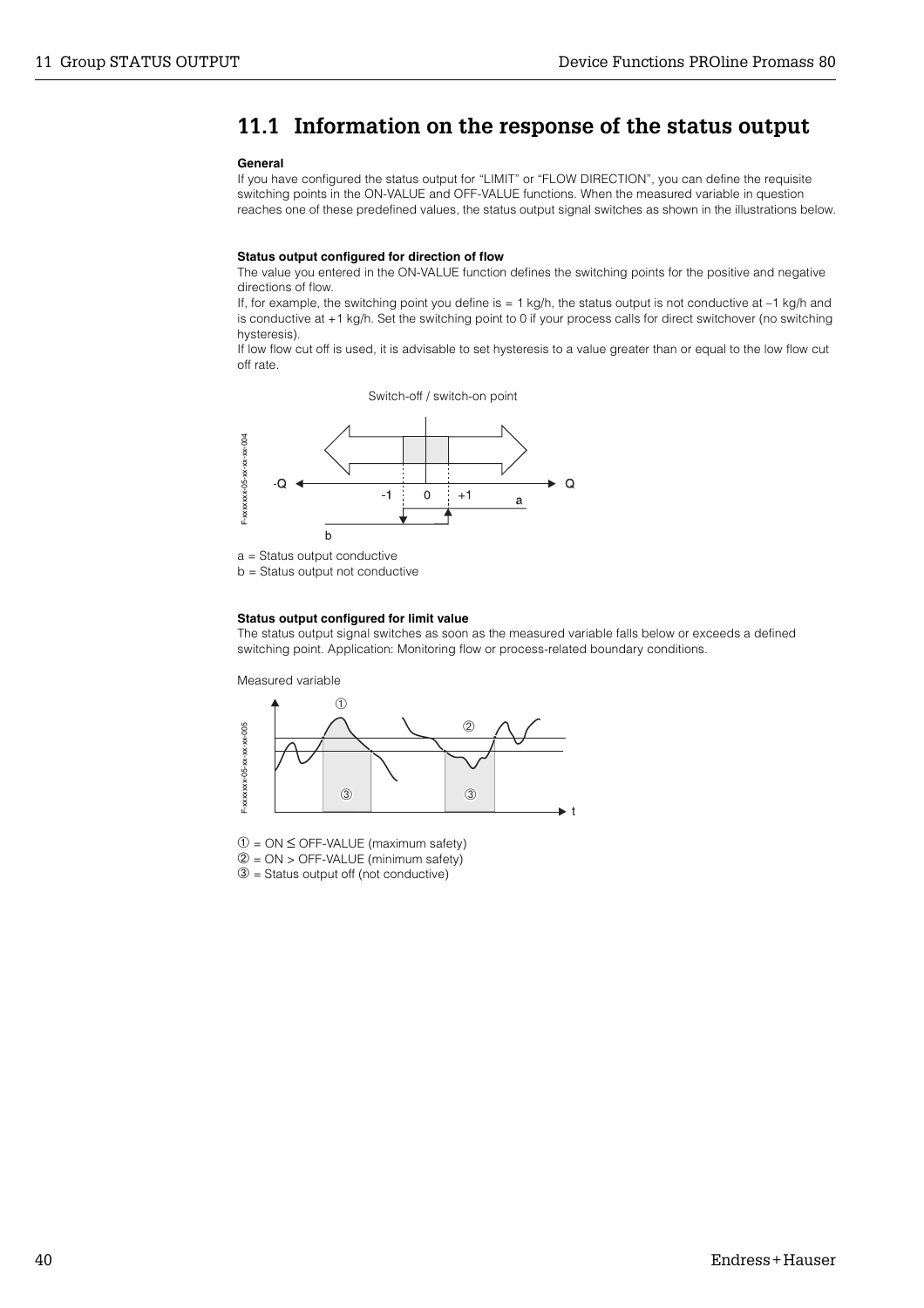## 11.1 Information on the response of the status output

**General**

If you have configured the status output for "LIMIT" or "FLOW DIRECTION", you can define the requisite switching points in the ON-VALUE and OFF-VALUE functions. When the measured variable in question reaches one of these predefined values, the status output signal switches as shown in the illustrations below.

**Status output configured for direction of flow**

The value you entered in the ON-VALUE function defines the switching points for the positive and negative directions of flow.

If, for example, the switching point you define is = 1 kg/h, the status output is not conductive at –1 kg/h and is conductive at +1 kg/h. Set the switching point to 0 if your process calls for direct switchover (no switching hysteresis).

If low flow cut off is used, it is advisable to set hysteresis to a value greater than or equal to the low flow cut off rate.

Switch-off / switch-on point

-Q  -1  0  +1  Q  a  b

F-xxxxxxxx-05-xx-xx-xx-004

a = Status output conductive
b = Status output not conductive

**Status output configured for limit value**

The status output signal switches as soon as the measured variable falls below or exceeds a defined switching point. Application: Monitoring flow or process-related boundary conditions.

Measured variable

F-xxxxxxxx-05-xx-xx-xx-005

① = ON ≤ OFF-VALUE (maximum safety)
② = ON > OFF-VALUE (minimum safety)
③ = Status output off (not conductive)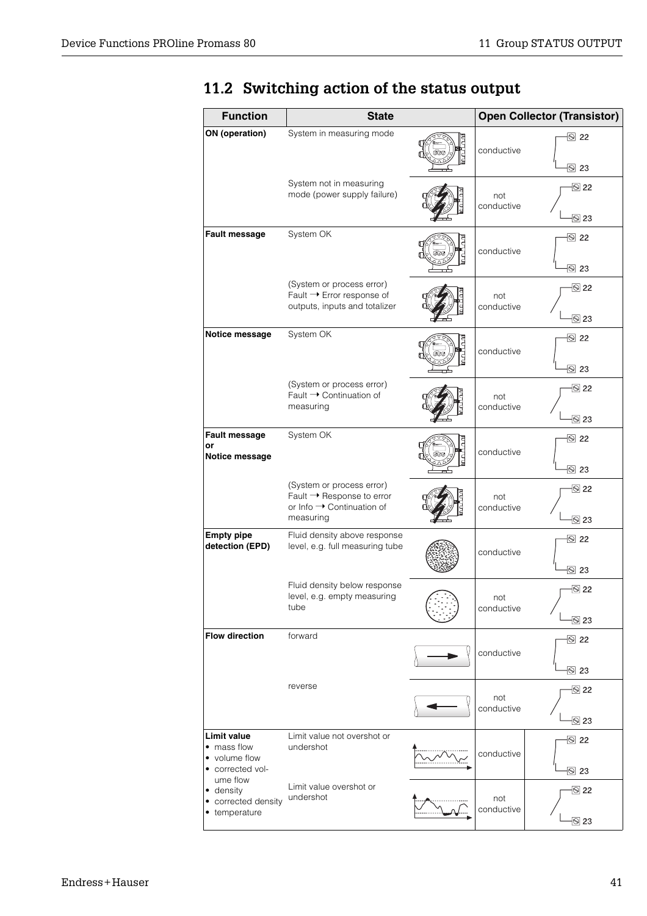## 11.2 Switching action of the status output

| Function | State | Open Collector (Transistor) |
|---|---|---|
| **ON (operation)** | System in measuring mode | conductive (22–23) |
| | System not in measuring mode (power supply failure) | not conductive (22–23) |
| **Fault message** | System OK | conductive (22–23) |
| | (System or process error) Fault → Error response of outputs, inputs and totalizer | not conductive (22–23) |
| **Notice message** | System OK | conductive (22–23) |
| | (System or process error) Fault → Continuation of measuring | not conductive (22–23) |
| **Fault message or Notice message** | System OK | conductive (22–23) |
| | (System or process error) Fault → Response to error or Info → Continuation of measuring | not conductive (22–23) |
| **Empty pipe detection (EPD)** | Fluid density above response level, e.g. full measuring tube | conductive (22–23) |
| | Fluid density below response level, e.g. empty measuring tube | not conductive (22–23) |
| **Flow direction** | forward | conductive (22–23) |
| | reverse | not conductive (22–23) |
| **Limit value** <br>• mass flow <br>• volume flow <br>• corrected volume flow <br>• density <br>• corrected density <br>• temperature | Limit value not overshot or undershot | conductive (22–23) |
| | Limit value overshot or undershot | not conductive (22–23) |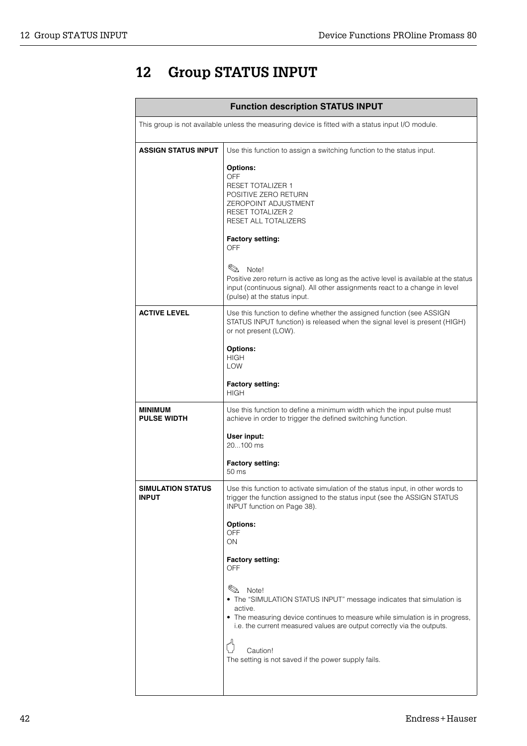# 12 Group STATUS INPUT

| Function description STATUS INPUT | |
|---|---|
| This group is not available unless the measuring device is fitted with a status input I/O module. | |
| **ASSIGN STATUS INPUT** | Use this function to assign a switching function to the status input.<br><br>**Options:**<br>OFF<br>RESET TOTALIZER 1<br>POSITIVE ZERO RETURN<br>ZEROPOINT ADJUSTMENT<br>RESET TOTALIZER 2<br>RESET ALL TOTALIZERS<br><br>**Factory setting:**<br>OFF<br><br>Note!<br>Positive zero return is active as long as the active level is available at the status input (continuous signal). All other assignments react to a change in level (pulse) at the status input. |
| **ACTIVE LEVEL** | Use this function to define whether the assigned function (see ASSIGN STATUS INPUT function) is released when the signal level is present (HIGH) or not present (LOW).<br><br>**Options:**<br>HIGH<br>LOW<br><br>**Factory setting:**<br>HIGH |
| **MINIMUM PULSE WIDTH** | Use this function to define a minimum width which the input pulse must achieve in order to trigger the defined switching function.<br><br>**User input:**<br>20...100 ms<br><br>**Factory setting:**<br>50 ms |
| **SIMULATION STATUS INPUT** | Use this function to activate simulation of the status input, in other words to trigger the function assigned to the status input (see the ASSIGN STATUS INPUT function on Page 38).<br><br>**Options:**<br>OFF<br>ON<br><br>**Factory setting:**<br>OFF<br><br>Note!<br>• The "SIMULATION STATUS INPUT" message indicates that simulation is active.<br>• The measuring device continues to measure while simulation is in progress, i.e. the current measured values are output correctly via the outputs.<br><br>Caution!<br>The setting is not saved if the power supply fails. |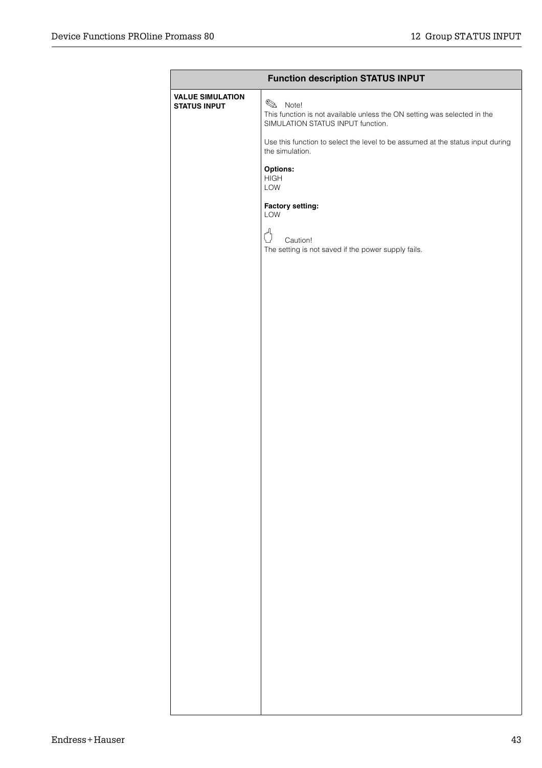| Function description STATUS INPUT | |
|---|---|
| **VALUE SIMULATION STATUS INPUT** | ✎ Note!<br>This function is not available unless the ON setting was selected in the SIMULATION STATUS INPUT function.<br><br>Use this function to select the level to be assumed at the status input during the simulation.<br><br>**Options:**<br>HIGH<br>LOW<br><br>**Factory setting:**<br>LOW<br><br>☝ Caution!<br>The setting is not saved if the power supply fails. |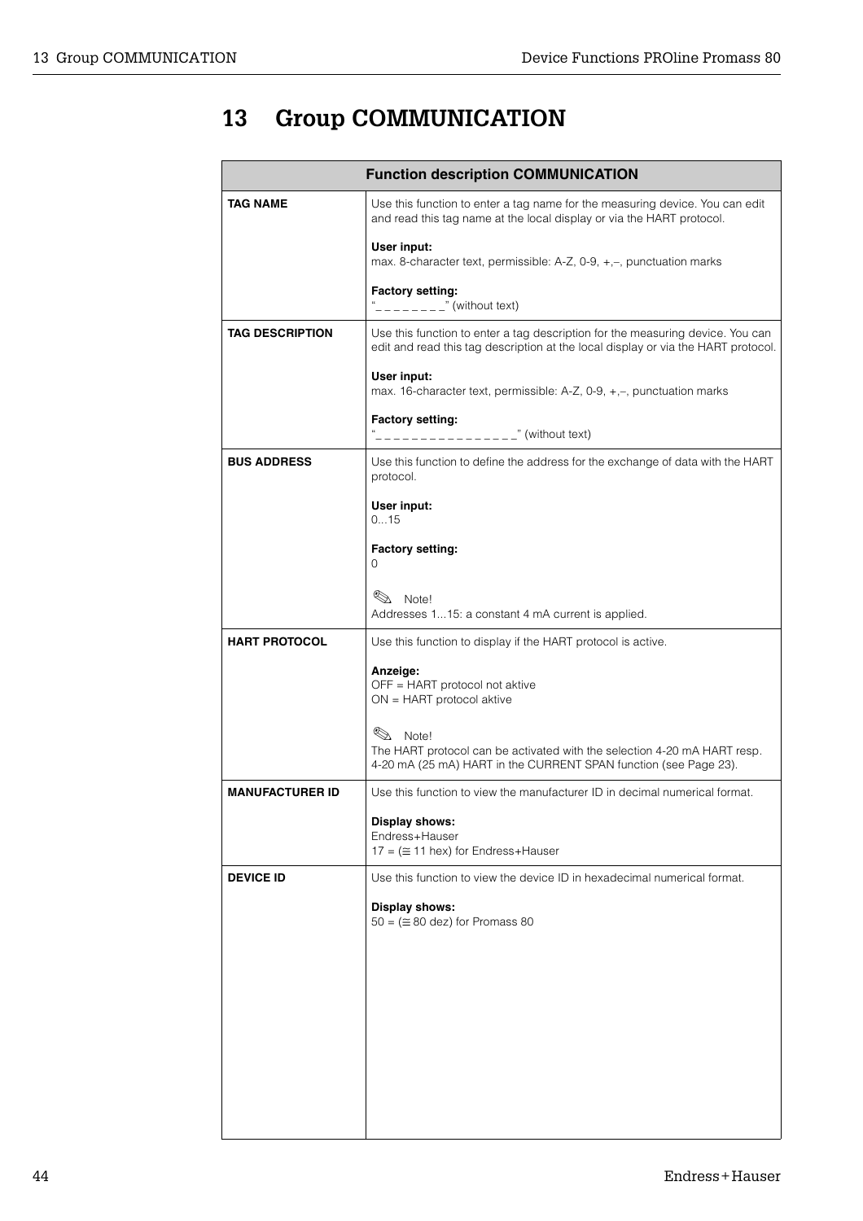# 13 Group COMMUNICATION

| Function description COMMUNICATION | |
|---|---|
| **TAG NAME** | Use this function to enter a tag name for the measuring device. You can edit and read this tag name at the local display or via the HART protocol.<br><br>**User input:**<br>max. 8-character text, permissible: A-Z, 0-9, +,–, punctuation marks<br><br>**Factory setting:**<br>"_ _ _ _ _ _ _ _" (without text) |
| **TAG DESCRIPTION** | Use this function to enter a tag description for the measuring device. You can edit and read this tag description at the local display or via the HART protocol.<br><br>**User input:**<br>max. 16-character text, permissible: A-Z, 0-9, +,–, punctuation marks<br><br>**Factory setting:**<br>"_ _ _ _ _ _ _ _ _ _ _ _ _ _ _ _" (without text) |
| **BUS ADDRESS** | Use this function to define the address for the exchange of data with the HART protocol.<br><br>**User input:**<br>0...15<br><br>**Factory setting:**<br>0<br><br>✎ Note!<br>Addresses 1...15: a constant 4 mA current is applied. |
| **HART PROTOCOL** | Use this function to display if the HART protocol is active.<br><br>**Anzeige:**<br>OFF = HART protocol not aktive<br>ON = HART protocol aktive<br><br>✎ Note!<br>The HART protocol can be activated with the selection 4-20 mA HART resp. 4-20 mA (25 mA) HART in the CURRENT SPAN function (see Page 23). |
| **MANUFACTURER ID** | Use this function to view the manufacturer ID in decimal numerical format.<br><br>**Display shows:**<br>Endress+Hauser<br>17 = (≅ 11 hex) for Endress+Hauser |
| **DEVICE ID** | Use this function to view the device ID in hexadecimal numerical format.<br><br>**Display shows:**<br>50 = (≅ 80 dez) for Promass 80 |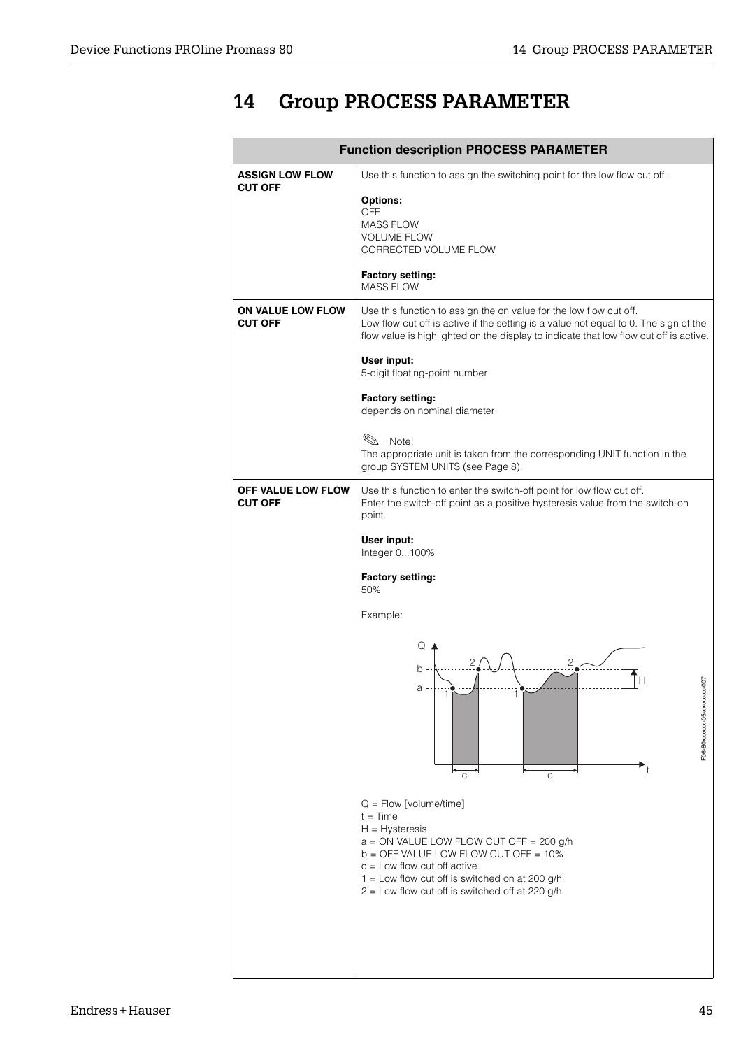# 14 Group PROCESS PARAMETER

| Function description PROCESS PARAMETER | |
|---|---|
| **ASSIGN LOW FLOW CUT OFF** | Use this function to assign the switching point for the low flow cut off.<br><br>**Options:**<br>OFF<br>MASS FLOW<br>VOLUME FLOW<br>CORRECTED VOLUME FLOW<br><br>**Factory setting:**<br>MASS FLOW |
| **ON VALUE LOW FLOW CUT OFF** | Use this function to assign the on value for the low flow cut off.<br>Low flow cut off is active if the setting is a value not equal to 0. The sign of the flow value is highlighted on the display to indicate that low flow cut off is active.<br><br>**User input:**<br>5-digit floating-point number<br><br>**Factory setting:**<br>depends on nominal diameter<br><br>Note!<br>The appropriate unit is taken from the corresponding UNIT function in the group SYSTEM UNITS (see Page 8). |
| **OFF VALUE LOW FLOW CUT OFF** | Use this function to enter the switch-off point for low flow cut off.<br>Enter the switch-off point as a positive hysteresis value from the switch-on point.<br><br>**User input:**<br>Integer 0...100%<br><br>**Factory setting:**<br>50%<br><br>Example:<br><br>Q = Flow [volume/time]<br>t = Time<br>H = Hysteresis<br>a = ON VALUE LOW FLOW CUT OFF = 200 g/h<br>b = OFF VALUE LOW FLOW CUT OFF = 10%<br>c = Low flow cut off active<br>1 = Low flow cut off is switched on at 200 g/h<br>2 = Low flow cut off is switched off at 220 g/h |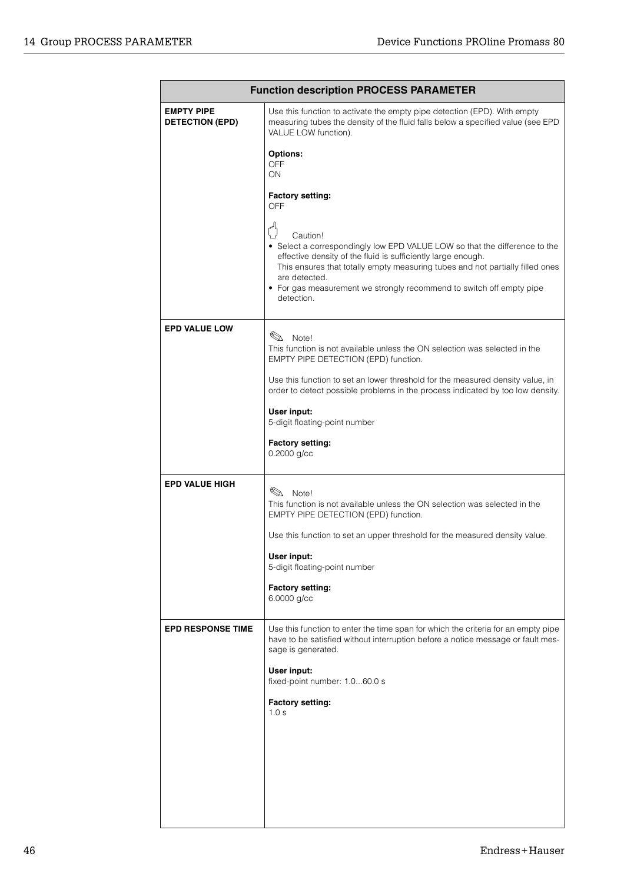| Function description PROCESS PARAMETER | |
|---|---|
| **EMPTY PIPE DETECTION (EPD)** | Use this function to activate the empty pipe detection (EPD). With empty measuring tubes the density of the fluid falls below a specified value (see EPD VALUE LOW function).<br><br>**Options:**<br>OFF<br>ON<br><br>**Factory setting:**<br>OFF<br><br>Caution!<br>• Select a correspondingly low EPD VALUE LOW so that the difference to the effective density of the fluid is sufficiently large enough.<br>This ensures that totally empty measuring tubes and not partially filled ones are detected.<br>• For gas measurement we strongly recommend to switch off empty pipe detection. |
| **EPD VALUE LOW** | Note!<br>This function is not available unless the ON selection was selected in the EMPTY PIPE DETECTION (EPD) function.<br><br>Use this function to set an lower threshold for the measured density value, in order to detect possible problems in the process indicated by too low density.<br><br>**User input:**<br>5-digit floating-point number<br><br>**Factory setting:**<br>0.2000 g/cc |
| **EPD VALUE HIGH** | Note!<br>This function is not available unless the ON selection was selected in the EMPTY PIPE DETECTION (EPD) function.<br><br>Use this function to set an upper threshold for the measured density value.<br><br>**User input:**<br>5-digit floating-point number<br><br>**Factory setting:**<br>6.0000 g/cc |
| **EPD RESPONSE TIME** | Use this function to enter the time span for which the criteria for an empty pipe have to be satisfied without interruption before a notice message or fault message is generated.<br><br>**User input:**<br>fixed-point number: 1.0...60.0 s<br><br>**Factory setting:**<br>1.0 s |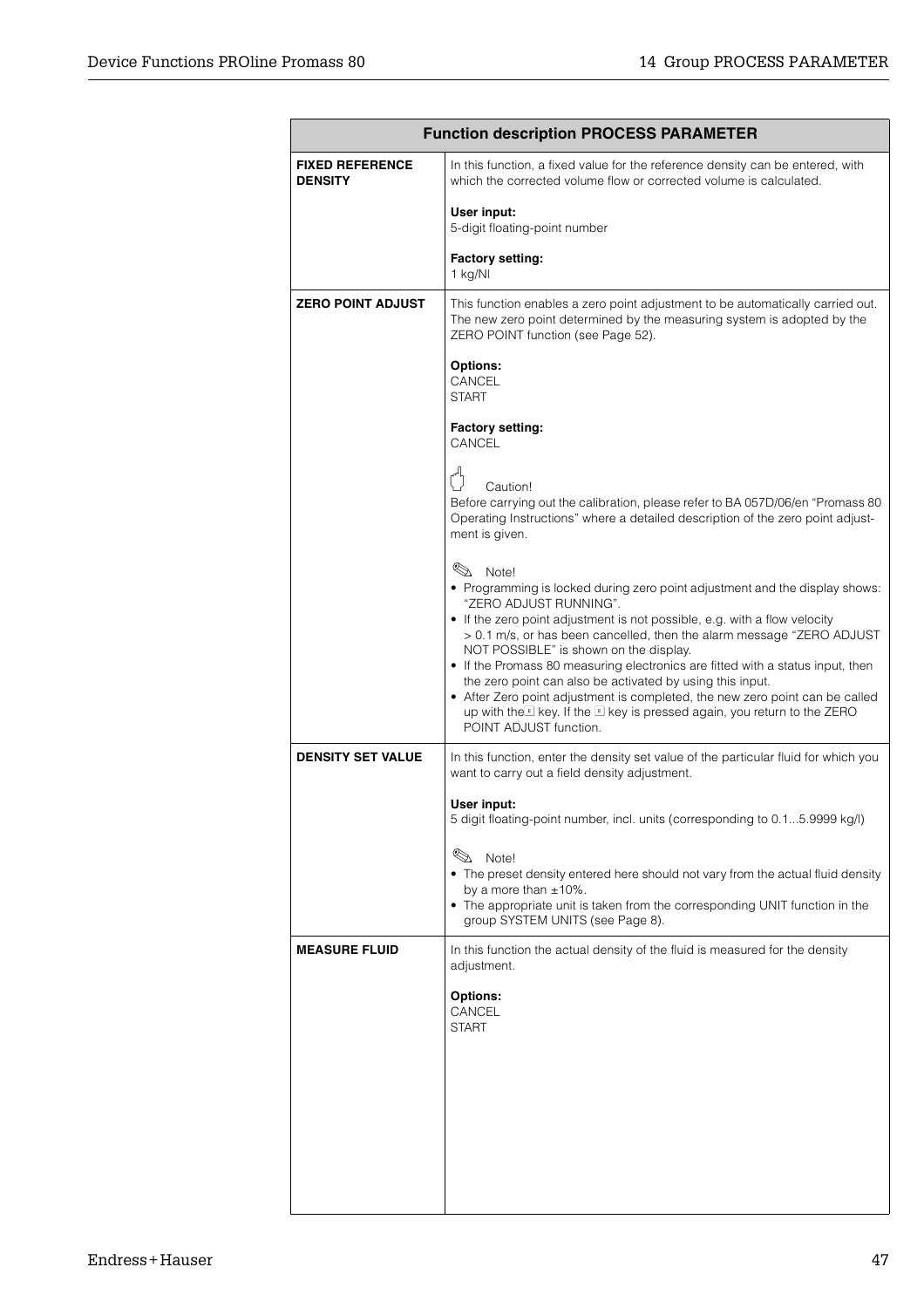| Function description PROCESS PARAMETER | |
|---|---|
| **FIXED REFERENCE DENSITY** | In this function, a fixed value for the reference density can be entered, with which the corrected volume flow or corrected volume is calculated.<br><br>**User input:**<br>5-digit floating-point number<br><br>**Factory setting:**<br>1 kg/Nl |
| **ZERO POINT ADJUST** | This function enables a zero point adjustment to be automatically carried out. The new zero point determined by the measuring system is adopted by the ZERO POINT function (see Page 52).<br><br>**Options:**<br>CANCEL<br>START<br><br>**Factory setting:**<br>CANCEL<br><br>Caution!<br>Before carrying out the calibration, please refer to BA 057D/06/en "Promass 80 Operating Instructions" where a detailed description of the zero point adjustment is given.<br><br>Note!<br>• Programming is locked during zero point adjustment and the display shows: "ZERO ADJUST RUNNING".<br>• If the zero point adjustment is not possible, e.g. with a flow velocity > 0.1 m/s, or has been cancelled, then the alarm message "ZERO ADJUST NOT POSSIBLE" is shown on the display.<br>• If the Promass 80 measuring electronics are fitted with a status input, then the zero point can also be activated by using this input.<br>• After Zero point adjustment is completed, the new zero point can be called up with the E key. If the E key is pressed again, you return to the ZERO POINT ADJUST function. |
| **DENSITY SET VALUE** | In this function, enter the density set value of the particular fluid for which you want to carry out a field density adjustment.<br><br>**User input:**<br>5 digit floating-point number, incl. units (corresponding to 0.1...5.9999 kg/l)<br><br>Note!<br>• The preset density entered here should not vary from the actual fluid density by a more than ±10%.<br>• The appropriate unit is taken from the corresponding UNIT function in the group SYSTEM UNITS (see Page 8). |
| **MEASURE FLUID** | In this function the actual density of the fluid is measured for the density adjustment.<br><br>**Options:**<br>CANCEL<br>START |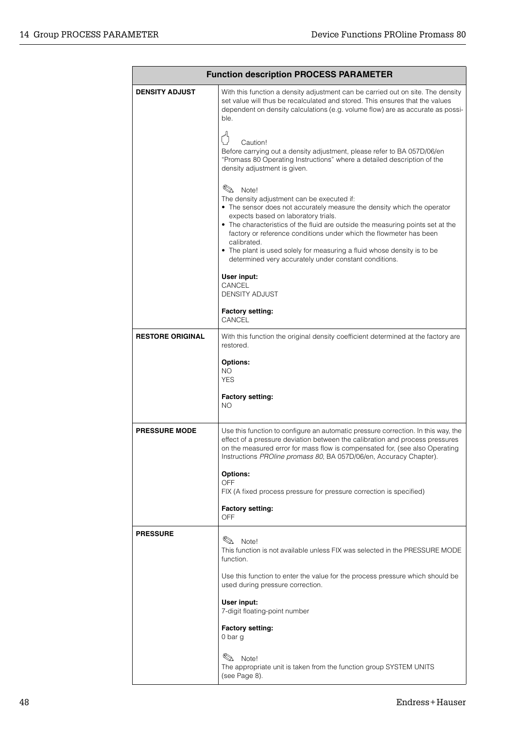| Function description PROCESS PARAMETER | |
|---|---|
| **DENSITY ADJUST** | With this function a density adjustment can be carried out on site. The density set value will thus be recalculated and stored. This ensures that the values dependent on density calculations (e.g. volume flow) are as accurate as possible.<br><br>Caution!<br>Before carrying out a density adjustment, please refer to BA 057D/06/en "Promass 80 Operating Instructions" where a detailed description of the density adjustment is given.<br><br>Note!<br>The density adjustment can be executed if:<br>• The sensor does not accurately measure the density which the operator expects based on laboratory trials.<br>• The characteristics of the fluid are outside the measuring points set at the factory or reference conditions under which the flowmeter has been calibrated.<br>• The plant is used solely for measuring a fluid whose density is to be determined very accurately under constant conditions.<br><br>**User input:**<br>CANCEL<br>DENSITY ADJUST<br><br>**Factory setting:**<br>CANCEL |
| **RESTORE ORIGINAL** | With this function the original density coefficient determined at the factory are restored.<br><br>**Options:**<br>NO<br>YES<br><br>**Factory setting:**<br>NO |
| **PRESSURE MODE** | Use this function to configure an automatic pressure correction. In this way, the effect of a pressure deviation between the calibration and process pressures on the measured error for mass flow is compensated for, (see also Operating Instructions *PROline promass 80*, BA 057D/06/en, Accuracy Chapter).<br><br>**Options:**<br>OFF<br>FIX (A fixed process pressure for pressure correction is specified)<br><br>**Factory setting:**<br>OFF |
| **PRESSURE** | Note!<br>This function is not available unless FIX was selected in the PRESSURE MODE function.<br><br>Use this function to enter the value for the process pressure which should be used during pressure correction.<br><br>**User input:**<br>7-digit floating-point number<br><br>**Factory setting:**<br>0 bar g<br><br>Note!<br>The appropriate unit is taken from the function group SYSTEM UNITS (see Page 8). |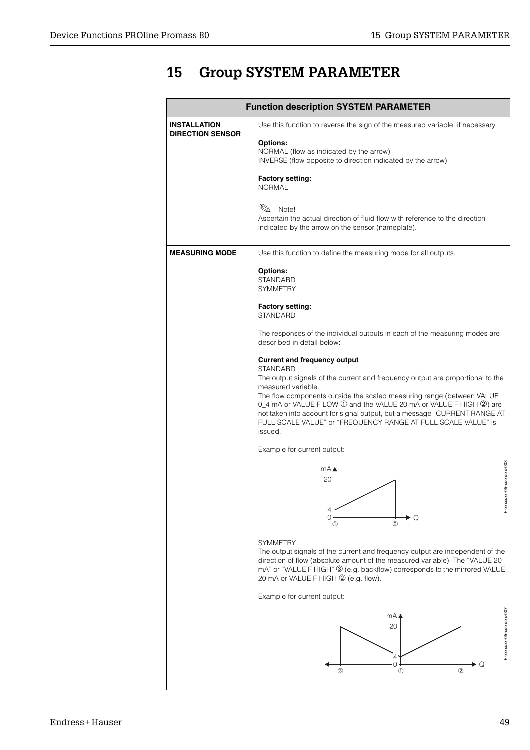# 15 Group SYSTEM PARAMETER

| Function description SYSTEM PARAMETER | |
|---|---|
| **INSTALLATION DIRECTION SENSOR** | Use this function to reverse the sign of the measured variable, if necessary.<br><br>**Options:**<br>NORMAL (flow as indicated by the arrow)<br>INVERSE (flow opposite to direction indicated by the arrow)<br><br>**Factory setting:**<br>NORMAL<br><br>Note!<br>Ascertain the actual direction of fluid flow with reference to the direction indicated by the arrow on the sensor (nameplate). |
| **MEASURING MODE** | Use this function to define the measuring mode for all outputs.<br><br>**Options:**<br>STANDARD<br>SYMMETRY<br><br>**Factory setting:**<br>STANDARD<br><br>The responses of the individual outputs in each of the measuring modes are described in detail below:<br><br>**Current and frequency output**<br>STANDARD<br>The output signals of the current and frequency output are proportional to the measured variable.<br>The flow components outside the scaled measuring range (between VALUE 0_4 mA or VALUE F LOW ① and the VALUE 20 mA or VALUE F HIGH ②) are not taken into account for signal output, but a message "CURRENT RANGE AT FULL SCALE VALUE" or "FREQUENCY RANGE AT FULL SCALE VALUE" is issued.<br><br>Example for current output:<br><br>F-xxxxxxx-05-xx-xx-xx-003<br><br>SYMMETRY<br>The output signals of the current and frequency output are independent of the direction of flow (absolute amount of the measured variable). The "VALUE 20 mA" or "VALUE F HIGH" ③ (e.g. backflow) corresponds to the mirrored VALUE 20 mA or VALUE F HIGH ② (e.g. flow).<br><br>Example for current output:<br><br>F-xxxxxxx-05-xx-xx-xx-007 |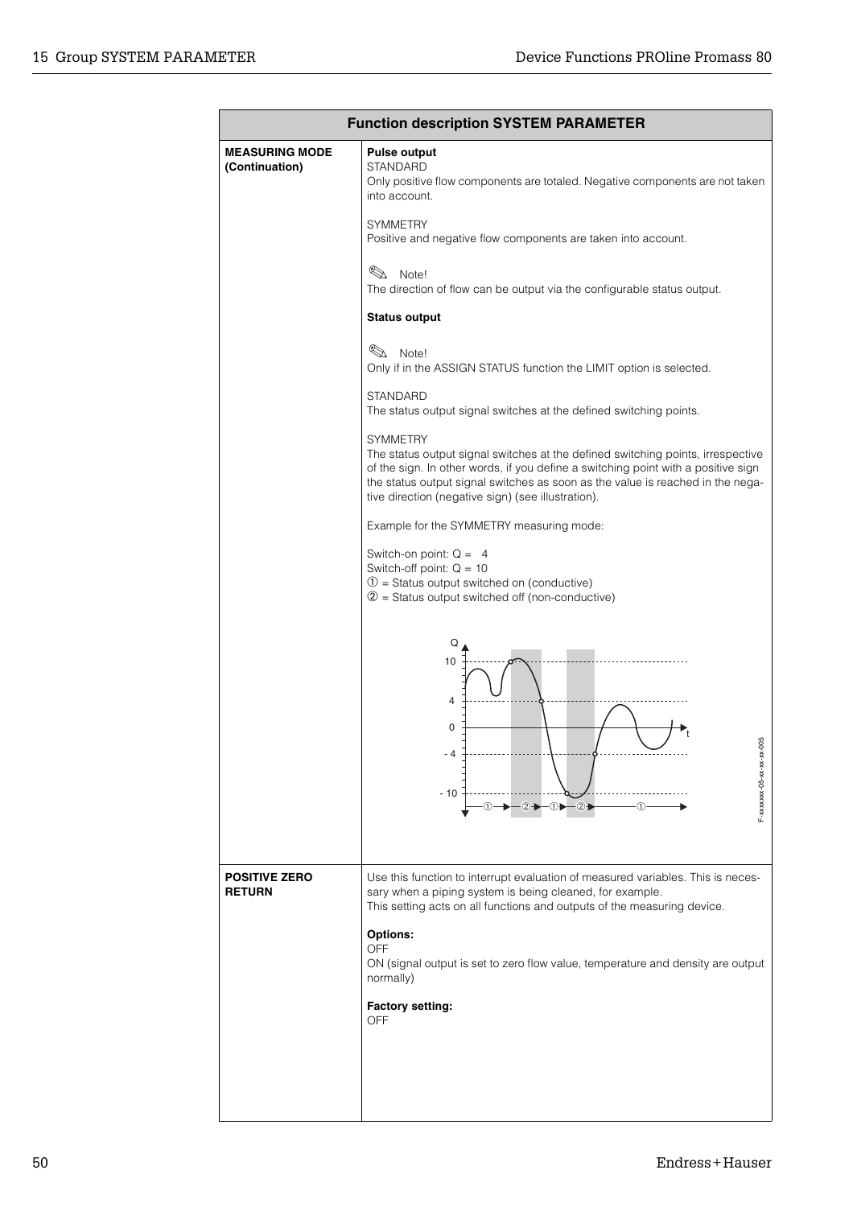| Function description SYSTEM PARAMETER | |
|---|---|
| **MEASURING MODE (Continuation)** | **Pulse output**<br>STANDARD<br>Only positive flow components are totaled. Negative components are not taken into account.<br><br>SYMMETRY<br>Positive and negative flow components are taken into account.<br><br>✎ Note!<br>The direction of flow can be output via the configurable status output.<br><br>**Status output**<br><br>✎ Note!<br>Only if in the ASSIGN STATUS function the LIMIT option is selected.<br><br>STANDARD<br>The status output signal switches at the defined switching points.<br><br>SYMMETRY<br>The status output signal switches at the defined switching points, irrespective of the sign. In other words, if you define a switching point with a positive sign the status output signal switches as soon as the value is reached in the negative direction (negative sign) (see illustration).<br><br>Example for the SYMMETRY measuring mode:<br><br>Switch-on point: Q = 4<br>Switch-off point: Q = 10<br>① = Status output switched on (conductive)<br>② = Status output switched off (non-conductive)<br><br>F-xxxxxxx-05-xx-xx-xx-005 |
| **POSITIVE ZERO RETURN** | Use this function to interrupt evaluation of measured variables. This is necessary when a piping system is being cleaned, for example.<br>This setting acts on all functions and outputs of the measuring device.<br><br>**Options:**<br>OFF<br>ON (signal output is set to zero flow value, temperature and density are output normally)<br><br>**Factory setting:**<br>OFF |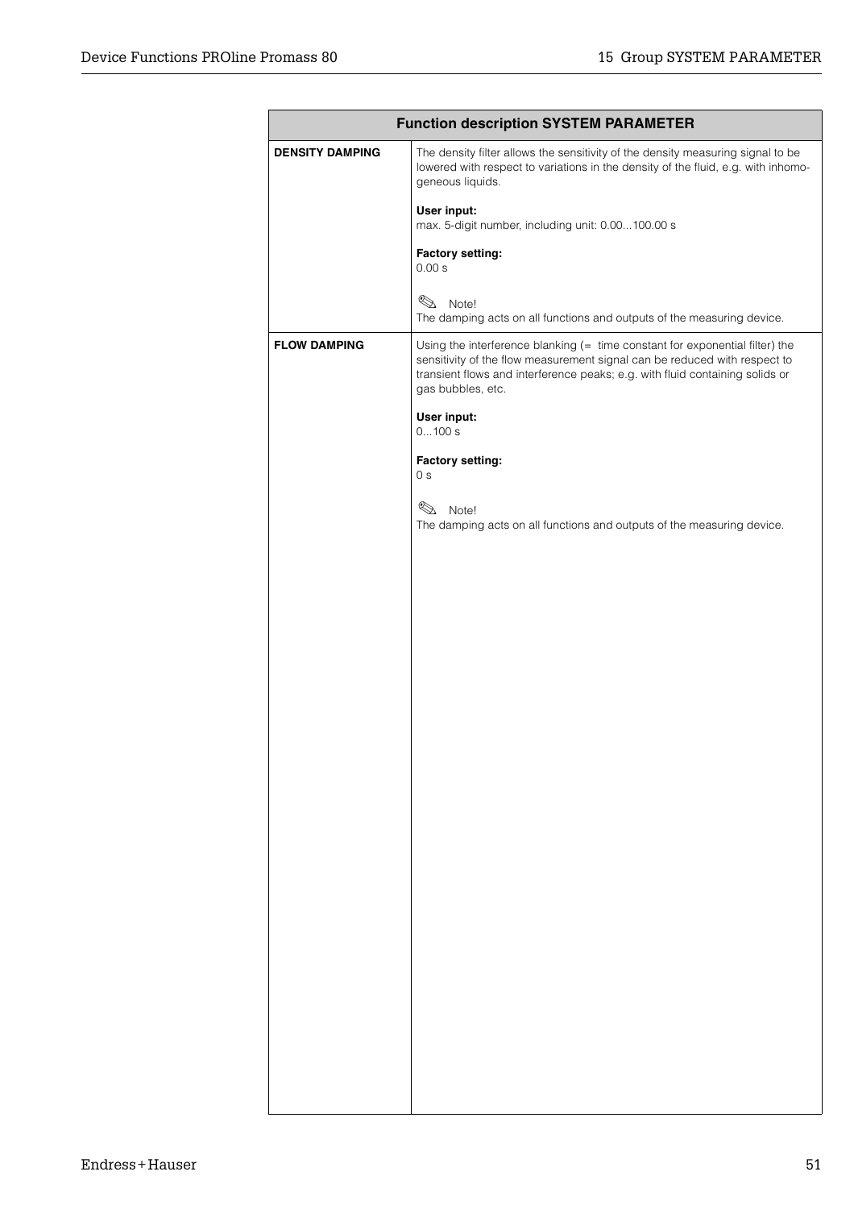| Function description SYSTEM PARAMETER | |
|---|---|
| **DENSITY DAMPING** | The density filter allows the sensitivity of the density measuring signal to be lowered with respect to variations in the density of the fluid, e.g. with inhomogeneous liquids.<br><br>**User input:**<br>max. 5-digit number, including unit: 0.00...100.00 s<br><br>**Factory setting:**<br>0.00 s<br><br>Note!<br>The damping acts on all functions and outputs of the measuring device. |
| **FLOW DAMPING** | Using the interference blanking (= time constant for exponential filter) the sensitivity of the flow measurement signal can be reduced with respect to transient flows and interference peaks; e.g. with fluid containing solids or gas bubbles, etc.<br><br>**User input:**<br>0...100 s<br><br>**Factory setting:**<br>0 s<br><br>Note!<br>The damping acts on all functions and outputs of the measuring device. |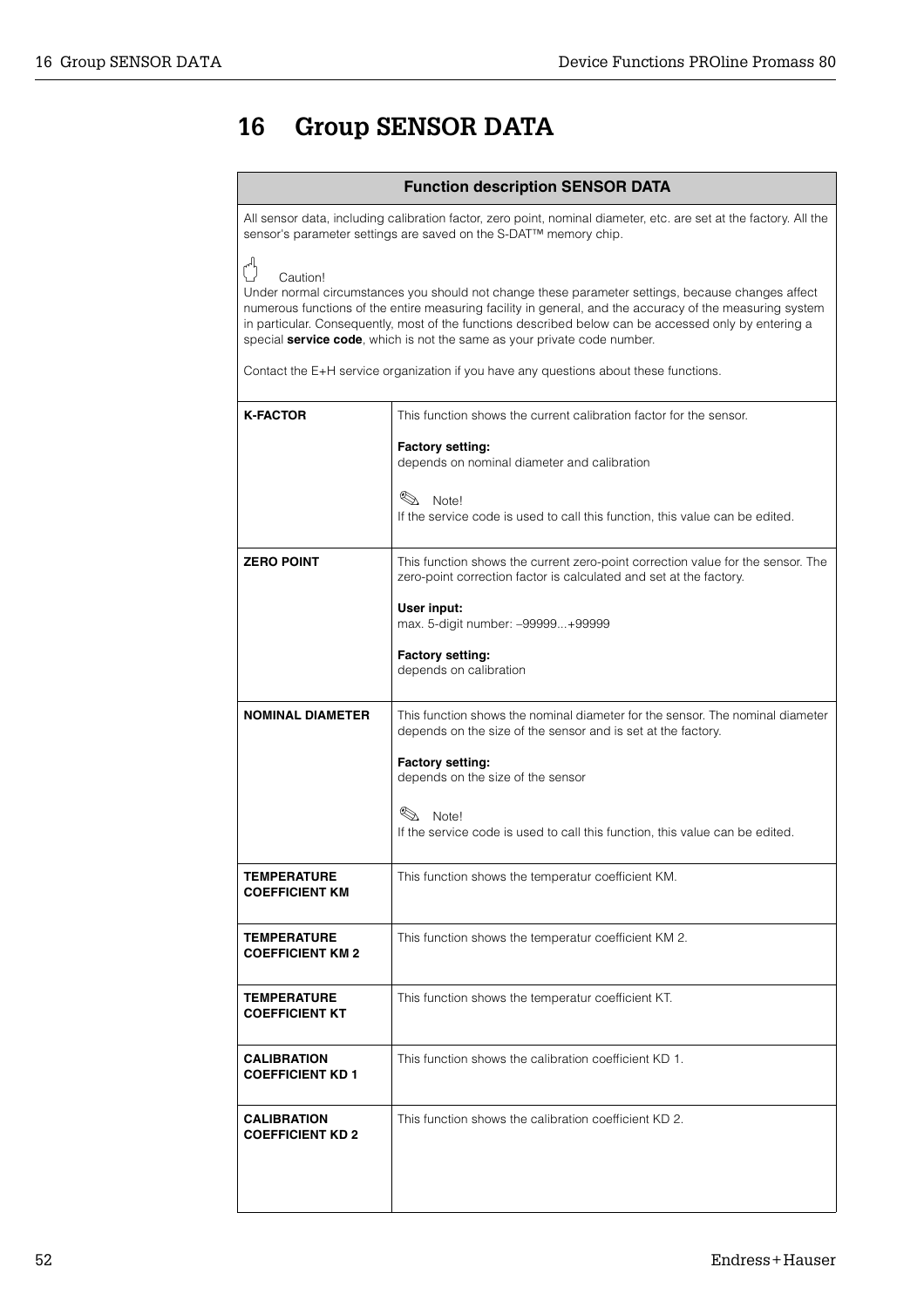# 16 Group SENSOR DATA

| Function description SENSOR DATA | |
|---|---|
| All sensor data, including calibration factor, zero point, nominal diameter, etc. are set at the factory. All the sensor's parameter settings are saved on the S-DAT™ memory chip.<br><br>Caution!<br>Under normal circumstances you should not change these parameter settings, because changes affect numerous functions of the entire measuring facility in general, and the accuracy of the measuring system in particular. Consequently, most of the functions described below can be accessed only by entering a special **service code**, which is not the same as your private code number.<br><br>Contact the E+H service organization if you have any questions about these functions. | |
| **K-FACTOR** | This function shows the current calibration factor for the sensor.<br><br>**Factory setting:**<br>depends on nominal diameter and calibration<br><br>Note!<br>If the service code is used to call this function, this value can be edited. |
| **ZERO POINT** | This function shows the current zero-point correction value for the sensor. The zero-point correction factor is calculated and set at the factory.<br><br>**User input:**<br>max. 5-digit number: –99999...+99999<br><br>**Factory setting:**<br>depends on calibration |
| **NOMINAL DIAMETER** | This function shows the nominal diameter for the sensor. The nominal diameter depends on the size of the sensor and is set at the factory.<br><br>**Factory setting:**<br>depends on the size of the sensor<br><br>Note!<br>If the service code is used to call this function, this value can be edited. |
| **TEMPERATURE COEFFICIENT KM** | This function shows the temperatur coefficient KM. |
| **TEMPERATURE COEFFICIENT KM 2** | This function shows the temperatur coefficient KM 2. |
| **TEMPERATURE COEFFICIENT KT** | This function shows the temperatur coefficient KT. |
| **CALIBRATION COEFFICIENT KD 1** | This function shows the calibration coefficient KD 1. |
| **CALIBRATION COEFFICIENT KD 2** | This function shows the calibration coefficient KD 2. |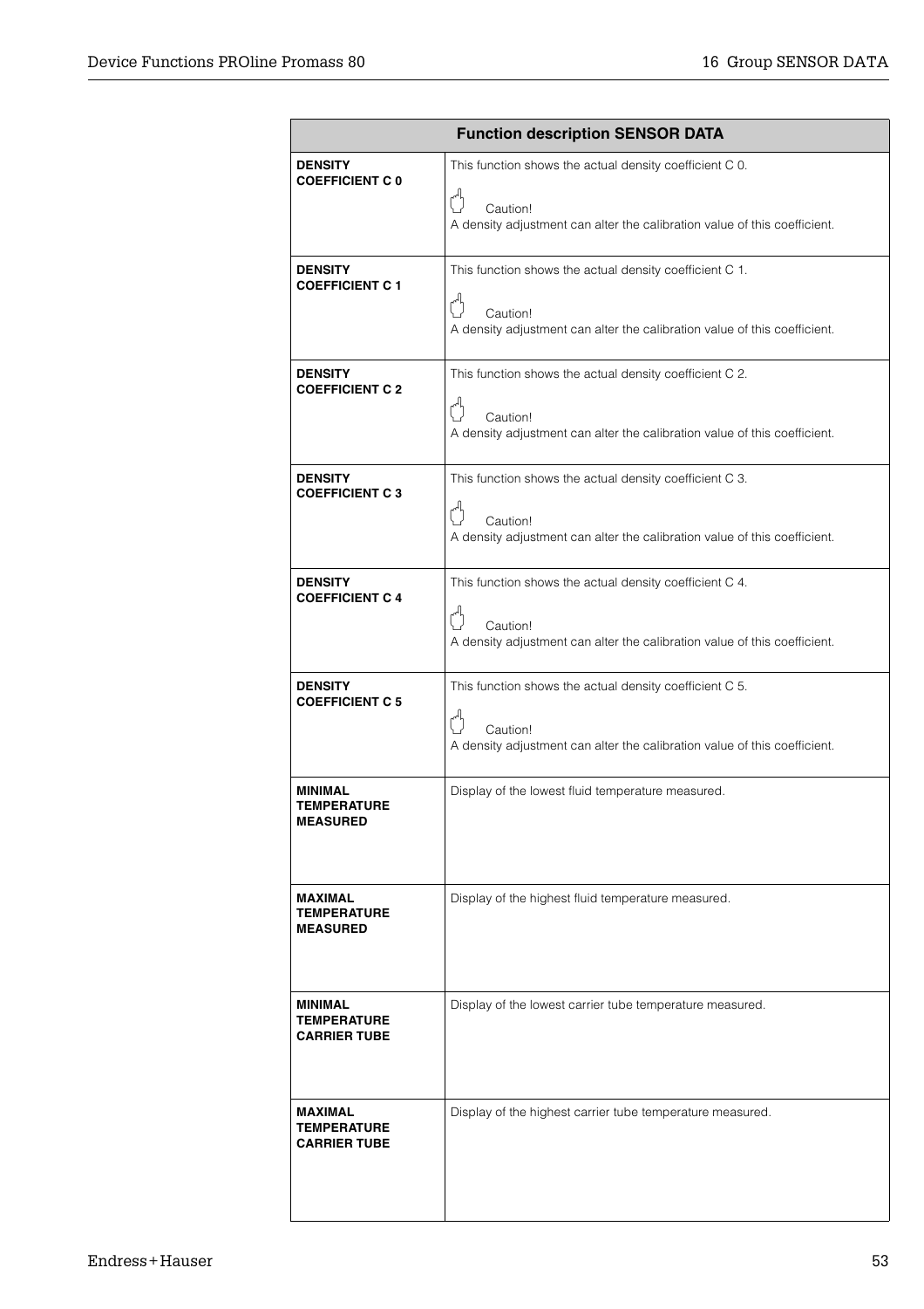| Function description SENSOR DATA | |
|---|---|
| **DENSITY COEFFICIENT C 0** | This function shows the actual density coefficient C 0.<br><br>Caution!<br>A density adjustment can alter the calibration value of this coefficient. |
| **DENSITY COEFFICIENT C 1** | This function shows the actual density coefficient C 1.<br><br>Caution!<br>A density adjustment can alter the calibration value of this coefficient. |
| **DENSITY COEFFICIENT C 2** | This function shows the actual density coefficient C 2.<br><br>Caution!<br>A density adjustment can alter the calibration value of this coefficient. |
| **DENSITY COEFFICIENT C 3** | This function shows the actual density coefficient C 3.<br><br>Caution!<br>A density adjustment can alter the calibration value of this coefficient. |
| **DENSITY COEFFICIENT C 4** | This function shows the actual density coefficient C 4.<br><br>Caution!<br>A density adjustment can alter the calibration value of this coefficient. |
| **DENSITY COEFFICIENT C 5** | This function shows the actual density coefficient C 5.<br><br>Caution!<br>A density adjustment can alter the calibration value of this coefficient. |
| **MINIMAL TEMPERATURE MEASURED** | Display of the lowest fluid temperature measured. |
| **MAXIMAL TEMPERATURE MEASURED** | Display of the highest fluid temperature measured. |
| **MINIMAL TEMPERATURE CARRIER TUBE** | Display of the lowest carrier tube temperature measured. |
| **MAXIMAL TEMPERATURE CARRIER TUBE** | Display of the highest carrier tube temperature measured. |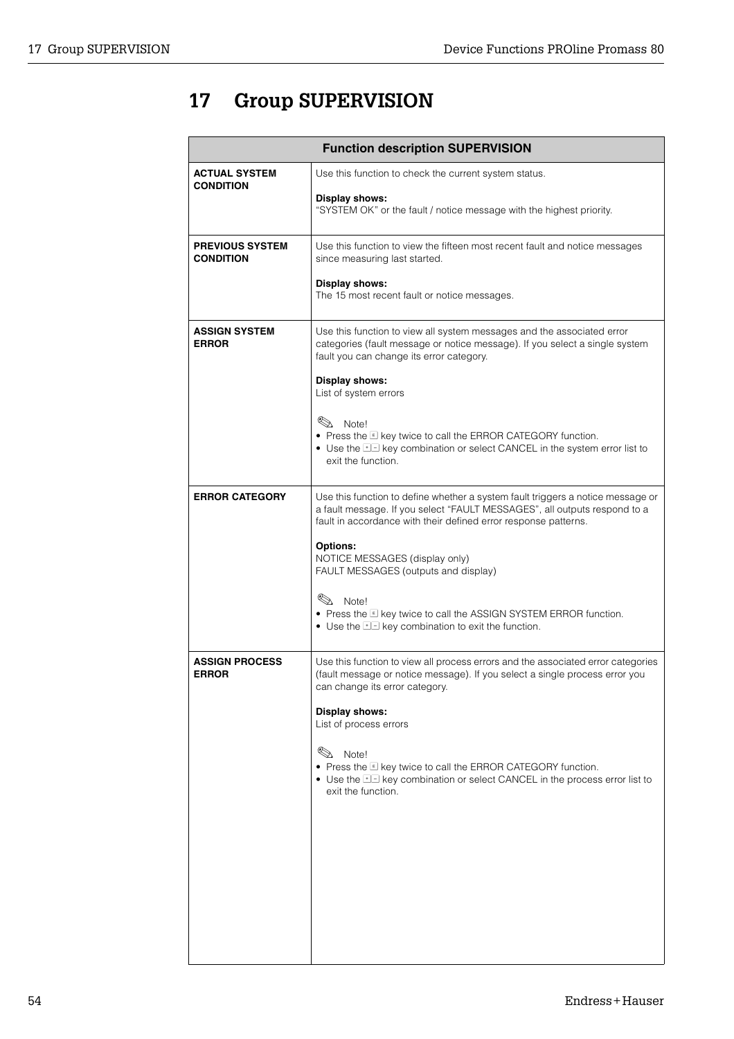# 17 Group SUPERVISION

| Function description SUPERVISION | |
|---|---|
| **ACTUAL SYSTEM CONDITION** | Use this function to check the current system status.<br><br>**Display shows:**<br>“SYSTEM OK” or the fault / notice message with the highest priority. |
| **PREVIOUS SYSTEM CONDITION** | Use this function to view the fifteen most recent fault and notice messages since measuring last started.<br><br>**Display shows:**<br>The 15 most recent fault or notice messages. |
| **ASSIGN SYSTEM ERROR** | Use this function to view all system messages and the associated error categories (fault message or notice message). If you select a single system fault you can change its error category.<br><br>**Display shows:**<br>List of system errors<br><br>✎ Note!<br>• Press the E key twice to call the ERROR CATEGORY function.<br>• Use the +/- key combination or select CANCEL in the system error list to exit the function. |
| **ERROR CATEGORY** | Use this function to define whether a system fault triggers a notice message or a fault message. If you select “FAULT MESSAGES”, all outputs respond to a fault in accordance with their defined error response patterns.<br><br>**Options:**<br>NOTICE MESSAGES (display only)<br>FAULT MESSAGES (outputs and display)<br><br>✎ Note!<br>• Press the E key twice to call the ASSIGN SYSTEM ERROR function.<br>• Use the +/- key combination to exit the function. |
| **ASSIGN PROCESS ERROR** | Use this function to view all process errors and the associated error categories (fault message or notice message). If you select a single process error you can change its error category.<br><br>**Display shows:**<br>List of process errors<br><br>✎ Note!<br>• Press the E key twice to call the ERROR CATEGORY function.<br>• Use the +/- key combination or select CANCEL in the process error list to exit the function. |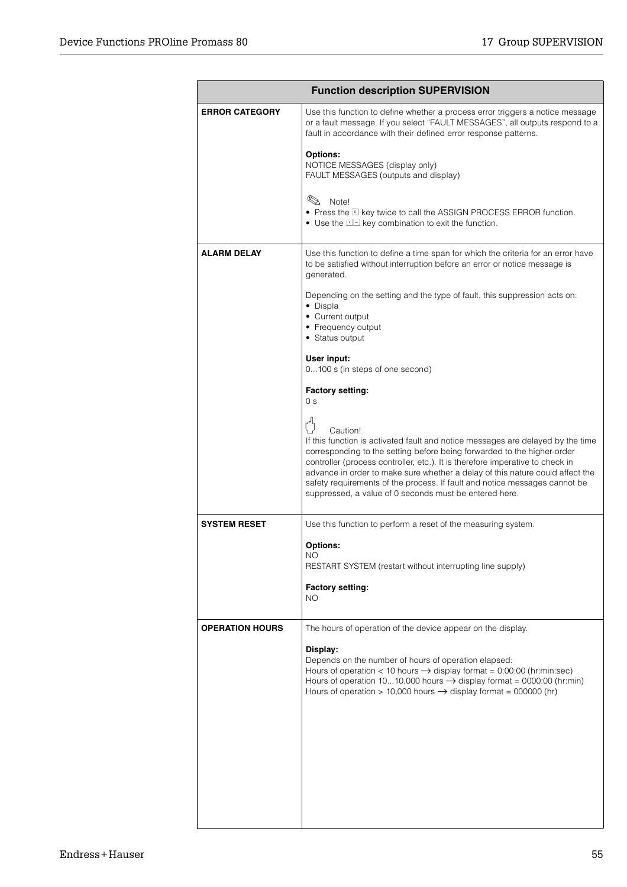| Function description SUPERVISION | |
|---|---|
| **ERROR CATEGORY** | Use this function to define whether a process error triggers a notice message or a fault message. If you select "FAULT MESSAGES", all outputs respond to a fault in accordance with their defined error response patterns.<br><br>**Options:**<br>NOTICE MESSAGES (display only)<br>FAULT MESSAGES (outputs and display)<br><br>Note!<br>• Press the E key twice to call the ASSIGN PROCESS ERROR function.<br>• Use the +- key combination to exit the function. |
| **ALARM DELAY** | Use this function to define a time span for which the criteria for an error have to be satisfied without interruption before an error or notice message is generated.<br><br>Depending on the setting and the type of fault, this suppression acts on:<br>• Displa<br>• Current output<br>• Frequency output<br>• Status output<br><br>**User input:**<br>0...100 s (in steps of one second)<br><br>**Factory setting:**<br>0 s<br><br>Caution!<br>If this function is activated fault and notice messages are delayed by the time corresponding to the setting before being forwarded to the higher-order controller (process controller, etc.). It is therefore imperative to check in advance in order to make sure whether a delay of this nature could affect the safety requirements of the process. If fault and notice messages cannot be suppressed, a value of 0 seconds must be entered here. |
| **SYSTEM RESET** | Use this function to perform a reset of the measuring system.<br><br>**Options:**<br>NO<br>RESTART SYSTEM (restart without interrupting line supply)<br><br>**Factory setting:**<br>NO |
| **OPERATION HOURS** | The hours of operation of the device appear on the display.<br><br>**Display:**<br>Depends on the number of hours of operation elapsed:<br>Hours of operation < 10 hours → display format = 0:00:00 (hr:min:sec)<br>Hours of operation 10...10,000 hours → display format = 0000:00 (hr:min)<br>Hours of operation > 10,000 hours → display format = 000000 (hr) |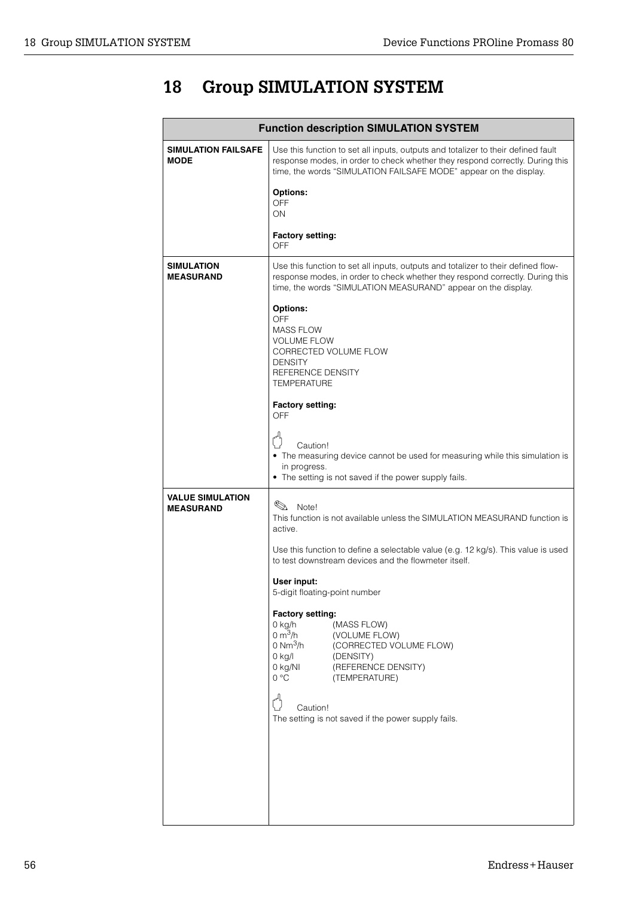# 18 Group SIMULATION SYSTEM

| Function description SIMULATION SYSTEM | |
|---|---|
| **SIMULATION FAILSAFE MODE** | Use this function to set all inputs, outputs and totalizer to their defined fault response modes, in order to check whether they respond correctly. During this time, the words “SIMULATION FAILSAFE MODE” appear on the display.<br><br>**Options:**<br>OFF<br>ON<br><br>**Factory setting:**<br>OFF |
| **SIMULATION MEASURAND** | Use this function to set all inputs, outputs and totalizer to their defined flow-response modes, in order to check whether they respond correctly. During this time, the words “SIMULATION MEASURAND” appear on the display.<br><br>**Options:**<br>OFF<br>MASS FLOW<br>VOLUME FLOW<br>CORRECTED VOLUME FLOW<br>DENSITY<br>REFERENCE DENSITY<br>TEMPERATURE<br><br>**Factory setting:**<br>OFF<br><br>Caution!<br>• The measuring device cannot be used for measuring while this simulation is in progress.<br>• The setting is not saved if the power supply fails. |
| **VALUE SIMULATION MEASURAND** | Note!<br>This function is not available unless the SIMULATION MEASURAND function is active.<br><br>Use this function to define a selectable value (e.g. 12 kg/s). This value is used to test downstream devices and the flowmeter itself.<br><br>**User input:**<br>5-digit floating-point number<br><br>**Factory setting:**<br>0 kg/h (MASS FLOW)<br>0 $m^3$/h (VOLUME FLOW)<br>0 $Nm^3$/h (CORRECTED VOLUME FLOW)<br>0 kg/l (DENSITY)<br>0 kg/Nl (REFERENCE DENSITY)<br>0 °C (TEMPERATURE)<br><br>Caution!<br>The setting is not saved if the power supply fails. |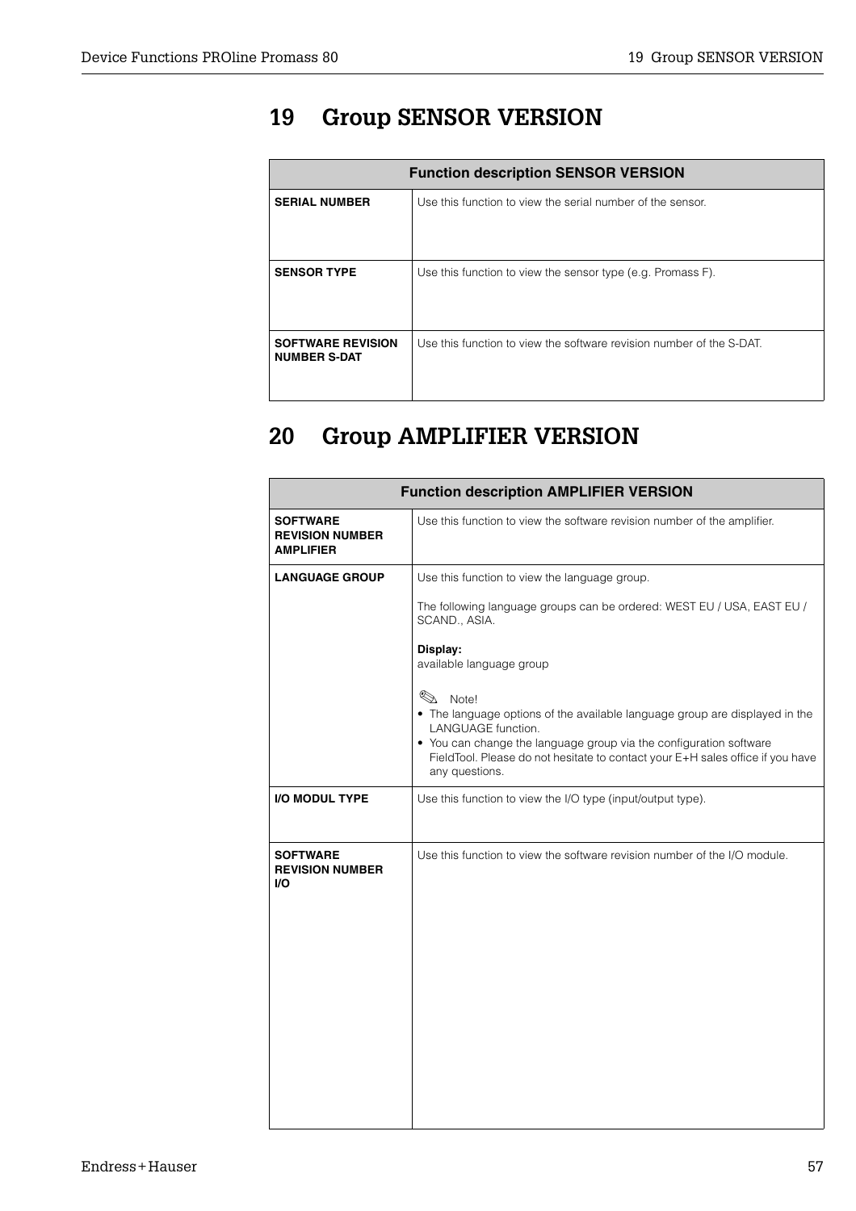# 19 Group SENSOR VERSION

| Function description SENSOR VERSION | |
|---|---|
| **SERIAL NUMBER** | Use this function to view the serial number of the sensor. |
| **SENSOR TYPE** | Use this function to view the sensor type (e.g. Promass F). |
| **SOFTWARE REVISION NUMBER S-DAT** | Use this function to view the software revision number of the S-DAT. |

# 20 Group AMPLIFIER VERSION

| Function description AMPLIFIER VERSION | |
|---|---|
| **SOFTWARE REVISION NUMBER AMPLIFIER** | Use this function to view the software revision number of the amplifier. |
| **LANGUAGE GROUP** | Use this function to view the language group.<br><br>The following language groups can be ordered: WEST EU / USA, EAST EU / SCAND., ASIA.<br><br>**Display:**<br>available language group<br><br>Note!<br>• The language options of the available language group are displayed in the LANGUAGE function.<br>• You can change the language group via the configuration software FieldTool. Please do not hesitate to contact your E+H sales office if you have any questions. |
| **I/O MODUL TYPE** | Use this function to view the I/O type (input/output type). |
| **SOFTWARE REVISION NUMBER I/O** | Use this function to view the software revision number of the I/O module. |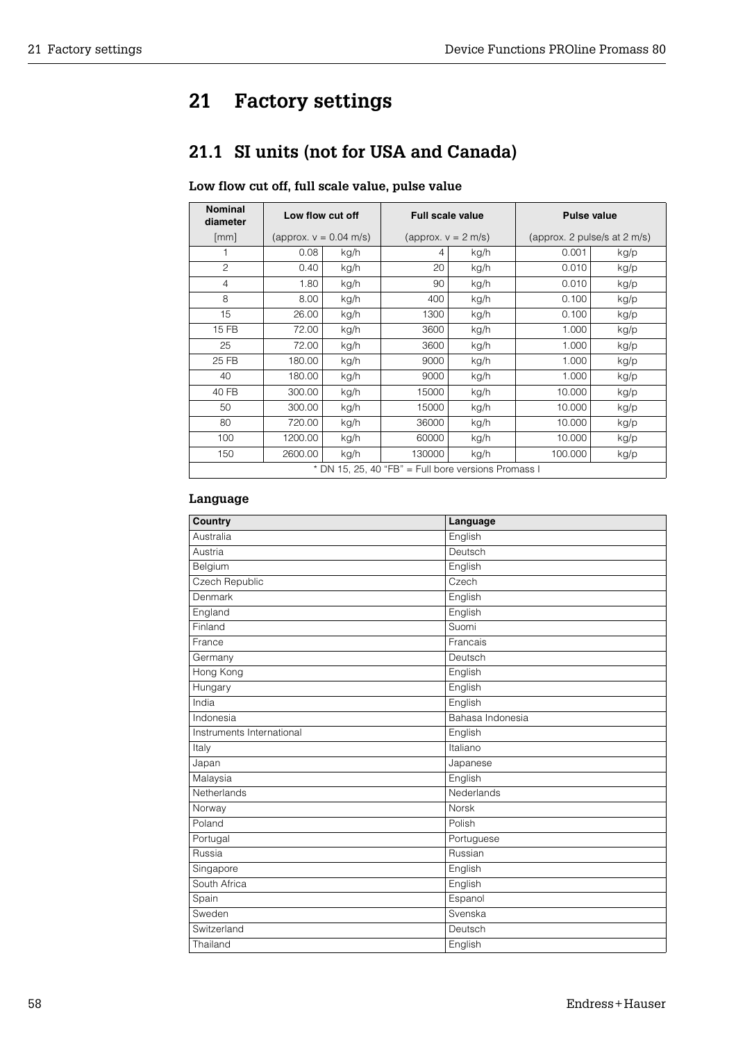# 21 Factory settings

## 21.1 SI units (not for USA and Canada)

### Low flow cut off, full scale value, pulse value

| Nominal diameter | Low flow cut off | | Full scale value | | Pulse value | |
|---|---|---|---|---|---|---|
| [mm] | (approx. v = 0.04 m/s) | | (approx. v = 2 m/s) | | (approx. 2 pulse/s at 2 m/s) | |
| 1 | 0.08 | kg/h | 4 | kg/h | 0.001 | kg/p |
| 2 | 0.40 | kg/h | 20 | kg/h | 0.010 | kg/p |
| 4 | 1.80 | kg/h | 90 | kg/h | 0.010 | kg/p |
| 8 | 8.00 | kg/h | 400 | kg/h | 0.100 | kg/p |
| 15 | 26.00 | kg/h | 1300 | kg/h | 0.100 | kg/p |
| 15 FB | 72.00 | kg/h | 3600 | kg/h | 1.000 | kg/p |
| 25 | 72.00 | kg/h | 3600 | kg/h | 1.000 | kg/p |
| 25 FB | 180.00 | kg/h | 9000 | kg/h | 1.000 | kg/p |
| 40 | 180.00 | kg/h | 9000 | kg/h | 1.000 | kg/p |
| 40 FB | 300.00 | kg/h | 15000 | kg/h | 10.000 | kg/p |
| 50 | 300.00 | kg/h | 15000 | kg/h | 10.000 | kg/p |
| 80 | 720.00 | kg/h | 36000 | kg/h | 10.000 | kg/p |
| 100 | 1200.00 | kg/h | 60000 | kg/h | 10.000 | kg/p |
| 150 | 2600.00 | kg/h | 130000 | kg/h | 100.000 | kg/p |

* DN 15, 25, 40 "FB" = Full bore versions Promass I

### Language

| Country | Language |
|---|---|
| Australia | English |
| Austria | Deutsch |
| Belgium | English |
| Czech Republic | Czech |
| Denmark | English |
| England | English |
| Finland | Suomi |
| France | Francais |
| Germany | Deutsch |
| Hong Kong | English |
| Hungary | English |
| India | English |
| Indonesia | Bahasa Indonesia |
| Instruments International | English |
| Italy | Italiano |
| Japan | Japanese |
| Malaysia | English |
| Netherlands | Nederlands |
| Norway | Norsk |
| Poland | Polish |
| Portugal | Portuguese |
| Russia | Russian |
| Singapore | English |
| South Africa | English |
| Spain | Espanol |
| Sweden | Svenska |
| Switzerland | Deutsch |
| Thailand | English |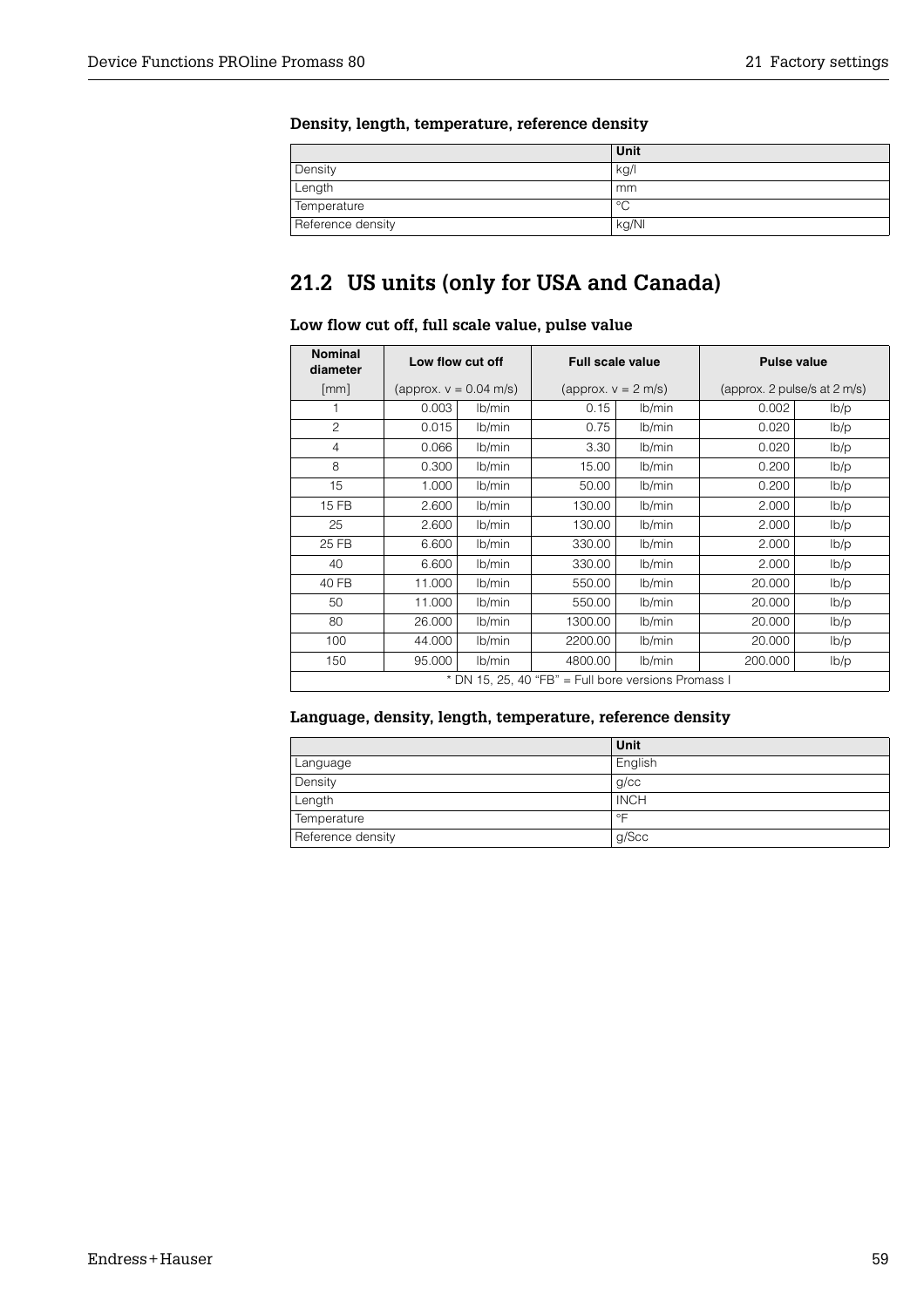### Density, length, temperature, reference density

| | Unit |
|---|---|
| Density | kg/l |
| Length | mm |
| Temperature | °C |
| Reference density | kg/Nl |

## 21.2 US units (only for USA and Canada)

### Low flow cut off, full scale value, pulse value

| Nominal diameter | Low flow cut off | | Full scale value | | Pulse value | |
|---|---|---|---|---|---|---|
| [mm] | (approx. v = 0.04 m/s) | | (approx. v = 2 m/s) | | (approx. 2 pulse/s at 2 m/s) | |
| 1 | 0.003 | lb/min | 0.15 | lb/min | 0.002 | lb/p |
| 2 | 0.015 | lb/min | 0.75 | lb/min | 0.020 | lb/p |
| 4 | 0.066 | lb/min | 3.30 | lb/min | 0.020 | lb/p |
| 8 | 0.300 | lb/min | 15.00 | lb/min | 0.200 | lb/p |
| 15 | 1.000 | lb/min | 50.00 | lb/min | 0.200 | lb/p |
| 15 FB | 2.600 | lb/min | 130.00 | lb/min | 2.000 | lb/p |
| 25 | 2.600 | lb/min | 130.00 | lb/min | 2.000 | lb/p |
| 25 FB | 6.600 | lb/min | 330.00 | lb/min | 2.000 | lb/p |
| 40 | 6.600 | lb/min | 330.00 | lb/min | 2.000 | lb/p |
| 40 FB | 11.000 | lb/min | 550.00 | lb/min | 20.000 | lb/p |
| 50 | 11.000 | lb/min | 550.00 | lb/min | 20.000 | lb/p |
| 80 | 26.000 | lb/min | 1300.00 | lb/min | 20.000 | lb/p |
| 100 | 44.000 | lb/min | 2200.00 | lb/min | 20.000 | lb/p |
| 150 | 95.000 | lb/min | 4800.00 | lb/min | 200.000 | lb/p |

* DN 15, 25, 40 "FB" = Full bore versions Promass I

### Language, density, length, temperature, reference density

| | Unit |
|---|---|
| Language | English |
| Density | g/cc |
| Length | INCH |
| Temperature | °F |
| Reference density | g/Scc |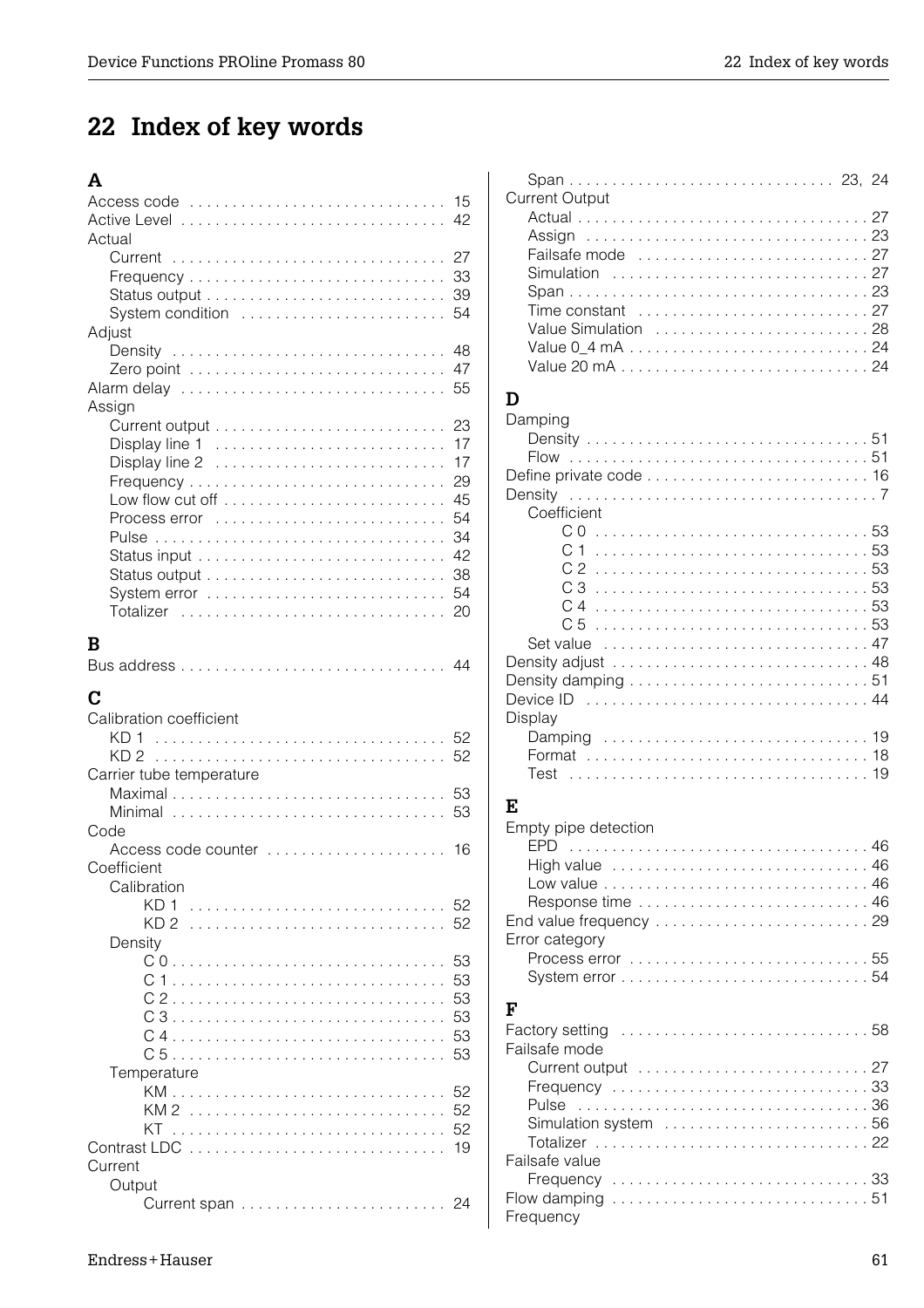# 22 Index of key words

### A

Access code . . . . . . . . . . . . . . . . . . . . . . . . . . . . . 15
Active Level . . . . . . . . . . . . . . . . . . . . . . . . . . . . . 42
Actual
- Current . . . . . . . . . . . . . . . . . . . . . . . . . . . . . . . 27
- Frequency . . . . . . . . . . . . . . . . . . . . . . . . . . . . . 33
- Status output . . . . . . . . . . . . . . . . . . . . . . . . . . 39
- System condition . . . . . . . . . . . . . . . . . . . . . . . 54

Adjust
- Density . . . . . . . . . . . . . . . . . . . . . . . . . . . . . . . 48
- Zero point . . . . . . . . . . . . . . . . . . . . . . . . . . . . 47

Alarm delay . . . . . . . . . . . . . . . . . . . . . . . . . . . . . 55
Assign
- Current output . . . . . . . . . . . . . . . . . . . . . . . . . 23
- Display line 1 . . . . . . . . . . . . . . . . . . . . . . . . . 17
- Display line 2 . . . . . . . . . . . . . . . . . . . . . . . . . 17
- Frequency . . . . . . . . . . . . . . . . . . . . . . . . . . . . . 29
- Low flow cut off . . . . . . . . . . . . . . . . . . . . . . . . 45
- Process error . . . . . . . . . . . . . . . . . . . . . . . . . . 54
- Pulse . . . . . . . . . . . . . . . . . . . . . . . . . . . . . . . . . 34
- Status input . . . . . . . . . . . . . . . . . . . . . . . . . . . 42
- Status output . . . . . . . . . . . . . . . . . . . . . . . . . . 38
- System error . . . . . . . . . . . . . . . . . . . . . . . . . . . 54
- Totalizer . . . . . . . . . . . . . . . . . . . . . . . . . . . . . . 20

### B

Bus address . . . . . . . . . . . . . . . . . . . . . . . . . . . . . 44

### C

Calibration coefficient
- KD 1 . . . . . . . . . . . . . . . . . . . . . . . . . . . . . . . . . 52
- KD 2 . . . . . . . . . . . . . . . . . . . . . . . . . . . . . . . . . 52

Carrier tube temperature
- Maximal . . . . . . . . . . . . . . . . . . . . . . . . . . . . . . . 53
- Minimal . . . . . . . . . . . . . . . . . . . . . . . . . . . . . . . 53

Code
- Access code counter . . . . . . . . . . . . . . . . . . . . 16

Coefficient
- Calibration
  - KD 1 . . . . . . . . . . . . . . . . . . . . . . . . . . . . . . 52
  - KD 2 . . . . . . . . . . . . . . . . . . . . . . . . . . . . . . 52
- Density
  - C 0 . . . . . . . . . . . . . . . . . . . . . . . . . . . . . . . 53
  - C 1 . . . . . . . . . . . . . . . . . . . . . . . . . . . . . . . 53
  - C 2 . . . . . . . . . . . . . . . . . . . . . . . . . . . . . . . 53
  - C 3 . . . . . . . . . . . . . . . . . . . . . . . . . . . . . . . 53
  - C 4 . . . . . . . . . . . . . . . . . . . . . . . . . . . . . . . 53
  - C 5 . . . . . . . . . . . . . . . . . . . . . . . . . . . . . . . 53
- Temperature
  - KM . . . . . . . . . . . . . . . . . . . . . . . . . . . . . . . . 52
  - KM 2 . . . . . . . . . . . . . . . . . . . . . . . . . . . . . . 52
  - KT . . . . . . . . . . . . . . . . . . . . . . . . . . . . . . . . 52

Contrast LDC . . . . . . . . . . . . . . . . . . . . . . . . . . . . 19
Current
- Output
  - Current span . . . . . . . . . . . . . . . . . . . . . . . 24
  - Span . . . . . . . . . . . . . . . . . . . . . . . . . . . . . 23, 24

Current Output
- Actual . . . . . . . . . . . . . . . . . . . . . . . . . . . . . . . . 27
- Assign . . . . . . . . . . . . . . . . . . . . . . . . . . . . . . . 23
- Failsafe mode . . . . . . . . . . . . . . . . . . . . . . . . . 27
- Simulation . . . . . . . . . . . . . . . . . . . . . . . . . . . . 27
- Span . . . . . . . . . . . . . . . . . . . . . . . . . . . . . . . . . 23
- Time constant . . . . . . . . . . . . . . . . . . . . . . . . . 27
- Value Simulation . . . . . . . . . . . . . . . . . . . . . . . 28
- Value 0_4 mA . . . . . . . . . . . . . . . . . . . . . . . . . 24
- Value 20 mA . . . . . . . . . . . . . . . . . . . . . . . . . . . 24

### D

Damping
- Density . . . . . . . . . . . . . . . . . . . . . . . . . . . . . . . 51
- Flow . . . . . . . . . . . . . . . . . . . . . . . . . . . . . . . . . 51

Define private code . . . . . . . . . . . . . . . . . . . . . . . . 16
Density . . . . . . . . . . . . . . . . . . . . . . . . . . . . . . . . . . 7
- Coefficient
  - C 0 . . . . . . . . . . . . . . . . . . . . . . . . . . . . . . . 53
  - C 1 . . . . . . . . . . . . . . . . . . . . . . . . . . . . . . . 53
  - C 2 . . . . . . . . . . . . . . . . . . . . . . . . . . . . . . . 53
  - C 3 . . . . . . . . . . . . . . . . . . . . . . . . . . . . . . . 53
  - C 4 . . . . . . . . . . . . . . . . . . . . . . . . . . . . . . . 53
  - C 5 . . . . . . . . . . . . . . . . . . . . . . . . . . . . . . . 53
- Set value . . . . . . . . . . . . . . . . . . . . . . . . . . . . . 47

Density adjust . . . . . . . . . . . . . . . . . . . . . . . . . . . 48
Density damping . . . . . . . . . . . . . . . . . . . . . . . . . . 51
Device ID . . . . . . . . . . . . . . . . . . . . . . . . . . . . . . . 44
Display
- Damping . . . . . . . . . . . . . . . . . . . . . . . . . . . . . . 19
- Format . . . . . . . . . . . . . . . . . . . . . . . . . . . . . . . 18
- Test . . . . . . . . . . . . . . . . . . . . . . . . . . . . . . . . . 19

### E

Empty pipe detection
- EPD . . . . . . . . . . . . . . . . . . . . . . . . . . . . . . . . . 46
- High value . . . . . . . . . . . . . . . . . . . . . . . . . . . . 46
- Low value . . . . . . . . . . . . . . . . . . . . . . . . . . . . . 46
- Response time . . . . . . . . . . . . . . . . . . . . . . . . . 46

End value frequency . . . . . . . . . . . . . . . . . . . . . . . 29
Error category
- Process error . . . . . . . . . . . . . . . . . . . . . . . . . . 55
- System error . . . . . . . . . . . . . . . . . . . . . . . . . . . 54

### F

Factory setting . . . . . . . . . . . . . . . . . . . . . . . . . . . 58
Failsafe mode
- Current output . . . . . . . . . . . . . . . . . . . . . . . . . 27
- Frequency . . . . . . . . . . . . . . . . . . . . . . . . . . . . . 33
- Pulse . . . . . . . . . . . . . . . . . . . . . . . . . . . . . . . . . 36
- Simulation system . . . . . . . . . . . . . . . . . . . . . . 56
- Totalizer . . . . . . . . . . . . . . . . . . . . . . . . . . . . . . 22

Failsafe value
- Frequency . . . . . . . . . . . . . . . . . . . . . . . . . . . . . 33

Flow damping . . . . . . . . . . . . . . . . . . . . . . . . . . . . 51
Frequency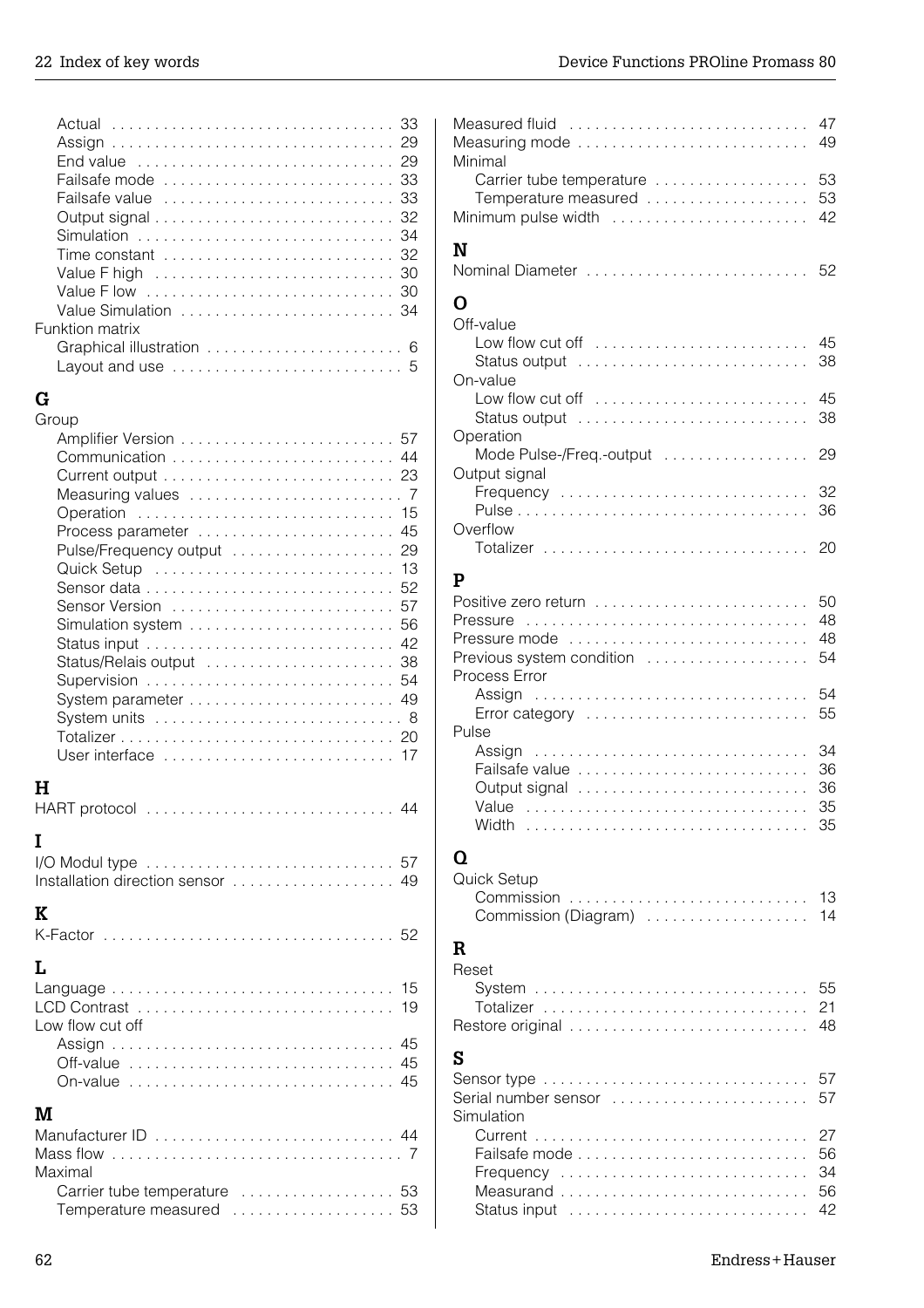Actual . . . . . . . . . . . . . . . . . . . . . . . . . . . . . . . . 33
Assign . . . . . . . . . . . . . . . . . . . . . . . . . . . . . . . . 29
End value . . . . . . . . . . . . . . . . . . . . . . . . . . . . . 29
Failsafe mode . . . . . . . . . . . . . . . . . . . . . . . . . . 33
Failsafe value . . . . . . . . . . . . . . . . . . . . . . . . . . 33
Output signal . . . . . . . . . . . . . . . . . . . . . . . . . . . 32
Simulation . . . . . . . . . . . . . . . . . . . . . . . . . . . . . 34
Time constant . . . . . . . . . . . . . . . . . . . . . . . . . . 32
Value F high . . . . . . . . . . . . . . . . . . . . . . . . . . . 30
Value F low . . . . . . . . . . . . . . . . . . . . . . . . . . . . 30
Value Simulation . . . . . . . . . . . . . . . . . . . . . . . . 34

Funktion matrix
Graphical illustration . . . . . . . . . . . . . . . . . . . . . . 6
Layout and use . . . . . . . . . . . . . . . . . . . . . . . . . . 5

**G**

Group
Amplifier Version . . . . . . . . . . . . . . . . . . . . . . . . 57
Communication . . . . . . . . . . . . . . . . . . . . . . . . . . 44
Current output . . . . . . . . . . . . . . . . . . . . . . . . . . 23
Measuring values . . . . . . . . . . . . . . . . . . . . . . . . . 7
Operation . . . . . . . . . . . . . . . . . . . . . . . . . . . . . 15
Process parameter . . . . . . . . . . . . . . . . . . . . . . . 45
Pulse/Frequency output . . . . . . . . . . . . . . . . . . . 29
Quick Setup . . . . . . . . . . . . . . . . . . . . . . . . . . . 13
Sensor data . . . . . . . . . . . . . . . . . . . . . . . . . . . . 52
Sensor Version . . . . . . . . . . . . . . . . . . . . . . . . . 57
Simulation system . . . . . . . . . . . . . . . . . . . . . . . 56
Status input . . . . . . . . . . . . . . . . . . . . . . . . . . . . 42
Status/Relais output . . . . . . . . . . . . . . . . . . . . . 38
Supervision . . . . . . . . . . . . . . . . . . . . . . . . . . . . 54
System parameter . . . . . . . . . . . . . . . . . . . . . . . 49
System units . . . . . . . . . . . . . . . . . . . . . . . . . . . . 8
Totalizer . . . . . . . . . . . . . . . . . . . . . . . . . . . . . . . 20
User interface . . . . . . . . . . . . . . . . . . . . . . . . . . 17

**H**

HART protocol . . . . . . . . . . . . . . . . . . . . . . . . . . . . 44

**I**

I/O Modul type . . . . . . . . . . . . . . . . . . . . . . . . . . . . 57
Installation direction sensor . . . . . . . . . . . . . . . . . . 49

**K**

K-Factor . . . . . . . . . . . . . . . . . . . . . . . . . . . . . . . . . 52

**L**

Language . . . . . . . . . . . . . . . . . . . . . . . . . . . . . . . . 15
LCD Contrast . . . . . . . . . . . . . . . . . . . . . . . . . . . . . 19
Low flow cut off
Assign . . . . . . . . . . . . . . . . . . . . . . . . . . . . . . . . 45
Off-value . . . . . . . . . . . . . . . . . . . . . . . . . . . . . . 45
On-value . . . . . . . . . . . . . . . . . . . . . . . . . . . . . . 45

**M**

Manufacturer ID . . . . . . . . . . . . . . . . . . . . . . . . . . . 44
Mass flow . . . . . . . . . . . . . . . . . . . . . . . . . . . . . . . . 7
Maximal
Carrier tube temperature . . . . . . . . . . . . . . . . . . 53
Temperature measured . . . . . . . . . . . . . . . . . . . 53

Measured fluid . . . . . . . . . . . . . . . . . . . . . . . . . . . . 47
Measuring mode . . . . . . . . . . . . . . . . . . . . . . . . . . . 49
Minimal
Carrier tube temperature . . . . . . . . . . . . . . . . . . 53
Temperature measured . . . . . . . . . . . . . . . . . . . 53
Minimum pulse width . . . . . . . . . . . . . . . . . . . . . . . 42

**N**

Nominal Diameter . . . . . . . . . . . . . . . . . . . . . . . . . . 52

**O**

Off-value
Low flow cut off . . . . . . . . . . . . . . . . . . . . . . . . . 45
Status output . . . . . . . . . . . . . . . . . . . . . . . . . . . 38
On-value
Low flow cut off . . . . . . . . . . . . . . . . . . . . . . . . . 45
Status output . . . . . . . . . . . . . . . . . . . . . . . . . . . 38
Operation
Mode Pulse-/Freq.-output . . . . . . . . . . . . . . . . . 29
Output signal
Frequency . . . . . . . . . . . . . . . . . . . . . . . . . . . . . 32
Pulse . . . . . . . . . . . . . . . . . . . . . . . . . . . . . . . . . 36
Overflow
Totalizer . . . . . . . . . . . . . . . . . . . . . . . . . . . . . . . 20

**P**

Positive zero return . . . . . . . . . . . . . . . . . . . . . . . . 50
Pressure . . . . . . . . . . . . . . . . . . . . . . . . . . . . . . . . 48
Pressure mode . . . . . . . . . . . . . . . . . . . . . . . . . . . . 48
Previous system condition . . . . . . . . . . . . . . . . . . . 54
Process Error
Assign . . . . . . . . . . . . . . . . . . . . . . . . . . . . . . . . 54
Error category . . . . . . . . . . . . . . . . . . . . . . . . . . 55
Pulse
Assign . . . . . . . . . . . . . . . . . . . . . . . . . . . . . . . . 34
Failsafe value . . . . . . . . . . . . . . . . . . . . . . . . . . . 36
Output signal . . . . . . . . . . . . . . . . . . . . . . . . . . . 36
Value . . . . . . . . . . . . . . . . . . . . . . . . . . . . . . . . . 35
Width . . . . . . . . . . . . . . . . . . . . . . . . . . . . . . . . . 35

**Q**

Quick Setup
Commission . . . . . . . . . . . . . . . . . . . . . . . . . . . . 13
Commission (Diagram) . . . . . . . . . . . . . . . . . . . 14

**R**

Reset
System . . . . . . . . . . . . . . . . . . . . . . . . . . . . . . . . 55
Totalizer . . . . . . . . . . . . . . . . . . . . . . . . . . . . . . . 21
Restore original . . . . . . . . . . . . . . . . . . . . . . . . . . . 48

**S**

Sensor type . . . . . . . . . . . . . . . . . . . . . . . . . . . . . . 57
Serial number sensor . . . . . . . . . . . . . . . . . . . . . . . 57
Simulation
Current . . . . . . . . . . . . . . . . . . . . . . . . . . . . . . . . 27
Failsafe mode . . . . . . . . . . . . . . . . . . . . . . . . . . . 56
Frequency . . . . . . . . . . . . . . . . . . . . . . . . . . . . . 34
Measurand . . . . . . . . . . . . . . . . . . . . . . . . . . . . . 56
Status input . . . . . . . . . . . . . . . . . . . . . . . . . . . . 42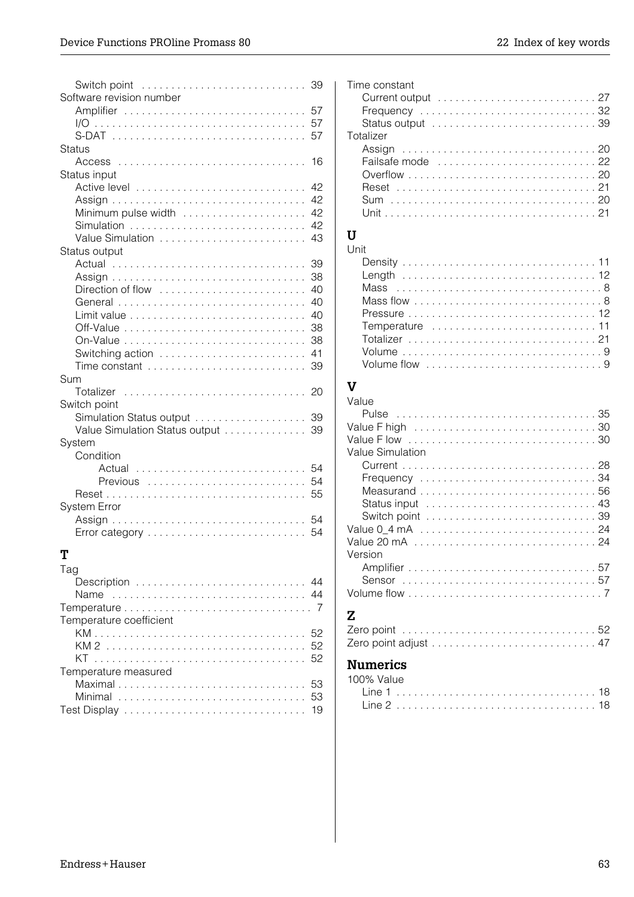Switch point . . . . . . . . . . . . . . . . . . . . . . . . . . . 39
Software revision number
  Amplifier . . . . . . . . . . . . . . . . . . . . . . . . . . . . . . 57
  I/O . . . . . . . . . . . . . . . . . . . . . . . . . . . . . . . . . . . 57
  S-DAT . . . . . . . . . . . . . . . . . . . . . . . . . . . . . . . . 57
Status
  Access . . . . . . . . . . . . . . . . . . . . . . . . . . . . . . . 16
Status input
  Active level . . . . . . . . . . . . . . . . . . . . . . . . . . . . 42
  Assign . . . . . . . . . . . . . . . . . . . . . . . . . . . . . . . . 42
  Minimum pulse width . . . . . . . . . . . . . . . . . . . . 42
  Simulation . . . . . . . . . . . . . . . . . . . . . . . . . . . . . 42
  Value Simulation . . . . . . . . . . . . . . . . . . . . . . . . 43
Status output
  Actual . . . . . . . . . . . . . . . . . . . . . . . . . . . . . . . . 39
  Assign . . . . . . . . . . . . . . . . . . . . . . . . . . . . . . . . 38
  Direction of flow . . . . . . . . . . . . . . . . . . . . . . . . 40
  General . . . . . . . . . . . . . . . . . . . . . . . . . . . . . . . 40
  Limit value . . . . . . . . . . . . . . . . . . . . . . . . . . . . . 40
  Off-Value . . . . . . . . . . . . . . . . . . . . . . . . . . . . . . 38
  On-Value . . . . . . . . . . . . . . . . . . . . . . . . . . . . . . 38
  Switching action . . . . . . . . . . . . . . . . . . . . . . . . 41
  Time constant . . . . . . . . . . . . . . . . . . . . . . . . . . 39
Sum
  Totalizer . . . . . . . . . . . . . . . . . . . . . . . . . . . . . . 20
Switch point
  Simulation Status output . . . . . . . . . . . . . . . . . . 39
  Value Simulation Status output . . . . . . . . . . . . . 39
System
  Condition
    Actual . . . . . . . . . . . . . . . . . . . . . . . . . . . . . 54
    Previous . . . . . . . . . . . . . . . . . . . . . . . . . . . 54
  Reset . . . . . . . . . . . . . . . . . . . . . . . . . . . . . . . . . 55
System Error
  Assign . . . . . . . . . . . . . . . . . . . . . . . . . . . . . . . . 54
  Error category . . . . . . . . . . . . . . . . . . . . . . . . . . 54

## T

Tag
  Description . . . . . . . . . . . . . . . . . . . . . . . . . . . . 44
  Name . . . . . . . . . . . . . . . . . . . . . . . . . . . . . . . . 44
Temperature . . . . . . . . . . . . . . . . . . . . . . . . . . . . . . . 7
Temperature coefficient
  KM . . . . . . . . . . . . . . . . . . . . . . . . . . . . . . . . . . . 52
  KM 2 . . . . . . . . . . . . . . . . . . . . . . . . . . . . . . . . . 52
  KT . . . . . . . . . . . . . . . . . . . . . . . . . . . . . . . . . . . 52
Temperature measured
  Maximal . . . . . . . . . . . . . . . . . . . . . . . . . . . . . . . 53
  Minimal . . . . . . . . . . . . . . . . . . . . . . . . . . . . . . . 53
Test Display . . . . . . . . . . . . . . . . . . . . . . . . . . . . . . 19
Time constant
  Current output . . . . . . . . . . . . . . . . . . . . . . . . . . 27
  Frequency . . . . . . . . . . . . . . . . . . . . . . . . . . . . . 32
  Status output . . . . . . . . . . . . . . . . . . . . . . . . . . . 39
Totalizer
  Assign . . . . . . . . . . . . . . . . . . . . . . . . . . . . . . . . 20
  Failsafe mode . . . . . . . . . . . . . . . . . . . . . . . . . . 22
  Overflow . . . . . . . . . . . . . . . . . . . . . . . . . . . . . . . 20
  Reset . . . . . . . . . . . . . . . . . . . . . . . . . . . . . . . . . 21
  Sum . . . . . . . . . . . . . . . . . . . . . . . . . . . . . . . . . . 20
  Unit . . . . . . . . . . . . . . . . . . . . . . . . . . . . . . . . . . 21

## U

Unit
  Density . . . . . . . . . . . . . . . . . . . . . . . . . . . . . . . 11
  Length . . . . . . . . . . . . . . . . . . . . . . . . . . . . . . . 12
  Mass . . . . . . . . . . . . . . . . . . . . . . . . . . . . . . . . . . 8
  Mass flow . . . . . . . . . . . . . . . . . . . . . . . . . . . . . . 8
  Pressure . . . . . . . . . . . . . . . . . . . . . . . . . . . . . . 12
  Temperature . . . . . . . . . . . . . . . . . . . . . . . . . . . 11
  Totalizer . . . . . . . . . . . . . . . . . . . . . . . . . . . . . . 21
  Volume . . . . . . . . . . . . . . . . . . . . . . . . . . . . . . . . 9
  Volume flow . . . . . . . . . . . . . . . . . . . . . . . . . . . . 9

## V

Value
  Pulse . . . . . . . . . . . . . . . . . . . . . . . . . . . . . . . . 35
Value F high . . . . . . . . . . . . . . . . . . . . . . . . . . . . . . 30
Value F low . . . . . . . . . . . . . . . . . . . . . . . . . . . . . . . 30
Value Simulation
  Current . . . . . . . . . . . . . . . . . . . . . . . . . . . . . . . 28
  Frequency . . . . . . . . . . . . . . . . . . . . . . . . . . . . . 34
  Measurand . . . . . . . . . . . . . . . . . . . . . . . . . . . . . 56
  Status input . . . . . . . . . . . . . . . . . . . . . . . . . . . . 43
  Switch point . . . . . . . . . . . . . . . . . . . . . . . . . . . . 39
Value 0_4 mA . . . . . . . . . . . . . . . . . . . . . . . . . . . . . 24
Value 20 mA . . . . . . . . . . . . . . . . . . . . . . . . . . . . . . 24
Version
  Amplifier . . . . . . . . . . . . . . . . . . . . . . . . . . . . . . 57
  Sensor . . . . . . . . . . . . . . . . . . . . . . . . . . . . . . . 57
Volume flow . . . . . . . . . . . . . . . . . . . . . . . . . . . . . . . 7

## Z

Zero point . . . . . . . . . . . . . . . . . . . . . . . . . . . . . . . 52
Zero point adjust . . . . . . . . . . . . . . . . . . . . . . . . . . 47

## Numerics

100% Value
  Line 1 . . . . . . . . . . . . . . . . . . . . . . . . . . . . . . . . 18
  Line 2 . . . . . . . . . . . . . . . . . . . . . . . . . . . . . . . . 18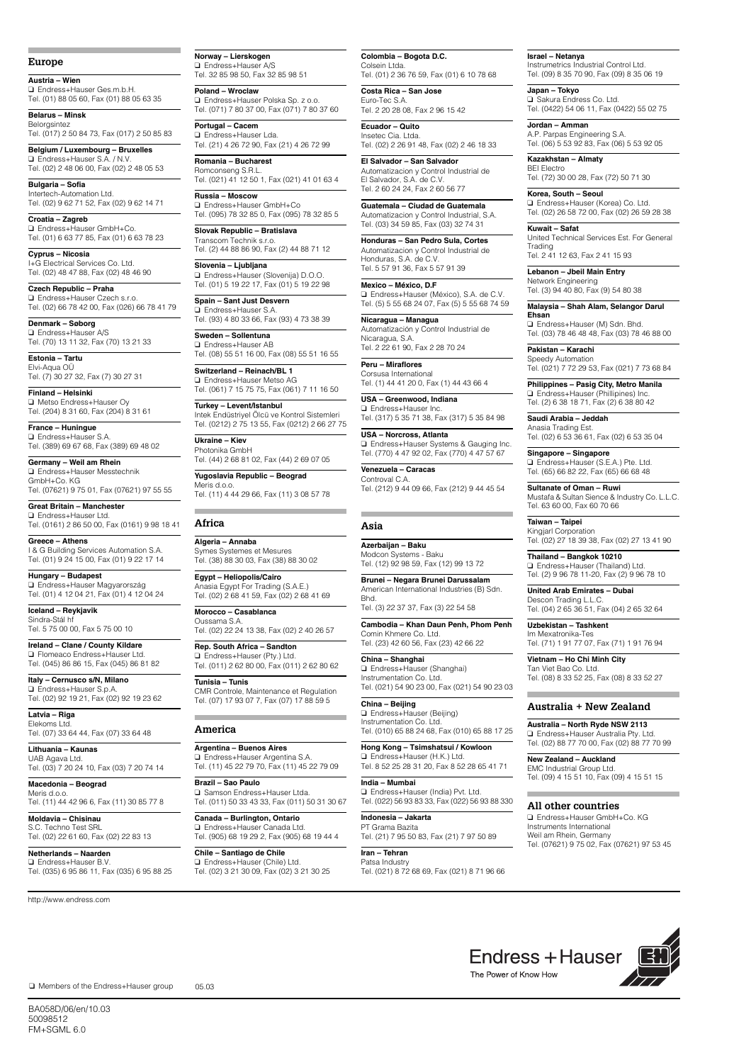## Europe

**Austria – Wien**
❑ Endress+Hauser Ges.m.b.H.
Tel. (01) 88 05 60, Fax (01) 88 05 63 35

**Belarus – Minsk**
Belorgsintez
Tel. (017) 2 50 84 73, Fax (017) 2 50 85 83

**Belgium / Luxembourg – Bruxelles**
❑ Endress+Hauser S.A. / N.V.
Tel. (02) 2 48 06 00, Fax (02) 2 48 05 53

**Bulgaria – Sofia**
Intertech-Automation Ltd.
Tel. (02) 9 62 71 52, Fax (02) 9 62 14 71

**Croatia – Zagreb**
❑ Endress+Hauser GmbH+Co.
Tel. (01) 6 63 77 85, Fax (01) 6 63 78 23

**Cyprus – Nicosia**
I+G Electrical Services Co. Ltd.
Tel. (02) 48 47 88, Fax (02) 48 46 90

**Czech Republic – Praha**
❑ Endress+Hauser Czech s.r.o.
Tel. (02) 66 78 42 00, Fax (026) 66 78 41 79

**Denmark – Søborg**
❑ Endress+Hauser A/S
Tel. (70) 13 11 32, Fax (70) 13 21 33

**Estonia – Tartu**
Elvi-Aqua OÜ
Tel. (7) 30 27 32, Fax (7) 30 27 31

**Finland – Helsinki**
❑ Metso Endress+Hauser Oy
Tel. (204) 8 31 60, Fax (204) 8 31 61

**France – Huningue**
❑ Endress+Hauser S.A.
Tel. (389) 69 67 68, Fax (389) 69 48 02

**Germany – Weil am Rhein**
❑ Endress+Hauser Messtechnik GmbH+Co. KG
Tel. (07621) 9 75 01, Fax (07621) 97 55 55

**Great Britain – Manchester**
❑ Endress+Hauser Ltd.
Tel. (0161) 2 86 50 00, Fax (0161) 9 98 18 41

**Greece – Athens**
I & G Building Services Automation S.A.
Tel. (01) 9 24 15 00, Fax (01) 9 22 17 14

**Hungary – Budapest**
❑ Endress+Hauser Magyarország
Tel. (01) 4 12 04 21, Fax (01) 4 12 04 24

**Iceland – Reykjavik**
Sindra-Stál hf
Tel. 5 75 00 00, Fax 5 75 00 10

**Ireland – Clane / County Kildare**
❑ Flomeaco Endress+Hauser Ltd.
Tel. (045) 86 86 15, Fax (045) 86 81 82

**Italy – Cernusco s/N, Milano**
❑ Endress+Hauser S.p.A.
Tel. (02) 92 19 21, Fax (02) 92 19 23 62

**Latvia – Riga**
Elekoms Ltd.
Tel. (07) 33 64 44, Fax (07) 33 64 48

**Lithuania – Kaunas**
UAB Agava Ltd.
Tel. (03) 7 20 24 10, Fax (03) 7 20 74 14

**Macedonia – Beograd**
Meris d.o.o.
Tel. (11) 44 42 96 6, Fax (11) 30 85 77 8

**Moldavia – Chisinau**
S.C. Techno Test SRL
Tel. (02) 22 61 60, Fax (02) 22 83 13

**Netherlands – Naarden**
❑ Endress+Hauser B.V.
Tel. (035) 6 95 86 11, Fax (035) 6 95 88 25

**Norway – Lierskogen**
❑ Endress+Hauser A/S
Tel. 32 85 98 50, Fax 32 85 98 51

**Poland – Wroclaw**
❑ Endress+Hauser Polska Sp. z o.o.
Tel. (071) 7 80 37 00, Fax (071) 7 80 37 60

**Portugal – Cacem**
❑ Endress+Hauser Lda.
Tel. (21) 4 26 72 90, Fax (21) 4 26 72 99

**Romania – Bucharest**
Romconseng S.R.L.
Tel. (021) 41 12 50 1, Fax (021) 41 01 63 4

**Russia – Moscow**
❑ Endress+Hauser GmbH+Co
Tel. (095) 78 32 85 0, Fax (095) 78 32 85 5

**Slovak Republic – Bratislava**
Transcom Technik s.r.o.
Tel. (2) 44 88 86 90, Fax (2) 44 88 71 12

**Slovenia – Ljubljana**
❑ Endress+Hauser (Slovenija) D.O.O.
Tel. (01) 5 19 22 17, Fax (01) 5 19 22 98

**Spain – Sant Just Desvern**
❑ Endress+Hauser S.A.
Tel. (93) 4 80 33 66, Fax (93) 4 73 38 39

**Sweden – Sollentuna**
❑ Endress+Hauser AB
Tel. (08) 55 51 16 00, Fax (08) 55 51 16 55

**Switzerland – Reinach/BL 1**
❑ Endress+Hauser Metso AG
Tel. (061) 7 15 75 75, Fax (061) 7 11 16 50

**Turkey – Levent/Istanbul**
Intek Endüstriyel Ölcü ve Kontrol Sistemleri
Tel. (0212) 2 75 13 55, Fax (0212) 2 66 27 75

**Ukraine – Kiev**
Photonika GmbH
Tel. (44) 2 68 81 02, Fax (44) 2 69 07 05

**Yugoslavia Republic – Beograd**
Meris d.o.o.
Tel. (11) 4 44 29 66, Fax (11) 3 08 57 78

## Africa

**Algeria – Annaba**
Symes Systemes et Mesures
Tel. (38) 88 30 03, Fax (38) 88 30 02

**Egypt – Heliopolis/Cairo**
Anasia Egypt For Trading (S.A.E.)
Tel. (02) 2 68 41 59, Fax (02) 2 68 41 69

**Morocco – Casablanca**
Oussama S.A.
Tel. (02) 22 24 13 38, Fax (02) 2 40 26 57

**Rep. South Africa – Sandton**
❑ Endress+Hauser (Pty.) Ltd.
Tel. (011) 2 62 80 00, Fax (011) 2 62 80 62

**Tunisia – Tunis**
CMR Controle, Maintenance et Regulation
Tel. (07) 17 93 07 7, Fax (07) 17 88 59 5

## America

**Argentina – Buenos Aires**
❑ Endress+Hauser Argentina S.A.
Tel. (11) 45 22 79 70, Fax (11) 45 22 79 09

**Brazil – Sao Paulo**
❑ Samson Endress+Hauser Ltda.
Tel. (011) 50 33 43 33, Fax (011) 50 31 30 67

**Canada – Burlington, Ontario**
❑ Endress+Hauser Canada Ltd.
Tel. (905) 68 19 29 2, Fax (905) 68 19 44 4

**Chile – Santiago de Chile**
❑ Endress+Hauser (Chile) Ltd.
Tel. (02) 3 21 30 09, Fax (02) 3 21 30 25

**Colombia – Bogota D.C.**
Colsein Ltda.
Tel. (01) 2 36 76 59, Fax (01) 6 10 78 68

**Costa Rica – San Jose**
Euro-Tec S.A.
Tel. 2 20 28 08, Fax 2 96 15 42

**Ecuador – Quito**
Insetec Cia. Ltda.
Tel. (02) 2 26 91 48, Fax (02) 2 46 18 33

**El Salvador – San Salvador**
Automatizacion y Control Industrial de El Salvador, S.A. de C.V.
Tel. 2 60 24 24, Fax 2 60 56 77

**Guatemala – Ciudad de Guatemala**
Automatizacion y Control Industrial, S.A.
Tel. (03) 34 59 85, Fax (03) 32 74 31

**Honduras – San Pedro Sula, Cortes**
Automatizacion y Control Industrial de Honduras, S.A. de C.V.
Tel. 5 57 91 36, Fax 5 57 91 39

**Mexico – México, D.F**
❑ Endress+Hauser (México), S.A. de C.V.
Tel. (5) 5 55 68 24 07, Fax (5) 5 55 68 74 59

**Nicaragua – Managua**
Automatización y Control Industrial de Nicaragua, S.A.
Tel. 2 22 61 90, Fax 2 28 70 24

**Peru – Miraflores**
Corsusa International
Tel. (1) 44 41 20 0, Fax (1) 44 43 66 4

**USA – Greenwood, Indiana**
❑ Endress+Hauser Inc.
Tel. (317) 5 35 71 38, Fax (317) 5 35 84 98

**USA – Norcross, Atlanta**
❑ Endress+Hauser Systems & Gauging Inc.
Tel. (770) 4 47 92 02, Fax (770) 4 47 57 67

**Venezuela – Caracas**
Controval C.A.
Tel. (212) 9 44 09 66, Fax (212) 9 44 45 54

## Asia

**Azerbaijan – Baku**
Modcon Systems - Baku
Tel. (12) 92 98 59, Fax (12) 99 13 72

**Brunei – Negara Brunei Darussalam**
American International Industries (B) Sdn. Bhd.
Tel. (3) 22 37 37, Fax (3) 22 54 58

**Cambodia – Khan Daun Penh, Phom Penh**
Comin Khmere Co. Ltd.
Tel. (23) 42 60 56, Fax (23) 42 66 22

**China – Shanghai**
❑ Endress+Hauser (Shanghai) Instrumentation Co. Ltd.
Tel. (021) 54 90 23 00, Fax (021) 54 90 23 03

**China – Beijing**
❑ Endress+Hauser (Beijing) Instrumentation Co. Ltd.
Tel. (010) 65 88 24 68, Fax (010) 65 88 17 25

**Hong Kong – Tsimshatsui / Kowloon**
❑ Endress+Hauser (H.K.) Ltd.
Tel. 8 52 25 28 31 20, Fax 8 52 28 65 41 71

**India – Mumbai**
❑ Endress+Hauser (India) Pvt. Ltd.
Tel. (022) 56 93 83 33, Fax (022) 56 93 88 330

**Indonesia – Jakarta**
PT Grama Bazita
Tel. (21) 7 95 50 83, Fax (21) 7 97 50 89

**Iran – Tehran**
Patsa Industry
Tel. (021) 8 72 68 69, Fax (021) 8 71 96 66

**Israel – Netanya**
Instrumetrics Industrial Control Ltd.
Tel. (09) 8 35 70 90, Fax (09) 8 35 06 19

**Japan – Tokyo**
❑ Sakura Endress Co. Ltd.
Tel. (0422) 54 06 11, Fax (0422) 55 02 75

**Jordan – Amman**
A.P. Parpas Engineering S.A.
Tel. (06) 5 53 92 83, Fax (06) 5 53 92 05

**Kazakhstan – Almaty**
BEI Electro
Tel. (72) 30 00 28, Fax (72) 50 71 30

**Korea, South – Seoul**
❑ Endress+Hauser (Korea) Co. Ltd.
Tel. (02) 26 58 72 00, Fax (02) 26 59 28 38

**Kuwait – Safat**
United Technical Services Est. For General Trading
Tel. 2 41 12 63, Fax 2 41 15 93

**Lebanon – Jbeil Main Entry**
Network Engineering
Tel. (3) 94 40 80, Fax (9) 54 80 38

**Malaysia – Shah Alam, Selangor Darul Ehsan**
❑ Endress+Hauser (M) Sdn. Bhd.
Tel. (03) 78 46 48 48, Fax (03) 78 46 88 00

**Pakistan – Karachi**
Speedy Automation
Tel. (021) 7 72 29 53, Fax (021) 7 73 68 84

**Philippines – Pasig City, Metro Manila**
❑ Endress+Hauser (Phillipines) Inc.
Tel. (2) 6 38 18 71, Fax (2) 6 38 80 42

**Saudi Arabia – Jeddah**
Anasia Trading Est.
Tel. (02) 6 53 36 61, Fax (02) 6 53 35 04

**Singapore – Singapore**
❑ Endress+Hauser (S.E.A.) Pte. Ltd.
Tel. (65) 66 82 22, Fax (65) 66 68 48

**Sultanate of Oman – Ruwi**
Mustafa & Sultan Sience & Industry Co. L.L.C.
Tel. 63 60 00, Fax 60 70 66

**Taiwan – Taipei**
Kingjarl Corporation
Tel. (02) 27 18 39 38, Fax (02) 27 13 41 90

**Thailand – Bangkok 10210**
❑ Endress+Hauser (Thailand) Ltd.
Tel. (2) 9 96 78 11-20, Fax (2) 9 96 78 10

**United Arab Emirates – Dubai**
Descon Trading L.L.C.
Tel. (04) 2 65 36 51, Fax (04) 2 65 32 64

**Uzbekistan – Tashkent**
Im Mexatronika-Tes
Tel. (71) 1 91 77 07, Fax (71) 1 91 76 94

**Vietnam – Ho Chi Minh City**
Tan Viet Bao Co. Ltd.
Tel. (08) 8 33 52 25, Fax (08) 8 33 52 27

## Australia + New Zealand

**Australia – North Ryde NSW 2113**
❑ Endress+Hauser Australia Pty. Ltd.
Tel. (02) 88 77 70 00, Fax (02) 88 77 70 99

**New Zealand – Auckland**
EMC Industrial Group Ltd.
Tel. (09) 4 15 51 10, Fax (09) 4 15 51 15

## All other countries

❑ Endress+Hauser GmbH+Co. KG
Instruments International
Weil am Rhein, Germany
Tel. (07621) 9 75 02, Fax (07621) 97 53 45

http://www.endress.com

Endress+Hauser
The Power of Know How

❑ Members of the Endress+Hauser group

05.03

BA058D/06/en/10.03
50098512
FM+SGML 6.0